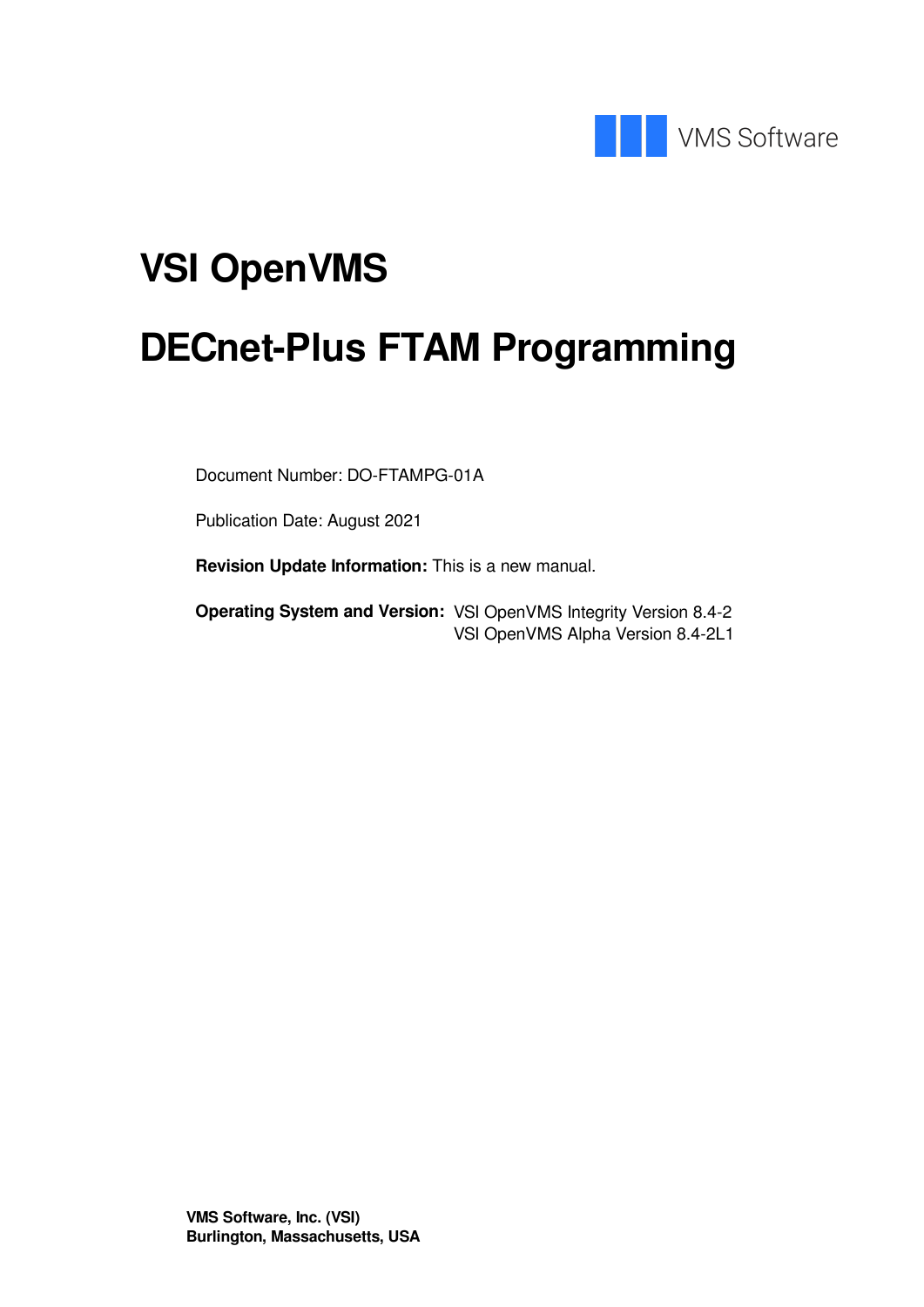VMS Software

# VSI OpenVMS

# DECnet-Plus FTAM Programming

Document Number: DO-FTAMPG-01A

Publication Date: August 2021

**Revision Update Information:** This is a new manual.

**Operating System and Version:** VSI OpenVMS Integrity Version 8.4-2
VSI OpenVMS Alpha Version 8.4-2L1

**VMS Software, Inc. (VSI)**
**Burlington, Massachusetts, USA**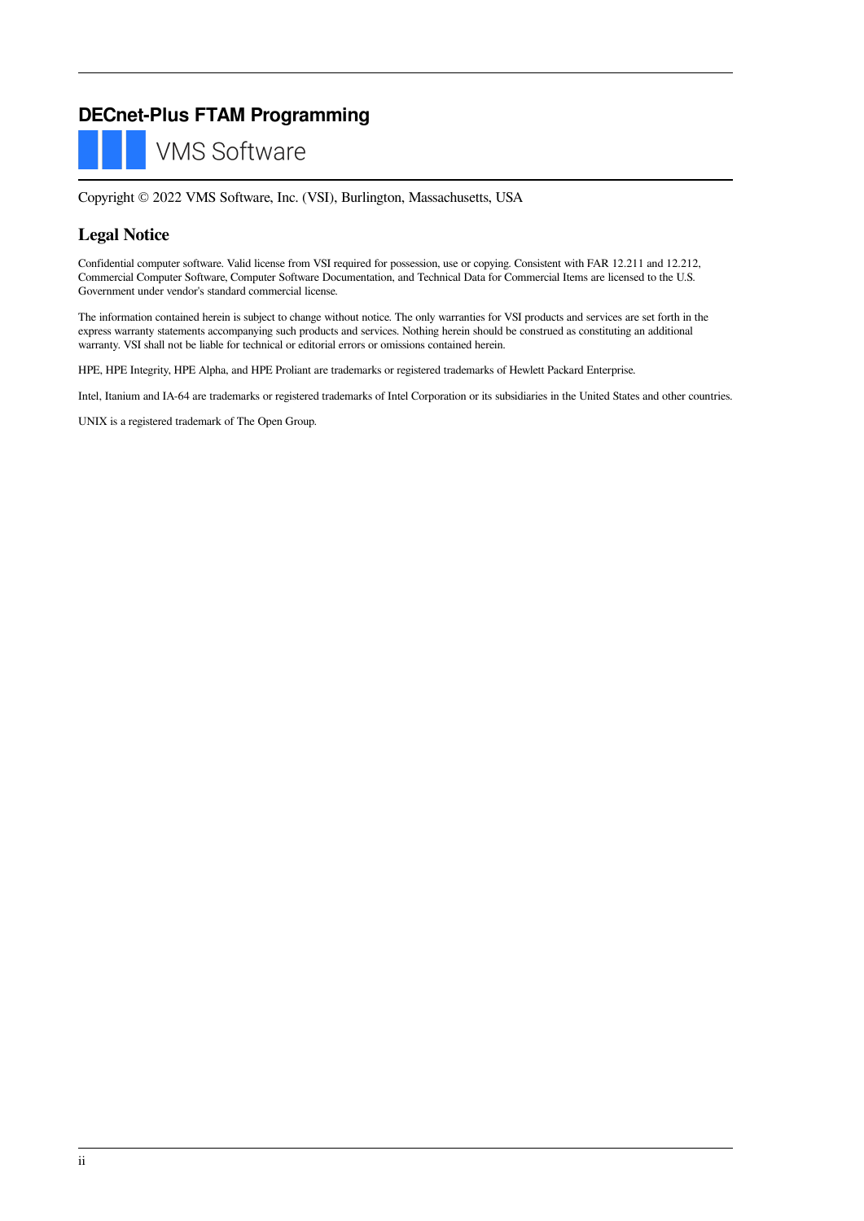# DECnet-Plus FTAM Programming

VMS Software

Copyright © 2022 VMS Software, Inc. (VSI), Burlington, Massachusetts, USA

## Legal Notice

Confidential computer software. Valid license from VSI required for possession, use or copying. Consistent with FAR 12.211 and 12.212, Commercial Computer Software, Computer Software Documentation, and Technical Data for Commercial Items are licensed to the U.S. Government under vendor's standard commercial license.

The information contained herein is subject to change without notice. The only warranties for VSI products and services are set forth in the express warranty statements accompanying such products and services. Nothing herein should be construed as constituting an additional warranty. VSI shall not be liable for technical or editorial errors or omissions contained herein.

HPE, HPE Integrity, HPE Alpha, and HPE Proliant are trademarks or registered trademarks of Hewlett Packard Enterprise.

Intel, Itanium and IA-64 are trademarks or registered trademarks of Intel Corporation or its subsidiaries in the United States and other countries.

UNIX is a registered trademark of The Open Group.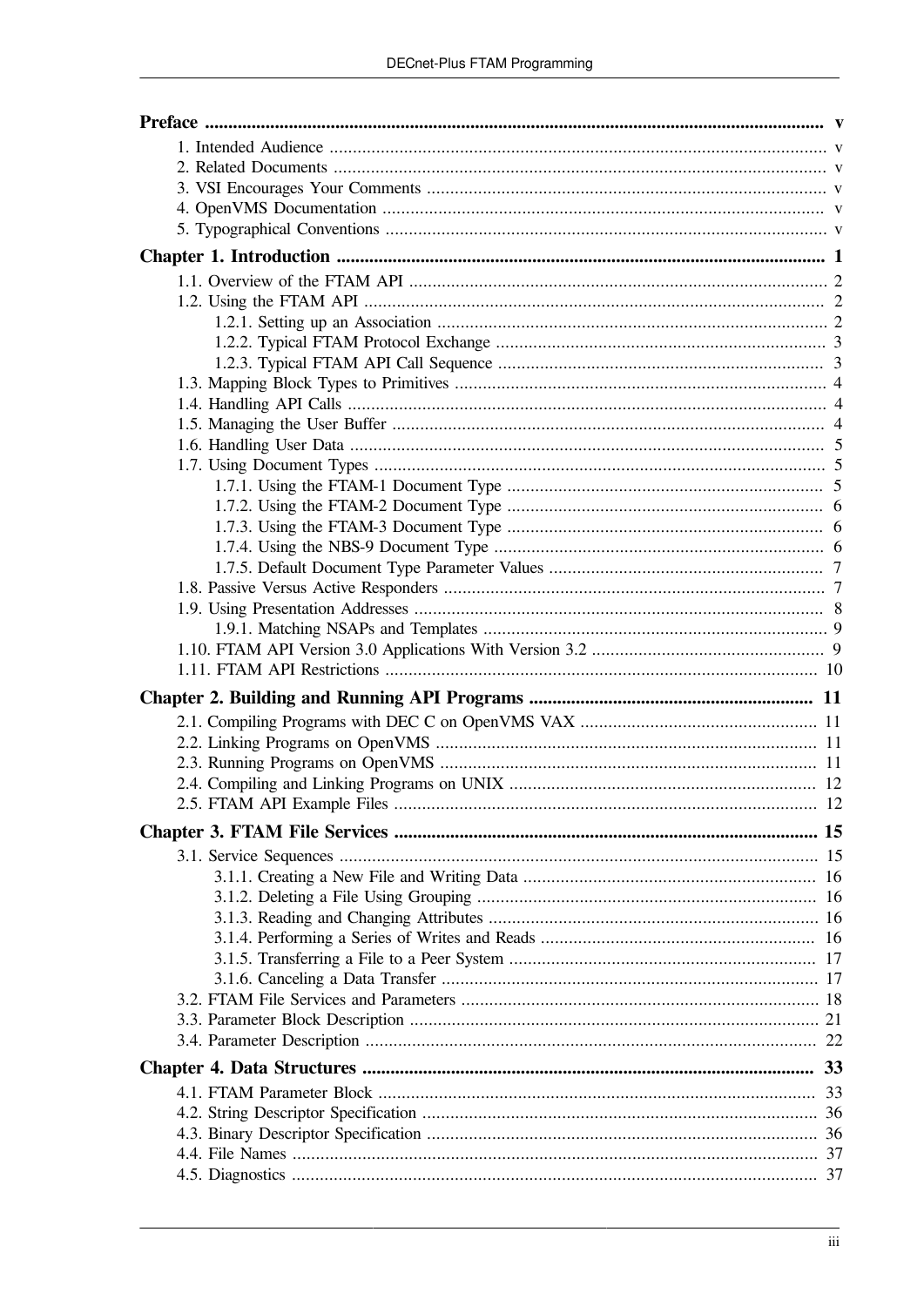**Preface** .................................................................................................................. v

- 1. Intended Audience .................................................................................................. v
- 2. Related Documents .................................................................................................. v
- 3. VSI Encourages Your Comments ............................................................................ v
- 4. OpenVMS Documentation ....................................................................................... v
- 5. Typographical Conventions ...................................................................................... v

**Chapter 1. Introduction** ...................................................................................................... 1

- 1.1. Overview of the FTAM API ..................................................................................... 2
- 1.2. Using the FTAM API ................................................................................................ 2
  - 1.2.1. Setting up an Association .................................................................................. 2
  - 1.2.2. Typical FTAM Protocol Exchange ..................................................................... 3
  - 1.2.3. Typical FTAM API Call Sequence ..................................................................... 3
- 1.3. Mapping Block Types to Primitives ......................................................................... 4
- 1.4. Handling API Calls ................................................................................................... 4
- 1.5. Managing the User Buffer ........................................................................................ 4
- 1.6. Handling User Data .................................................................................................. 5
- 1.7. Using Document Types ............................................................................................. 5
  - 1.7.1. Using the FTAM-1 Document Type ................................................................... 5
  - 1.7.2. Using the FTAM-2 Document Type ................................................................... 6
  - 1.7.3. Using the FTAM-3 Document Type ................................................................... 6
  - 1.7.4. Using the NBS-9 Document Type ...................................................................... 6
  - 1.7.5. Default Document Type Parameter Values ........................................................ 7
- 1.8. Passive Versus Active Responders ............................................................................ 7
- 1.9. Using Presentation Addresses ................................................................................... 8
  - 1.9.1. Matching NSAPs and Templates ........................................................................ 9
- 1.10. FTAM API Version 3.0 Applications With Version 3.2 .......................................... 9
- 1.11. FTAM API Restrictions .......................................................................................... 10

**Chapter 2. Building and Running API Programs** ............................................................ 11

- 2.1. Compiling Programs with DEC C on OpenVMS VAX .............................................. 11
- 2.2. Linking Programs on OpenVMS ............................................................................... 11
- 2.3. Running Programs on OpenVMS .............................................................................. 11
- 2.4. Compiling and Linking Programs on UNIX .............................................................. 12
- 2.5. FTAM API Example Files ......................................................................................... 12

**Chapter 3. FTAM File Services** .......................................................................................... 15

- 3.1. Service Sequences ..................................................................................................... 15
  - 3.1.1. Creating a New File and Writing Data .............................................................. 16
  - 3.1.2. Deleting a File Using Grouping ......................................................................... 16
  - 3.1.3. Reading and Changing Attributes ...................................................................... 16
  - 3.1.4. Performing a Series of Writes and Reads .......................................................... 16
  - 3.1.5. Transferring a File to a Peer System ................................................................. 17
  - 3.1.6. Canceling a Data Transfer ................................................................................. 17
- 3.2. FTAM File Services and Parameters ......................................................................... 18
- 3.3. Parameter Block Description ..................................................................................... 21
- 3.4. Parameter Description ............................................................................................... 22

**Chapter 4. Data Structures** ................................................................................................ 33

- 4.1. FTAM Parameter Block ............................................................................................. 33
- 4.2. String Descriptor Specification ................................................................................. 36
- 4.3. Binary Descriptor Specification ................................................................................. 36
- 4.4. File Names ................................................................................................................ 37
- 4.5. Diagnostics ................................................................................................................ 37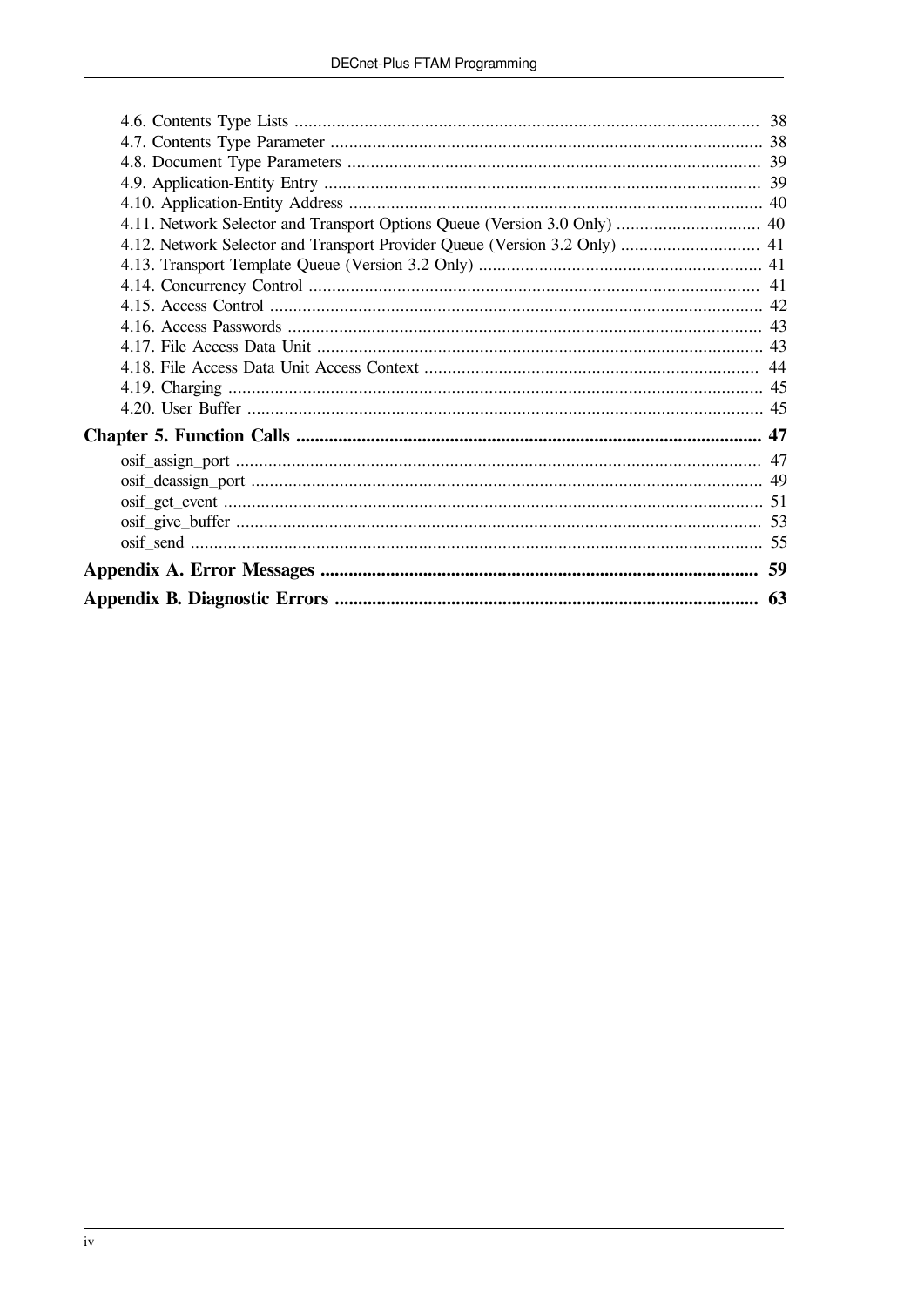- 4.6. Contents Type Lists .... 38
- 4.7. Contents Type Parameter .... 38
- 4.8. Document Type Parameters .... 39
- 4.9. Application-Entity Entry .... 39
- 4.10. Application-Entity Address .... 40
- 4.11. Network Selector and Transport Options Queue (Version 3.0 Only) .... 40
- 4.12. Network Selector and Transport Provider Queue (Version 3.2 Only) .... 41
- 4.13. Transport Template Queue (Version 3.2 Only) .... 41
- 4.14. Concurrency Control .... 41
- 4.15. Access Control .... 42
- 4.16. Access Passwords .... 43
- 4.17. File Access Data Unit .... 43
- 4.18. File Access Data Unit Access Context .... 44
- 4.19. Charging .... 45
- 4.20. User Buffer .... 45

**Chapter 5. Function Calls .... 47**

- osif_assign_port .... 47
- osif_deassign_port .... 49
- osif_get_event .... 51
- osif_give_buffer .... 53
- osif_send .... 55

**Appendix A. Error Messages .... 59**

**Appendix B. Diagnostic Errors .... 63**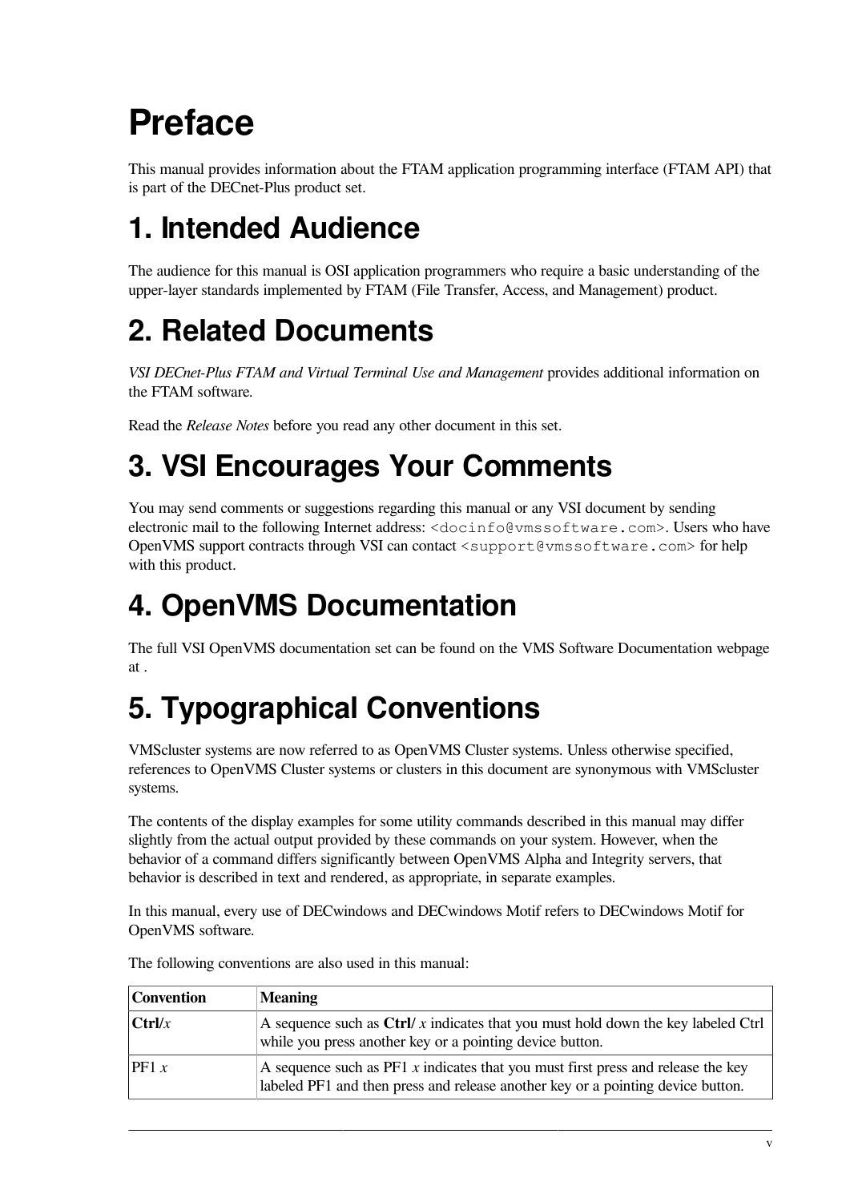# Preface

This manual provides information about the FTAM application programming interface (FTAM API) that is part of the DECnet-Plus product set.

## 1. Intended Audience

The audience for this manual is OSI application programmers who require a basic understanding of the upper-layer standards implemented by FTAM (File Transfer, Access, and Management) product.

## 2. Related Documents

*VSI DECnet-Plus FTAM and Virtual Terminal Use and Management* provides additional information on the FTAM software.

Read the *Release Notes* before you read any other document in this set.

## 3. VSI Encourages Your Comments

You may send comments or suggestions regarding this manual or any VSI document by sending electronic mail to the following Internet address: `<docinfo@vmssoftware.com>`. Users who have OpenVMS support contracts through VSI can contact `<support@vmssoftware.com>` for help with this product.

## 4. OpenVMS Documentation

The full VSI OpenVMS documentation set can be found on the VMS Software Documentation webpage at .

## 5. Typographical Conventions

VMScluster systems are now referred to as OpenVMS Cluster systems. Unless otherwise specified, references to OpenVMS Cluster systems or clusters in this document are synonymous with VMScluster systems.

The contents of the display examples for some utility commands described in this manual may differ slightly from the actual output provided by these commands on your system. However, when the behavior of a command differs significantly between OpenVMS Alpha and Integrity servers, that behavior is described in text and rendered, as appropriate, in separate examples.

In this manual, every use of DECwindows and DECwindows Motif refers to DECwindows Motif for OpenVMS software.

The following conventions are also used in this manual:

| Convention | Meaning |
| --- | --- |
| **Ctrl**/*x* | A sequence such as **Ctrl**/ *x* indicates that you must hold down the key labeled Ctrl while you press another key or a pointing device button. |
| PF1 *x* | A sequence such as PF1 *x* indicates that you must first press and release the key labeled PF1 and then press and release another key or a pointing device button. |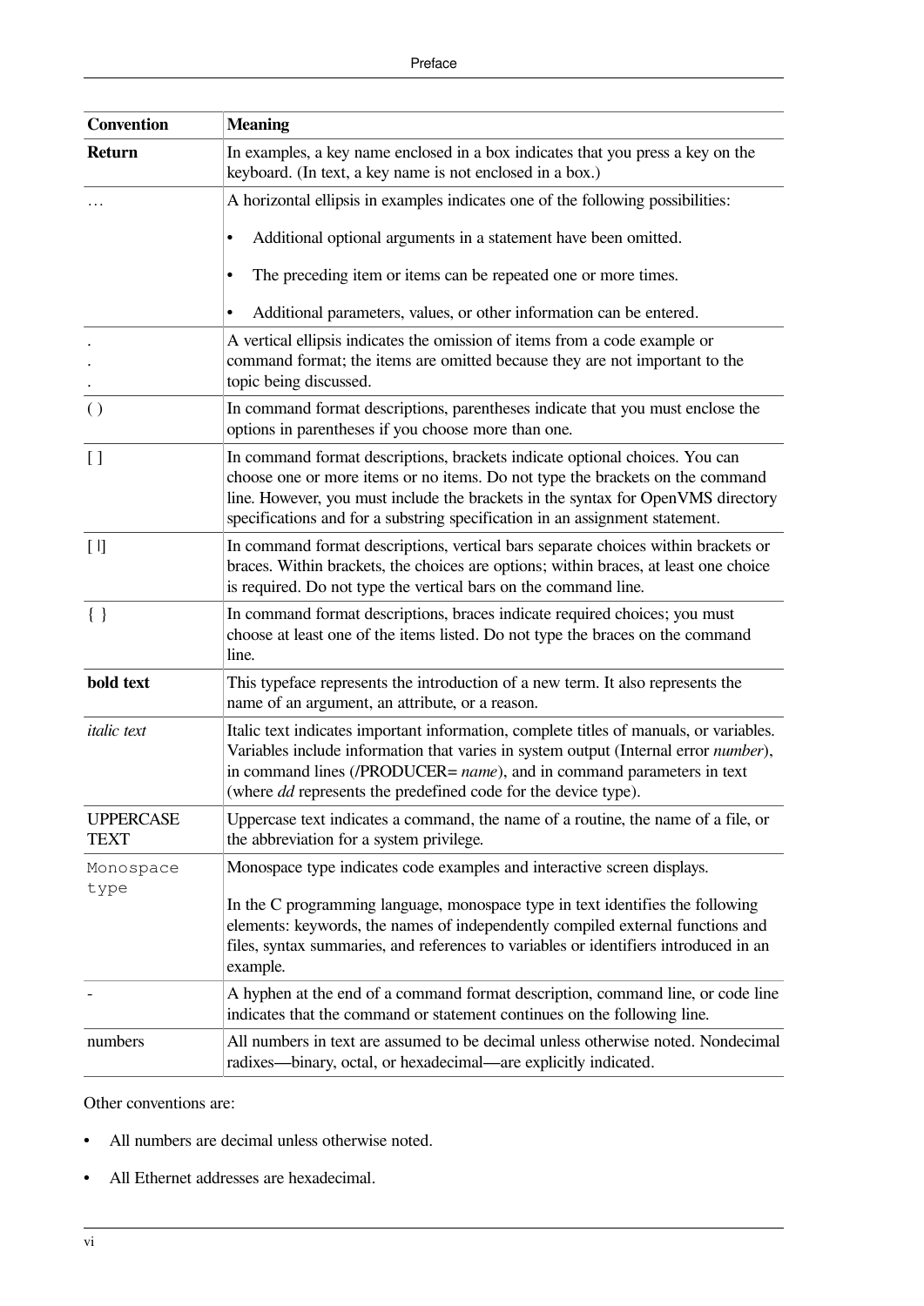| Convention | Meaning |
| --- | --- |
| **Return** | In examples, a key name enclosed in a box indicates that you press a key on the keyboard. (In text, a key name is not enclosed in a box.) |
| ... | A horizontal ellipsis in examples indicates one of the following possibilities:<br>• Additional optional arguments in a statement have been omitted.<br>• The preceding item or items can be repeated one or more times.<br>• Additional parameters, values, or other information can be entered. |
| .<br>.<br>. | A vertical ellipsis indicates the omission of items from a code example or command format; the items are omitted because they are not important to the topic being discussed. |
| ( ) | In command format descriptions, parentheses indicate that you must enclose the options in parentheses if you choose more than one. |
| [ ] | In command format descriptions, brackets indicate optional choices. You can choose one or more items or no items. Do not type the brackets on the command line. However, you must include the brackets in the syntax for OpenVMS directory specifications and for a substring specification in an assignment statement. |
| [ \|] | In command format descriptions, vertical bars separate choices within brackets or braces. Within brackets, the choices are options; within braces, at least one choice is required. Do not type the vertical bars on the command line. |
| { } | In command format descriptions, braces indicate required choices; you must choose at least one of the items listed. Do not type the braces on the command line. |
| **bold text** | This typeface represents the introduction of a new term. It also represents the name of an argument, an attribute, or a reason. |
| *italic text* | Italic text indicates important information, complete titles of manuals, or variables. Variables include information that varies in system output (Internal error *number*), in command lines (/PRODUCER= *name*), and in command parameters in text (where *dd* represents the predefined code for the device type). |
| UPPERCASE TEXT | Uppercase text indicates a command, the name of a routine, the name of a file, or the abbreviation for a system privilege. |
| `Monospace type` | Monospace type indicates code examples and interactive screen displays.<br>In the C programming language, monospace type in text identifies the following elements: keywords, the names of independently compiled external functions and files, syntax summaries, and references to variables or identifiers introduced in an example. |
| - | A hyphen at the end of a command format description, command line, or code line indicates that the command or statement continues on the following line. |
| numbers | All numbers in text are assumed to be decimal unless otherwise noted. Nondecimal radixes—binary, octal, or hexadecimal—are explicitly indicated. |

Other conventions are:

- All numbers are decimal unless otherwise noted.
- All Ethernet addresses are hexadecimal.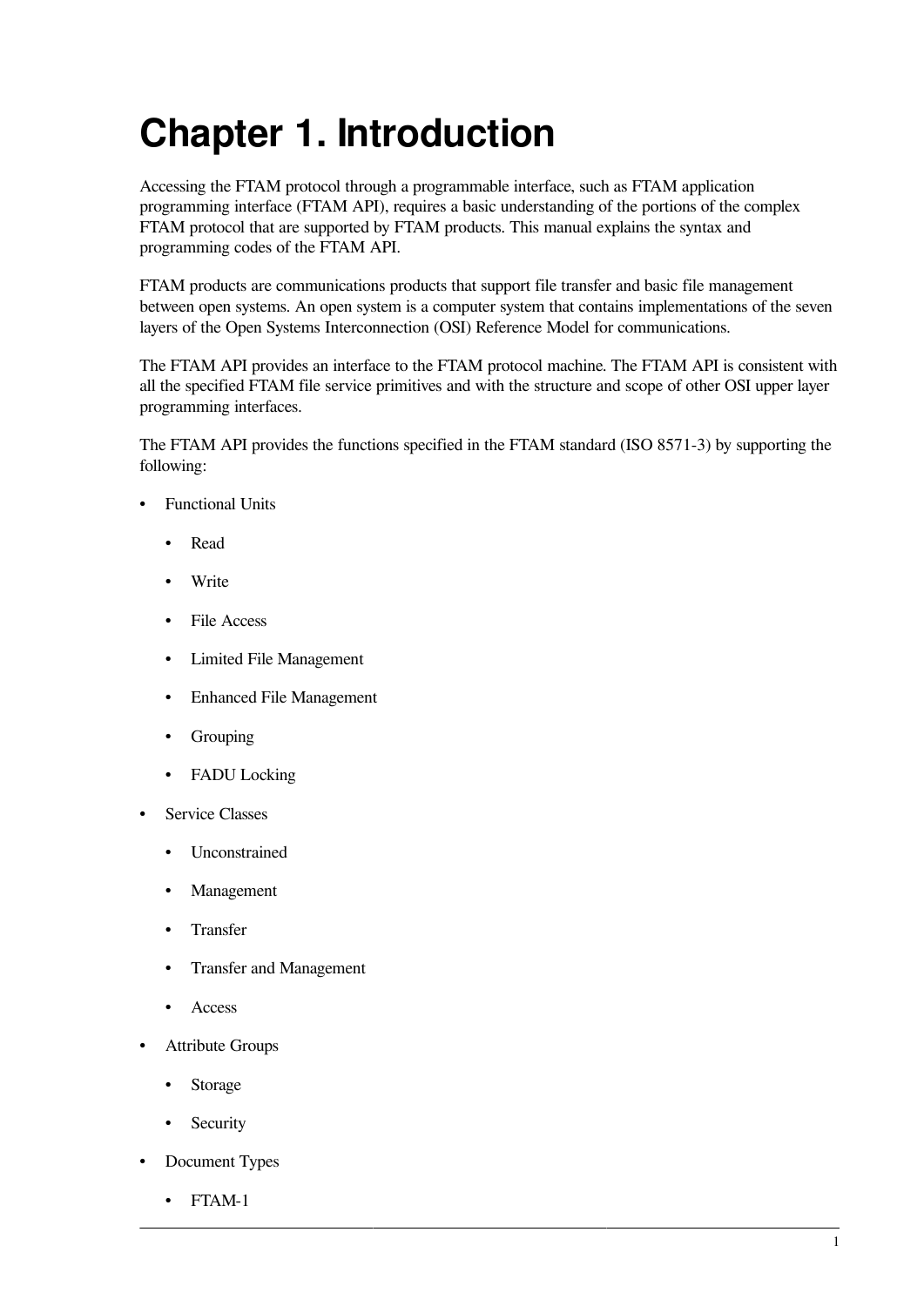# Chapter 1. Introduction

Accessing the FTAM protocol through a programmable interface, such as FTAM application programming interface (FTAM API), requires a basic understanding of the portions of the complex FTAM protocol that are supported by FTAM products. This manual explains the syntax and programming codes of the FTAM API.

FTAM products are communications products that support file transfer and basic file management between open systems. An open system is a computer system that contains implementations of the seven layers of the Open Systems Interconnection (OSI) Reference Model for communications.

The FTAM API provides an interface to the FTAM protocol machine. The FTAM API is consistent with all the specified FTAM file service primitives and with the structure and scope of other OSI upper layer programming interfaces.

The FTAM API provides the functions specified in the FTAM standard (ISO 8571-3) by supporting the following:

- Functional Units
  - Read
  - Write
  - File Access
  - Limited File Management
  - Enhanced File Management
  - Grouping
  - FADU Locking
- Service Classes
  - Unconstrained
  - Management
  - Transfer
  - Transfer and Management
  - Access
- Attribute Groups
  - Storage
  - Security
- Document Types
  - FTAM-1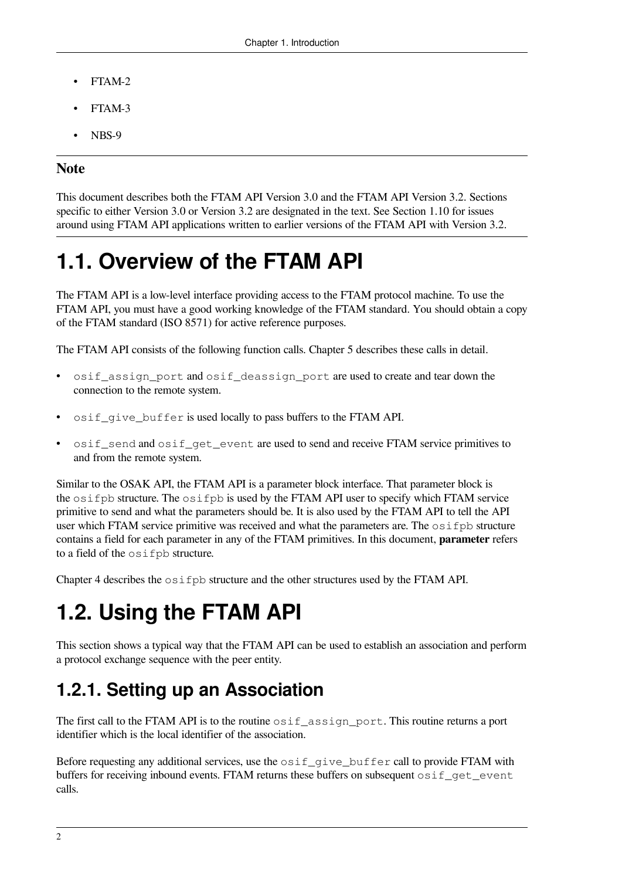- FTAM-2
- FTAM-3
- NBS-9

### Note

This document describes both the FTAM API Version 3.0 and the FTAM API Version 3.2. Sections specific to either Version 3.0 or Version 3.2 are designated in the text. See Section 1.10 for issues around using FTAM API applications written to earlier versions of the FTAM API with Version 3.2.

# 1.1. Overview of the FTAM API

The FTAM API is a low-level interface providing access to the FTAM protocol machine. To use the FTAM API, you must have a good working knowledge of the FTAM standard. You should obtain a copy of the FTAM standard (ISO 8571) for active reference purposes.

The FTAM API consists of the following function calls. Chapter 5 describes these calls in detail.

- `osif_assign_port` and `osif_deassign_port` are used to create and tear down the connection to the remote system.
- `osif_give_buffer` is used locally to pass buffers to the FTAM API.
- `osif_send` and `osif_get_event` are used to send and receive FTAM service primitives to and from the remote system.

Similar to the OSAK API, the FTAM API is a parameter block interface. That parameter block is the `osifpb` structure. The `osifpb` is used by the FTAM API user to specify which FTAM service primitive to send and what the parameters should be. It is also used by the FTAM API to tell the API user which FTAM service primitive was received and what the parameters are. The `osifpb` structure contains a field for each parameter in any of the FTAM primitives. In this document, **parameter** refers to a field of the `osifpb` structure.

Chapter 4 describes the `osifpb` structure and the other structures used by the FTAM API.

# 1.2. Using the FTAM API

This section shows a typical way that the FTAM API can be used to establish an association and perform a protocol exchange sequence with the peer entity.

## 1.2.1. Setting up an Association

The first call to the FTAM API is to the routine `osif_assign_port`. This routine returns a port identifier which is the local identifier of the association.

Before requesting any additional services, use the `osif_give_buffer` call to provide FTAM with buffers for receiving inbound events. FTAM returns these buffers on subsequent `osif_get_event` calls.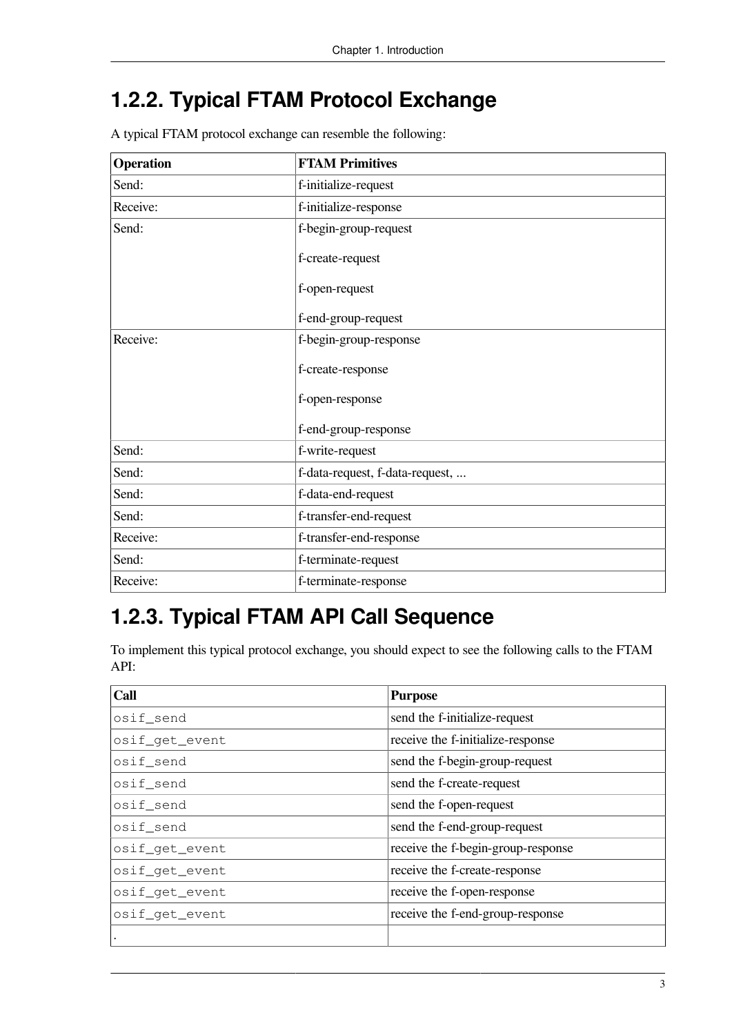## 1.2.2. Typical FTAM Protocol Exchange

A typical FTAM protocol exchange can resemble the following:

| Operation | FTAM Primitives |
|---|---|
| Send: | f-initialize-request |
| Receive: | f-initialize-response |
| Send: | f-begin-group-request<br><br>f-create-request<br><br>f-open-request<br><br>f-end-group-request |
| Receive: | f-begin-group-response<br><br>f-create-response<br><br>f-open-response<br><br>f-end-group-response |
| Send: | f-write-request |
| Send: | f-data-request, f-data-request, ... |
| Send: | f-data-end-request |
| Send: | f-transfer-end-request |
| Receive: | f-transfer-end-response |
| Send: | f-terminate-request |
| Receive: | f-terminate-response |

## 1.2.3. Typical FTAM API Call Sequence

To implement this typical protocol exchange, you should expect to see the following calls to the FTAM API:

| Call | Purpose |
|---|---|
| `osif_send` | send the f-initialize-request |
| `osif_get_event` | receive the f-initialize-response |
| `osif_send` | send the f-begin-group-request |
| `osif_send` | send the f-create-request |
| `osif_send` | send the f-open-request |
| `osif_send` | send the f-end-group-request |
| `osif_get_event` | receive the f-begin-group-response |
| `osif_get_event` | receive the f-create-response |
| `osif_get_event` | receive the f-open-response |
| `osif_get_event` | receive the f-end-group-response |
| . | |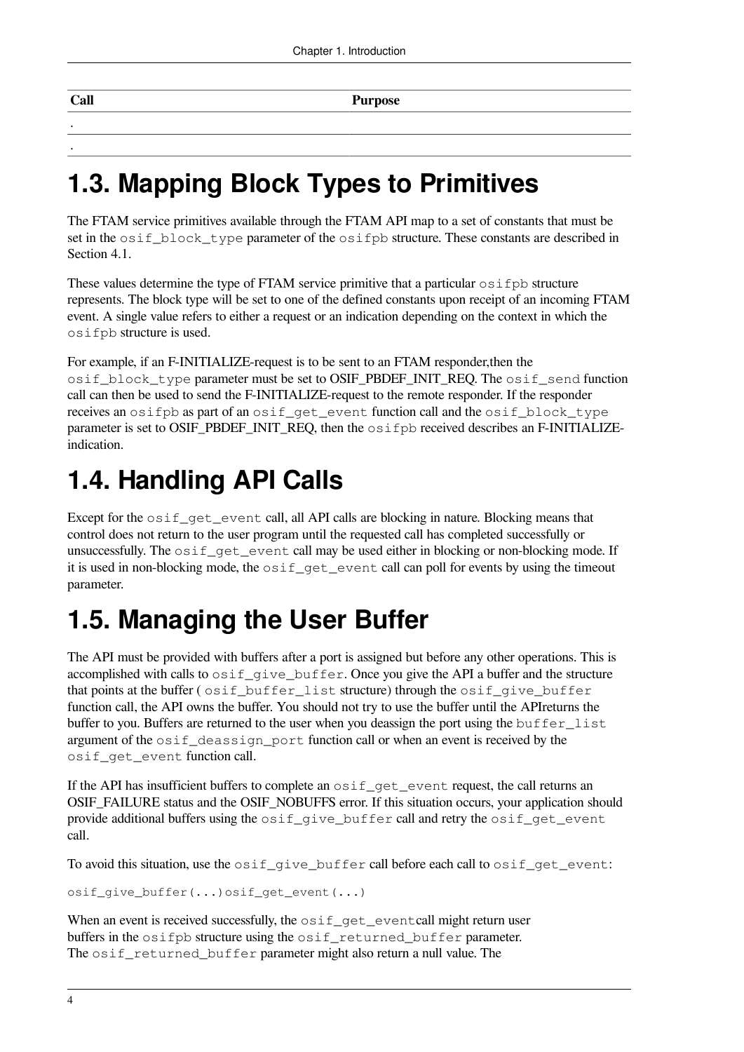| Call | Purpose |
| --- | --- |
| . | |
| . | |

# 1.3. Mapping Block Types to Primitives

The FTAM service primitives available through the FTAM API map to a set of constants that must be set in the `osif_block_type` parameter of the `osifpb` structure. These constants are described in Section 4.1.

These values determine the type of FTAM service primitive that a particular `osifpb` structure represents. The block type will be set to one of the defined constants upon receipt of an incoming FTAM event. A single value refers to either a request or an indication depending on the context in which the `osifpb` structure is used.

For example, if an F-INITIALIZE-request is to be sent to an FTAM responder,then the `osif_block_type` parameter must be set to OSIF_PBDEF_INIT_REQ. The `osif_send` function call can then be used to send the F-INITIALIZE-request to the remote responder. If the responder receives an `osifpb` as part of an `osif_get_event` function call and the `osif_block_type` parameter is set to OSIF_PBDEF_INIT_REQ, then the `osifpb` received describes an F-INITIALIZE-indication.

# 1.4. Handling API Calls

Except for the `osif_get_event` call, all API calls are blocking in nature. Blocking means that control does not return to the user program until the requested call has completed successfully or unsuccessfully. The `osif_get_event` call may be used either in blocking or non-blocking mode. If it is used in non-blocking mode, the `osif_get_event` call can poll for events by using the timeout parameter.

# 1.5. Managing the User Buffer

The API must be provided with buffers after a port is assigned but before any other operations. This is accomplished with calls to `osif_give_buffer`. Once you give the API a buffer and the structure that points at the buffer ( `osif_buffer_list` structure) through the `osif_give_buffer` function call, the API owns the buffer. You should not try to use the buffer until the APIreturns the buffer to you. Buffers are returned to the user when you deassign the port using the `buffer_list` argument of the `osif_deassign_port` function call or when an event is received by the `osif_get_event` function call.

If the API has insufficient buffers to complete an `osif_get_event` request, the call returns an OSIF_FAILURE status and the OSIF_NOBUFFS error. If this situation occurs, your application should provide additional buffers using the `osif_give_buffer` call and retry the `osif_get_event` call.

To avoid this situation, use the `osif_give_buffer` call before each call to `osif_get_event`:

```
osif_give_buffer(...)osif_get_event(...)
```

When an event is received successfully, the `osif_get_event`call might return user buffers in the `osifpb` structure using the `osif_returned_buffer` parameter. The `osif_returned_buffer` parameter might also return a null value. The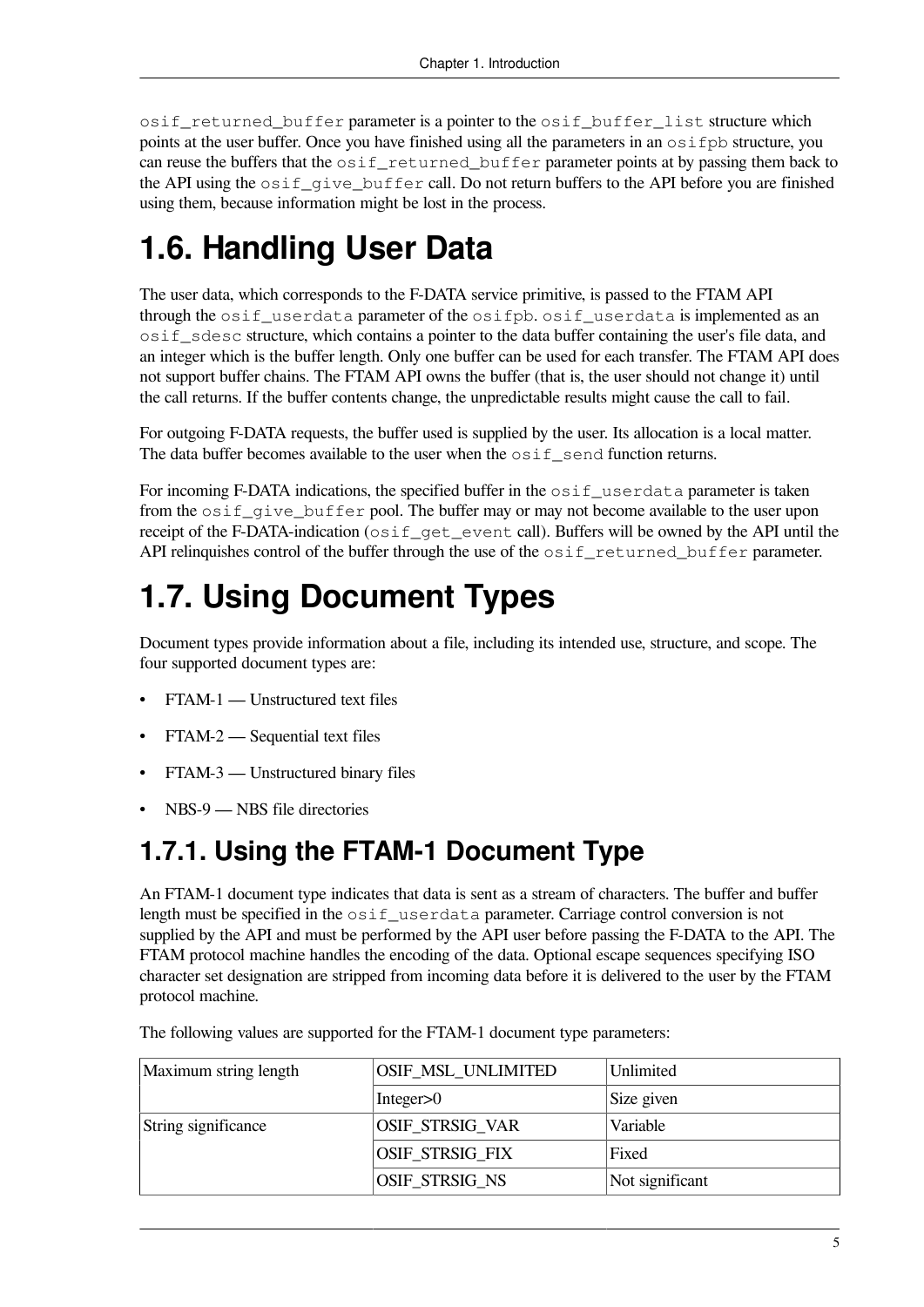osif_returned_buffer parameter is a pointer to the osif_buffer_list structure which points at the user buffer. Once you have finished using all the parameters in an osifpb structure, you can reuse the buffers that the osif_returned_buffer parameter points at by passing them back to the API using the osif_give_buffer call. Do not return buffers to the API before you are finished using them, because information might be lost in the process.

# 1.6. Handling User Data

The user data, which corresponds to the F-DATA service primitive, is passed to the FTAM API through the osif_userdata parameter of the osifpb. osif_userdata is implemented as an osif_sdesc structure, which contains a pointer to the data buffer containing the user's file data, and an integer which is the buffer length. Only one buffer can be used for each transfer. The FTAM API does not support buffer chains. The FTAM API owns the buffer (that is, the user should not change it) until the call returns. If the buffer contents change, the unpredictable results might cause the call to fail.

For outgoing F-DATA requests, the buffer used is supplied by the user. Its allocation is a local matter. The data buffer becomes available to the user when the osif_send function returns.

For incoming F-DATA indications, the specified buffer in the osif_userdata parameter is taken from the osif_give_buffer pool. The buffer may or may not become available to the user upon receipt of the F-DATA-indication (osif_get_event call). Buffers will be owned by the API until the API relinquishes control of the buffer through the use of the osif_returned_buffer parameter.

# 1.7. Using Document Types

Document types provide information about a file, including its intended use, structure, and scope. The four supported document types are:

- FTAM-1 — Unstructured text files
- FTAM-2 — Sequential text files
- FTAM-3 — Unstructured binary files
- NBS-9 — NBS file directories

## 1.7.1. Using the FTAM-1 Document Type

An FTAM-1 document type indicates that data is sent as a stream of characters. The buffer and buffer length must be specified in the osif_userdata parameter. Carriage control conversion is not supplied by the API and must be performed by the API user before passing the F-DATA to the API. The FTAM protocol machine handles the encoding of the data. Optional escape sequences specifying ISO character set designation are stripped from incoming data before it is delivered to the user by the FTAM protocol machine.

The following values are supported for the FTAM-1 document type parameters:

| | | |
|---|---|---|
| Maximum string length | OSIF_MSL_UNLIMITED | Unlimited |
| | Integer>0 | Size given |
| String significance | OSIF_STRSIG_VAR | Variable |
| | OSIF_STRSIG_FIX | Fixed |
| | OSIF_STRSIG_NS | Not significant |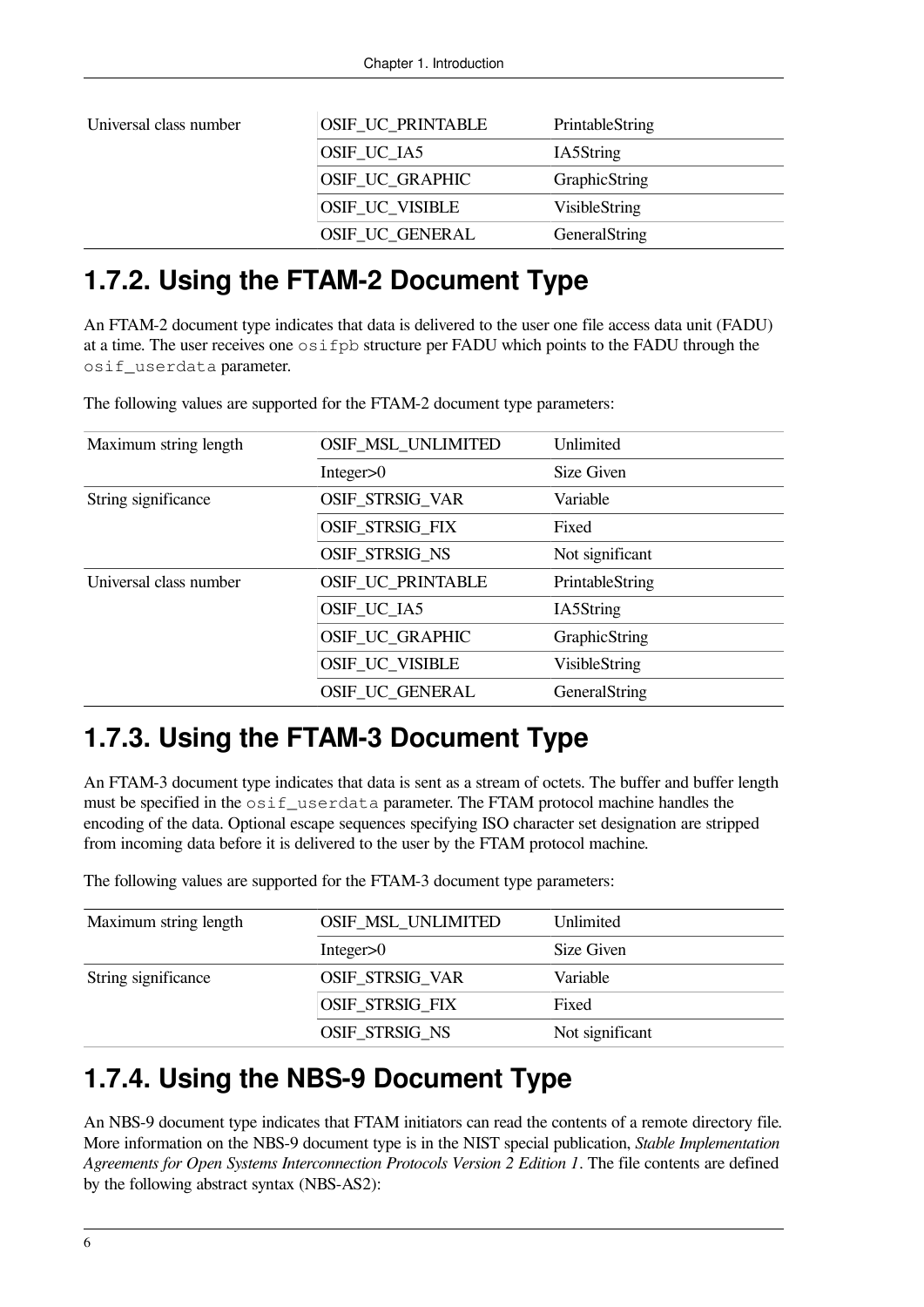| | | |
|---|---|---|
| Universal class number | OSIF_UC_PRINTABLE | PrintableString |
| | OSIF_UC_IA5 | IA5String |
| | OSIF_UC_GRAPHIC | GraphicString |
| | OSIF_UC_VISIBLE | VisibleString |
| | OSIF_UC_GENERAL | GeneralString |

## 1.7.2. Using the FTAM-2 Document Type

An FTAM-2 document type indicates that data is delivered to the user one file access data unit (FADU) at a time. The user receives one `osifpb` structure per FADU which points to the FADU through the `osif_userdata` parameter.

The following values are supported for the FTAM-2 document type parameters:

| | | |
|---|---|---|
| Maximum string length | OSIF_MSL_UNLIMITED | Unlimited |
| | Integer>0 | Size Given |
| String significance | OSIF_STRSIG_VAR | Variable |
| | OSIF_STRSIG_FIX | Fixed |
| | OSIF_STRSIG_NS | Not significant |
| Universal class number | OSIF_UC_PRINTABLE | PrintableString |
| | OSIF_UC_IA5 | IA5String |
| | OSIF_UC_GRAPHIC | GraphicString |
| | OSIF_UC_VISIBLE | VisibleString |
| | OSIF_UC_GENERAL | GeneralString |

## 1.7.3. Using the FTAM-3 Document Type

An FTAM-3 document type indicates that data is sent as a stream of octets. The buffer and buffer length must be specified in the `osif_userdata` parameter. The FTAM protocol machine handles the encoding of the data. Optional escape sequences specifying ISO character set designation are stripped from incoming data before it is delivered to the user by the FTAM protocol machine.

The following values are supported for the FTAM-3 document type parameters:

| | | |
|---|---|---|
| Maximum string length | OSIF_MSL_UNLIMITED | Unlimited |
| | Integer>0 | Size Given |
| String significance | OSIF_STRSIG_VAR | Variable |
| | OSIF_STRSIG_FIX | Fixed |
| | OSIF_STRSIG_NS | Not significant |

## 1.7.4. Using the NBS-9 Document Type

An NBS-9 document type indicates that FTAM initiators can read the contents of a remote directory file. More information on the NBS-9 document type is in the NIST special publication, *Stable Implementation Agreements for Open Systems Interconnection Protocols Version 2 Edition 1*. The file contents are defined by the following abstract syntax (NBS-AS2):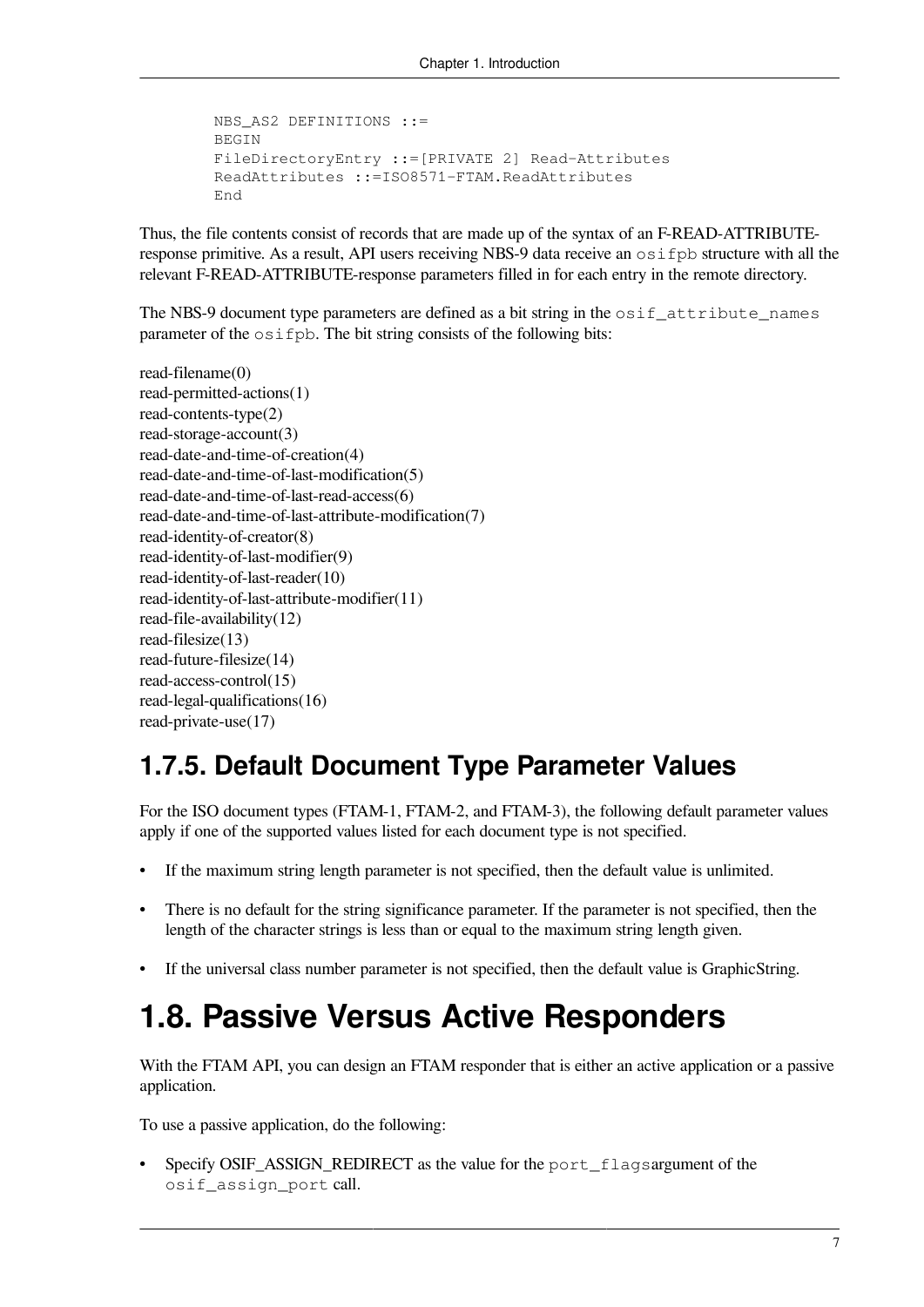```
NBS_AS2 DEFINITIONS ::=
BEGIN
FileDirectoryEntry ::=[PRIVATE 2] Read-Attributes
ReadAttributes ::=ISO8571-FTAM.ReadAttributes
End
```

Thus, the file contents consist of records that are made up of the syntax of an F-READ-ATTRIBUTE-response primitive. As a result, API users receiving NBS-9 data receive an `osifpb` structure with all the relevant F-READ-ATTRIBUTE-response parameters filled in for each entry in the remote directory.

The NBS-9 document type parameters are defined as a bit string in the `osif_attribute_names` parameter of the `osifpb`. The bit string consists of the following bits:

read-filename(0)
read-permitted-actions(1)
read-contents-type(2)
read-storage-account(3)
read-date-and-time-of-creation(4)
read-date-and-time-of-last-modification(5)
read-date-and-time-of-last-read-access(6)
read-date-and-time-of-last-attribute-modification(7)
read-identity-of-creator(8)
read-identity-of-last-modifier(9)
read-identity-of-last-reader(10)
read-identity-of-last-attribute-modifier(11)
read-file-availability(12)
read-filesize(13)
read-future-filesize(14)
read-access-control(15)
read-legal-qualifications(16)
read-private-use(17)

## 1.7.5. Default Document Type Parameter Values

For the ISO document types (FTAM-1, FTAM-2, and FTAM-3), the following default parameter values apply if one of the supported values listed for each document type is not specified.

- If the maximum string length parameter is not specified, then the default value is unlimited.
- There is no default for the string significance parameter. If the parameter is not specified, then the length of the character strings is less than or equal to the maximum string length given.
- If the universal class number parameter is not specified, then the default value is GraphicString.

# 1.8. Passive Versus Active Responders

With the FTAM API, you can design an FTAM responder that is either an active application or a passive application.

To use a passive application, do the following:

- Specify OSIF_ASSIGN_REDIRECT as the value for the `port_flags`argument of the `osif_assign_port` call.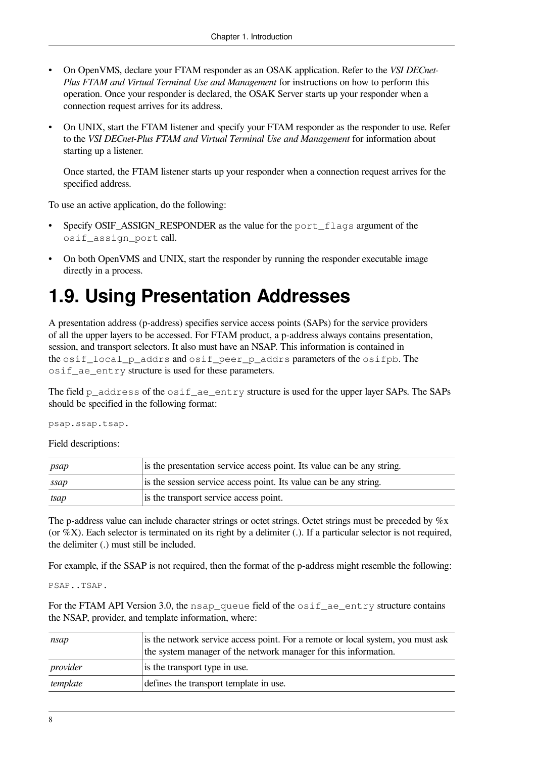- On OpenVMS, declare your FTAM responder as an OSAK application. Refer to the *VSI DECnet-Plus FTAM and Virtual Terminal Use and Management* for instructions on how to perform this operation. Once your responder is declared, the OSAK Server starts up your responder when a connection request arrives for its address.
- On UNIX, start the FTAM listener and specify your FTAM responder as the responder to use. Refer to the *VSI DECnet-Plus FTAM and Virtual Terminal Use and Management* for information about starting up a listener.

  Once started, the FTAM listener starts up your responder when a connection request arrives for the specified address.

To use an active application, do the following:

- Specify OSIF_ASSIGN_RESPONDER as the value for the `port_flags` argument of the `osif_assign_port` call.
- On both OpenVMS and UNIX, start the responder by running the responder executable image directly in a process.

# 1.9. Using Presentation Addresses

A presentation address (p-address) specifies service access points (SAPs) for the service providers of all the upper layers to be accessed. For FTAM product, a p-address always contains presentation, session, and transport selectors. It also must have an NSAP. This information is contained in the `osif_local_p_addrs` and `osif_peer_p_addrs` parameters of the `osifpb`. The `osif_ae_entry` structure is used for these parameters.

The field `p_address` of the `osif_ae_entry` structure is used for the upper layer SAPs. The SAPs should be specified in the following format:

```
psap.ssap.tsap.
```

Field descriptions:

| | |
|---|---|
| *psap* | is the presentation service access point. Its value can be any string. |
| *ssap* | is the session service access point. Its value can be any string. |
| *tsap* | is the transport service access point. |

The p-address value can include character strings or octet strings. Octet strings must be preceded by %x (or %X). Each selector is terminated on its right by a delimiter (.). If a particular selector is not required, the delimiter (.) must still be included.

For example, if the SSAP is not required, then the format of the p-address might resemble the following:

```
PSAP..TSAP.
```

For the FTAM API Version 3.0, the `nsap_queue` field of the `osif_ae_entry` structure contains the NSAP, provider, and template information, where:

| | |
|---|---|
| *nsap* | is the network service access point. For a remote or local system, you must ask the system manager of the network manager for this information. |
| *provider* | is the transport type in use. |
| *template* | defines the transport template in use. |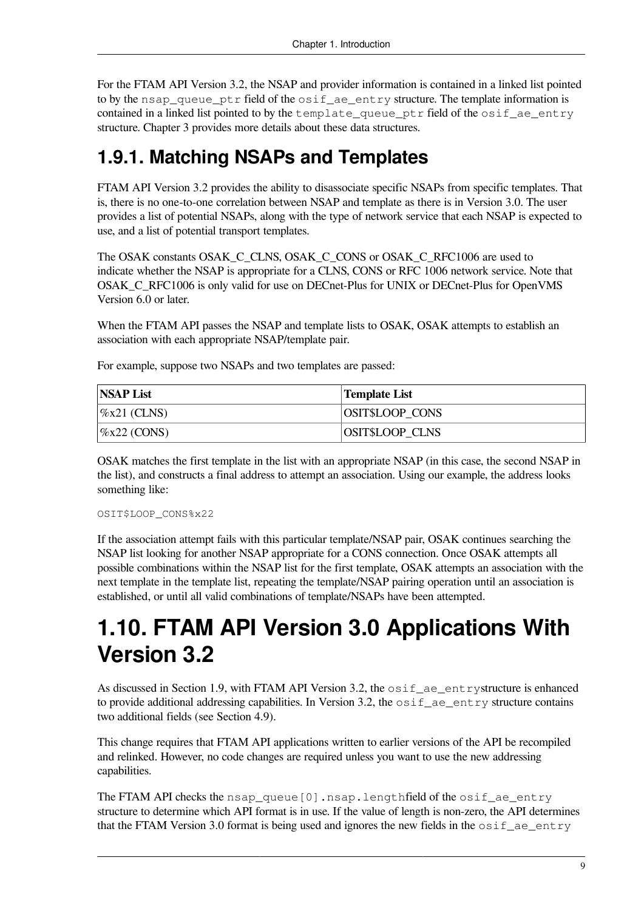For the FTAM API Version 3.2, the NSAP and provider information is contained in a linked list pointed to by the `nsap_queue_ptr` field of the `osif_ae_entry` structure. The template information is contained in a linked list pointed to by the `template_queue_ptr` field of the `osif_ae_entry` structure. Chapter 3 provides more details about these data structures.

### 1.9.1. Matching NSAPs and Templates

FTAM API Version 3.2 provides the ability to disassociate specific NSAPs from specific templates. That is, there is no one-to-one correlation between NSAP and template as there is in Version 3.0. The user provides a list of potential NSAPs, along with the type of network service that each NSAP is expected to use, and a list of potential transport templates.

The OSAK constants OSAK_C_CLNS, OSAK_C_CONS or OSAK_C_RFC1006 are used to indicate whether the NSAP is appropriate for a CLNS, CONS or RFC 1006 network service. Note that OSAK_C_RFC1006 is only valid for use on DECnet-Plus for UNIX or DECnet-Plus for OpenVMS Version 6.0 or later.

When the FTAM API passes the NSAP and template lists to OSAK, OSAK attempts to establish an association with each appropriate NSAP/template pair.

For example, suppose two NSAPs and two templates are passed:

| NSAP List | Template List |
|---|---|
| %x21 (CLNS) | OSIT$LOOP_CONS |
| %x22 (CONS) | OSIT$LOOP_CLNS |

OSAK matches the first template in the list with an appropriate NSAP (in this case, the second NSAP in the list), and constructs a final address to attempt an association. Using our example, the address looks something like:

```
OSIT$LOOP_CONS%x22
```

If the association attempt fails with this particular template/NSAP pair, OSAK continues searching the NSAP list looking for another NSAP appropriate for a CONS connection. Once OSAK attempts all possible combinations within the NSAP list for the first template, OSAK attempts an association with the next template in the template list, repeating the template/NSAP pairing operation until an association is established, or until all valid combinations of template/NSAPs have been attempted.

## 1.10. FTAM API Version 3.0 Applications With Version 3.2

As discussed in Section 1.9, with FTAM API Version 3.2, the `osif_ae_entry`structure is enhanced to provide additional addressing capabilities. In Version 3.2, the `osif_ae_entry` structure contains two additional fields (see Section 4.9).

This change requires that FTAM API applications written to earlier versions of the API be recompiled and relinked. However, no code changes are required unless you want to use the new addressing capabilities.

The FTAM API checks the `nsap_queue[0].nsap.length`field of the `osif_ae_entry` structure to determine which API format is in use. If the value of length is non-zero, the API determines that the FTAM Version 3.0 format is being used and ignores the new fields in the `osif_ae_entry`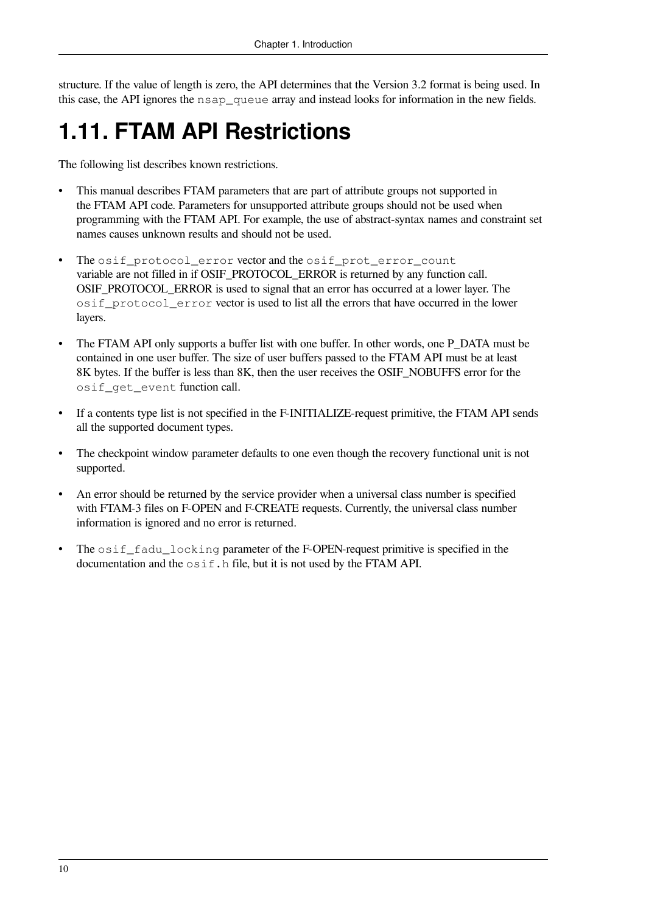structure. If the value of length is zero, the API determines that the Version 3.2 format is being used. In this case, the API ignores the `nsap_queue` array and instead looks for information in the new fields.

# 1.11. FTAM API Restrictions

The following list describes known restrictions.

- This manual describes FTAM parameters that are part of attribute groups not supported in the FTAM API code. Parameters for unsupported attribute groups should not be used when programming with the FTAM API. For example, the use of abstract-syntax names and constraint set names causes unknown results and should not be used.
- The `osif_protocol_error` vector and the `osif_prot_error_count` variable are not filled in if OSIF_PROTOCOL_ERROR is returned by any function call. OSIF_PROTOCOL_ERROR is used to signal that an error has occurred at a lower layer. The `osif_protocol_error` vector is used to list all the errors that have occurred in the lower layers.
- The FTAM API only supports a buffer list with one buffer. In other words, one P_DATA must be contained in one user buffer. The size of user buffers passed to the FTAM API must be at least 8K bytes. If the buffer is less than 8K, then the user receives the OSIF_NOBUFFS error for the `osif_get_event` function call.
- If a contents type list is not specified in the F-INITIALIZE-request primitive, the FTAM API sends all the supported document types.
- The checkpoint window parameter defaults to one even though the recovery functional unit is not supported.
- An error should be returned by the service provider when a universal class number is specified with FTAM-3 files on F-OPEN and F-CREATE requests. Currently, the universal class number information is ignored and no error is returned.
- The `osif_fadu_locking` parameter of the F-OPEN-request primitive is specified in the documentation and the `osif.h` file, but it is not used by the FTAM API.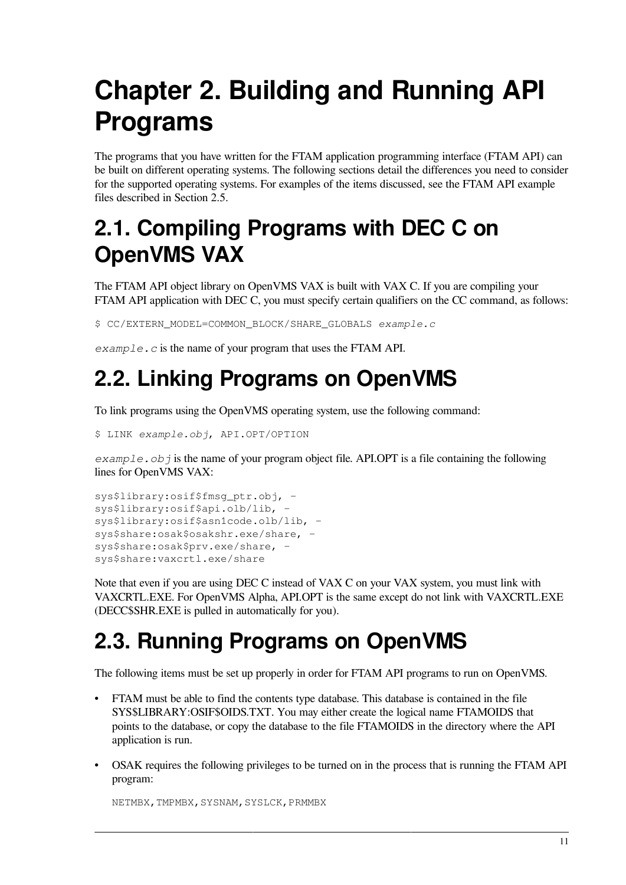# Chapter 2. Building and Running API Programs

The programs that you have written for the FTAM application programming interface (FTAM API) can be built on different operating systems. The following sections detail the differences you need to consider for the supported operating systems. For examples of the items discussed, see the FTAM API example files described in Section 2.5.

## 2.1. Compiling Programs with DEC C on OpenVMS VAX

The FTAM API object library on OpenVMS VAX is built with VAX C. If you are compiling your FTAM API application with DEC C, you must specify certain qualifiers on the CC command, as follows:

```
$ CC/EXTERN_MODEL=COMMON_BLOCK/SHARE_GLOBALS example.c
```

*example.c* is the name of your program that uses the FTAM API.

## 2.2. Linking Programs on OpenVMS

To link programs using the OpenVMS operating system, use the following command:

```
$ LINK example.obj, API.OPT/OPTION
```

*example.obj* is the name of your program object file. API.OPT is a file containing the following lines for OpenVMS VAX:

```
sys$library:osif$fmsg_ptr.obj, -
sys$library:osif$api.olb/lib, -
sys$library:osif$asn1code.olb/lib, -
sys$share:osak$osakshr.exe/share, -
sys$share:osak$prv.exe/share, -
sys$share:vaxcrtl.exe/share
```

Note that even if you are using DEC C instead of VAX C on your VAX system, you must link with VAXCRTL.EXE. For OpenVMS Alpha, API.OPT is the same except do not link with VAXCRTL.EXE (DECC$SHR.EXE is pulled in automatically for you).

## 2.3. Running Programs on OpenVMS

The following items must be set up properly in order for FTAM API programs to run on OpenVMS.

- FTAM must be able to find the contents type database. This database is contained in the file SYS$LIBRARY:OSIF$OIDS.TXT. You may either create the logical name FTAMOIDS that points to the database, or copy the database to the file FTAMOIDS in the directory where the API application is run.
- OSAK requires the following privileges to be turned on in the process that is running the FTAM API program:

  ```
  NETMBX,TMPMBX,SYSNAM,SYSLCK,PRMMBX
  ```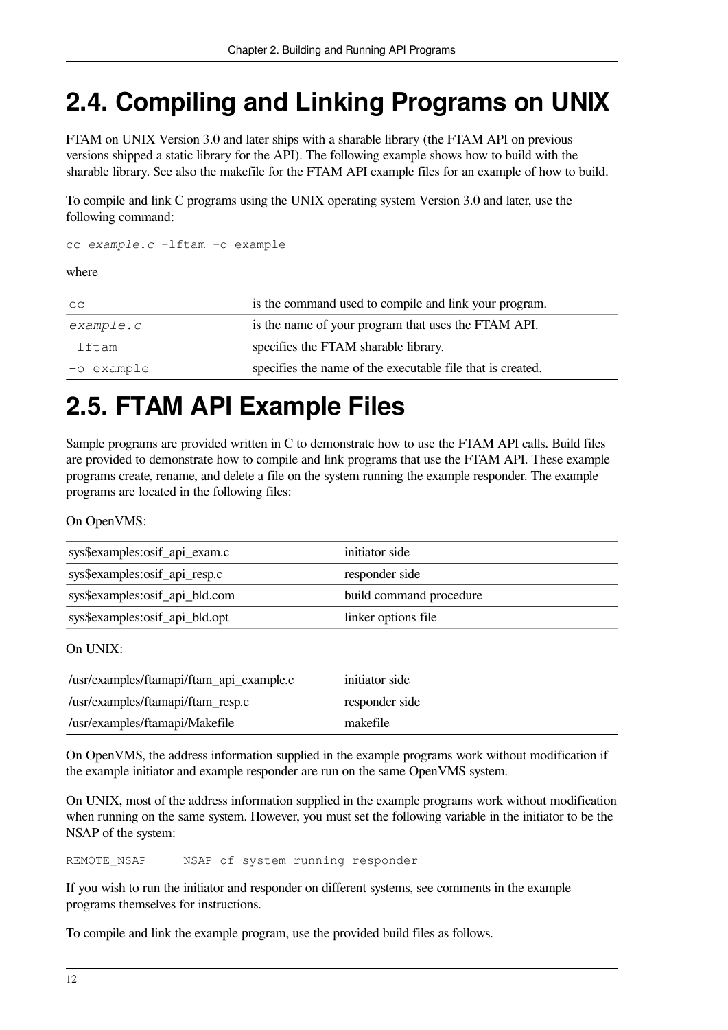## 2.4. Compiling and Linking Programs on UNIX

FTAM on UNIX Version 3.0 and later ships with a sharable library (the FTAM API on previous versions shipped a static library for the API). The following example shows how to build with the sharable library. See also the makefile for the FTAM API example files for an example of how to build.

To compile and link C programs using the UNIX operating system Version 3.0 and later, use the following command:

```
cc example.c -lftam -o example
```

where

| | |
|---|---|
| `cc` | is the command used to compile and link your program. |
| *`example.c`* | is the name of your program that uses the FTAM API. |
| `-lftam` | specifies the FTAM sharable library. |
| `-o example` | specifies the name of the executable file that is created. |

## 2.5. FTAM API Example Files

Sample programs are provided written in C to demonstrate how to use the FTAM API calls. Build files are provided to demonstrate how to compile and link programs that use the FTAM API. These example programs create, rename, and delete a file on the system running the example responder. The example programs are located in the following files:

On OpenVMS:

| | |
|---|---|
| sys$examples:osif_api_exam.c | initiator side |
| sys$examples:osif_api_resp.c | responder side |
| sys$examples:osif_api_bld.com | build command procedure |
| sys$examples:osif_api_bld.opt | linker options file |

On UNIX:

| | |
|---|---|
| /usr/examples/ftamapi/ftam_api_example.c | initiator side |
| /usr/examples/ftamapi/ftam_resp.c | responder side |
| /usr/examples/ftamapi/Makefile | makefile |

On OpenVMS, the address information supplied in the example programs work without modification if the example initiator and example responder are run on the same OpenVMS system.

On UNIX, most of the address information supplied in the example programs work without modification when running on the same system. However, you must set the following variable in the initiator to be the NSAP of the system:

```
REMOTE_NSAP     NSAP of system running responder
```

If you wish to run the initiator and responder on different systems, see comments in the example programs themselves for instructions.

To compile and link the example program, use the provided build files as follows.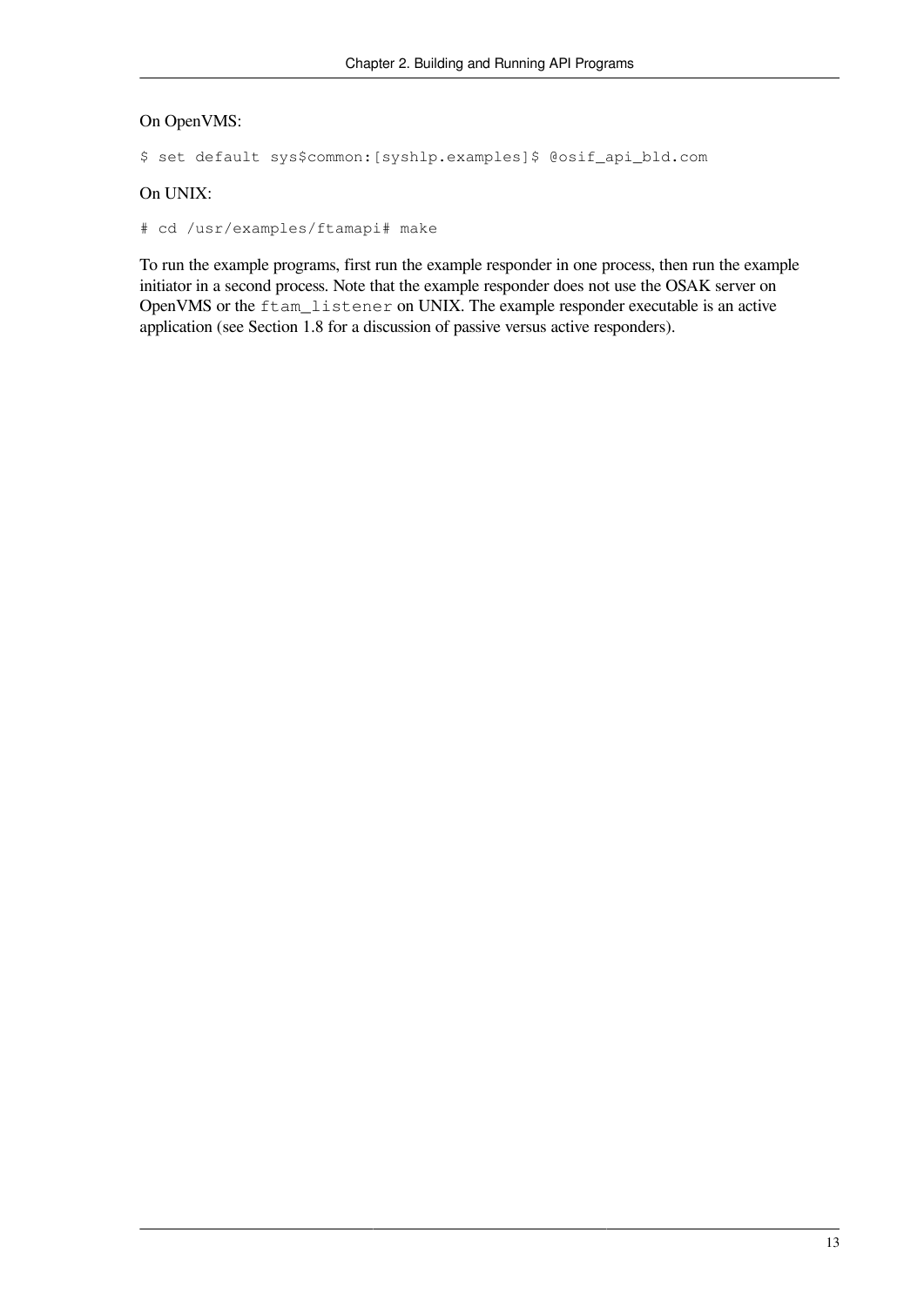On OpenVMS:

```
$ set default sys$common:[syshlp.examples]$ @osif_api_bld.com
```

On UNIX:

```
# cd /usr/examples/ftamapi# make
```

To run the example programs, first run the example responder in one process, then run the example initiator in a second process. Note that the example responder does not use the OSAK server on OpenVMS or the `ftam_listener` on UNIX. The example responder executable is an active application (see Section 1.8 for a discussion of passive versus active responders).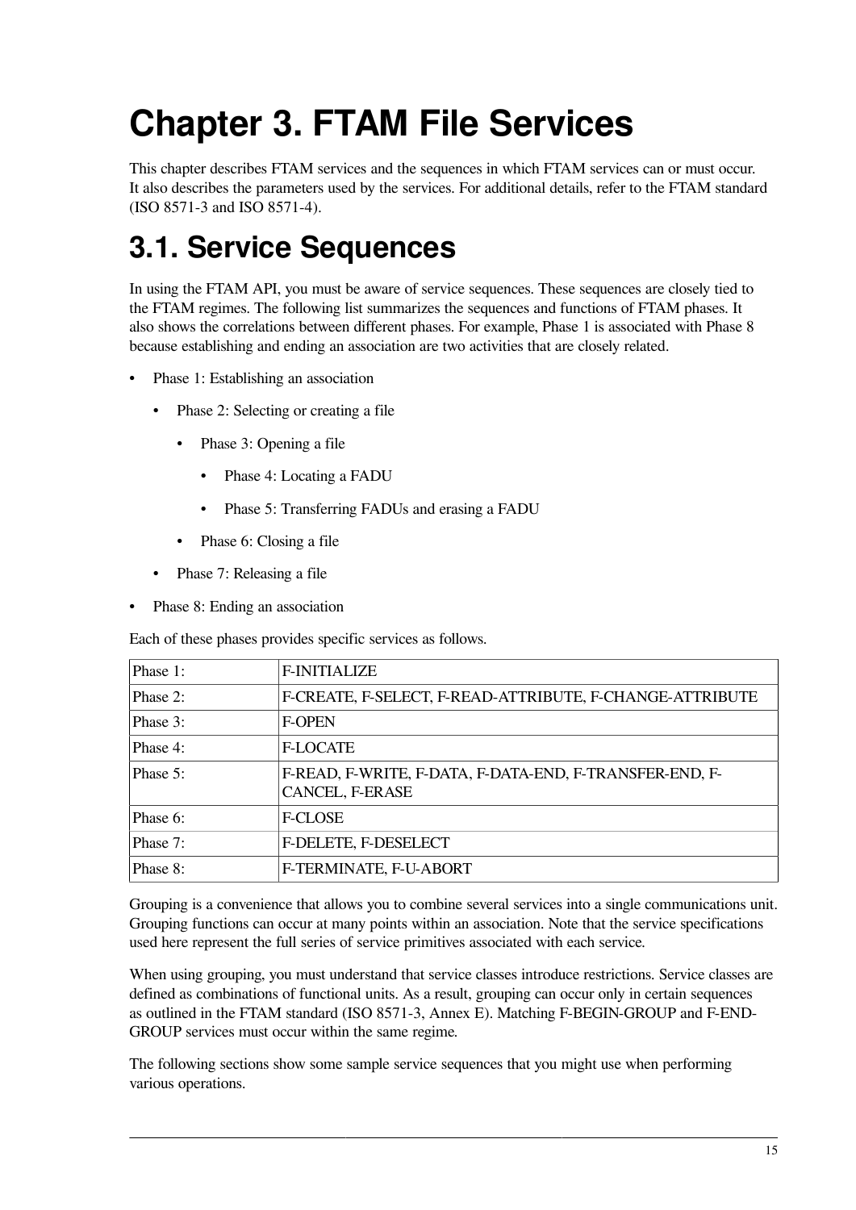# Chapter 3. FTAM File Services

This chapter describes FTAM services and the sequences in which FTAM services can or must occur. It also describes the parameters used by the services. For additional details, refer to the FTAM standard (ISO 8571-3 and ISO 8571-4).

## 3.1. Service Sequences

In using the FTAM API, you must be aware of service sequences. These sequences are closely tied to the FTAM regimes. The following list summarizes the sequences and functions of FTAM phases. It also shows the correlations between different phases. For example, Phase 1 is associated with Phase 8 because establishing and ending an association are two activities that are closely related.

- Phase 1: Establishing an association
  - Phase 2: Selecting or creating a file
    - Phase 3: Opening a file
      - Phase 4: Locating a FADU
      - Phase 5: Transferring FADUs and erasing a FADU
    - Phase 6: Closing a file
  - Phase 7: Releasing a file
- Phase 8: Ending an association

Each of these phases provides specific services as follows.

| Phase | Services |
|---|---|
| Phase 1: | F-INITIALIZE |
| Phase 2: | F-CREATE, F-SELECT, F-READ-ATTRIBUTE, F-CHANGE-ATTRIBUTE |
| Phase 3: | F-OPEN |
| Phase 4: | F-LOCATE |
| Phase 5: | F-READ, F-WRITE, F-DATA, F-DATA-END, F-TRANSFER-END, F-CANCEL, F-ERASE |
| Phase 6: | F-CLOSE |
| Phase 7: | F-DELETE, F-DESELECT |
| Phase 8: | F-TERMINATE, F-U-ABORT |

Grouping is a convenience that allows you to combine several services into a single communications unit. Grouping functions can occur at many points within an association. Note that the service specifications used here represent the full series of service primitives associated with each service.

When using grouping, you must understand that service classes introduce restrictions. Service classes are defined as combinations of functional units. As a result, grouping can occur only in certain sequences as outlined in the FTAM standard (ISO 8571-3, Annex E). Matching F-BEGIN-GROUP and F-END-GROUP services must occur within the same regime.

The following sections show some sample service sequences that you might use when performing various operations.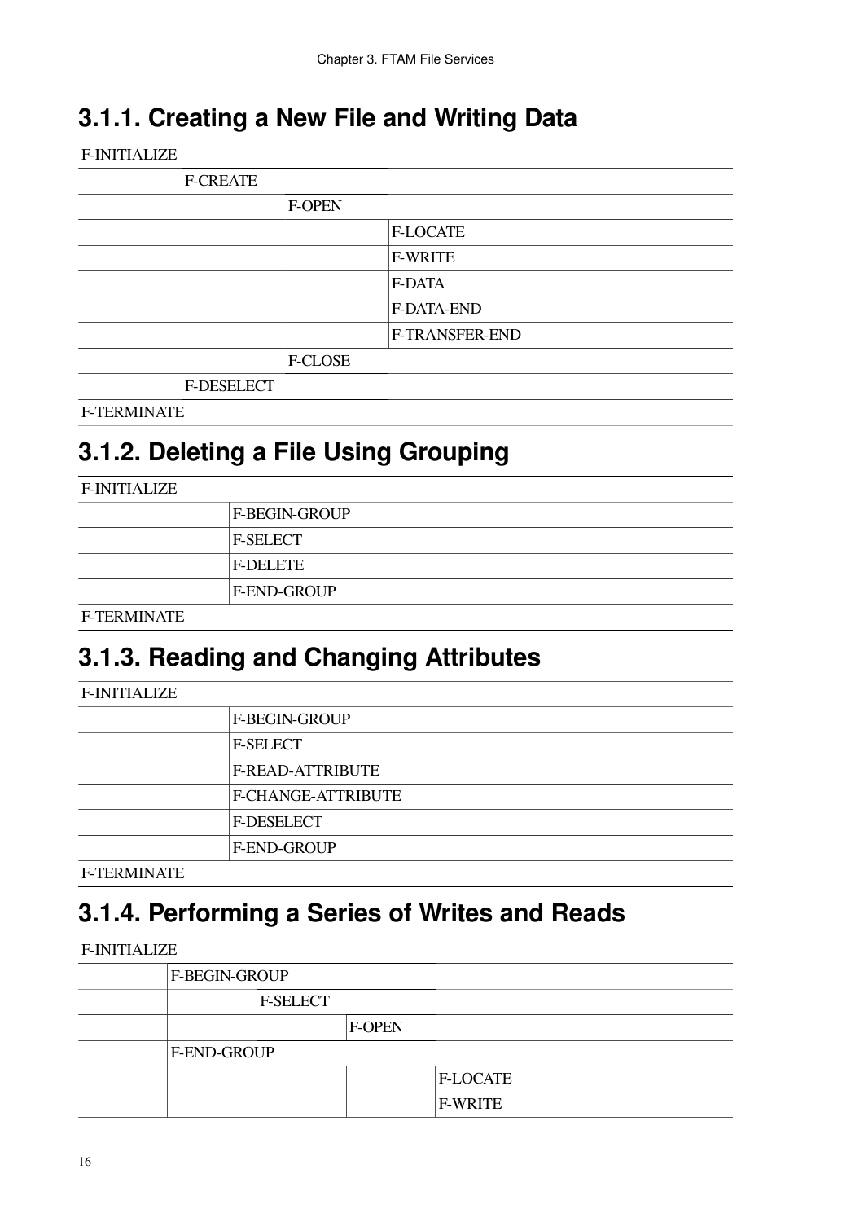## 3.1.1. Creating a New File and Writing Data

| F-INITIALIZE | | |
|---|---|---|
| | F-CREATE | |
| | F-OPEN | |
| | | F-LOCATE |
| | | F-WRITE |
| | | F-DATA |
| | | F-DATA-END |
| | | F-TRANSFER-END |
| | F-CLOSE | |
| | F-DESELECT | |
| F-TERMINATE | | |

## 3.1.2. Deleting a File Using Grouping

| F-INITIALIZE | |
|---|---|
| | F-BEGIN-GROUP |
| | F-SELECT |
| | F-DELETE |
| | F-END-GROUP |
| F-TERMINATE | |

## 3.1.3. Reading and Changing Attributes

| F-INITIALIZE | |
|---|---|
| | F-BEGIN-GROUP |
| | F-SELECT |
| | F-READ-ATTRIBUTE |
| | F-CHANGE-ATTRIBUTE |
| | F-DESELECT |
| | F-END-GROUP |
| F-TERMINATE | |

## 3.1.4. Performing a Series of Writes and Reads

| F-INITIALIZE | | | | |
|---|---|---|---|---|
| | F-BEGIN-GROUP | | | |
| | | F-SELECT | | |
| | | | F-OPEN | |
| | F-END-GROUP | | | |
| | | | | F-LOCATE |
| | | | | F-WRITE |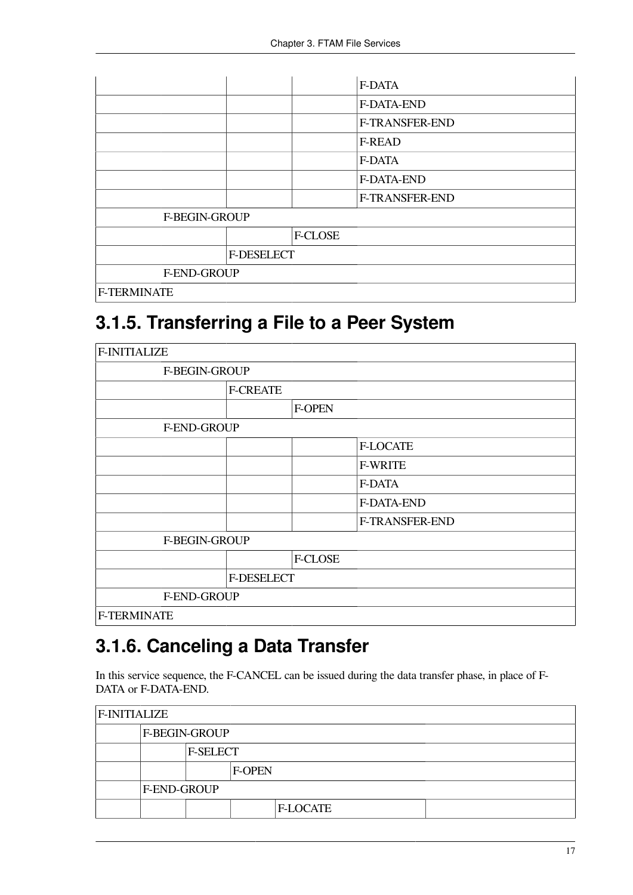| | | | F-DATA |
|---|---|---|---|
| | | | F-DATA-END |
| | | | F-TRANSFER-END |
| | | | F-READ |
| | | | F-DATA |
| | | | F-DATA-END |
| | | | F-TRANSFER-END |
| | F-BEGIN-GROUP | | |
| | | F-CLOSE | |
| | F-DESELECT | | |
| | F-END-GROUP | | |
| F-TERMINATE | | | |

### 3.1.5. Transferring a File to a Peer System

| F-INITIALIZE | | | |
|---|---|---|---|
| | F-BEGIN-GROUP | | |
| | F-CREATE | | |
| | | F-OPEN | |
| | F-END-GROUP | | |
| | | | F-LOCATE |
| | | | F-WRITE |
| | | | F-DATA |
| | | | F-DATA-END |
| | | | F-TRANSFER-END |
| | F-BEGIN-GROUP | | |
| | | F-CLOSE | |
| | F-DESELECT | | |
| | F-END-GROUP | | |
| F-TERMINATE | | | |

### 3.1.6. Canceling a Data Transfer

In this service sequence, the F-CANCEL can be issued during the data transfer phase, in place of F-DATA or F-DATA-END.

| F-INITIALIZE | | | | | |
|---|---|---|---|---|---|
| | F-BEGIN-GROUP | | | | |
| | | F-SELECT | | | |
| | | | F-OPEN | | |
| | F-END-GROUP | | | | |
| | | | | F-LOCATE | |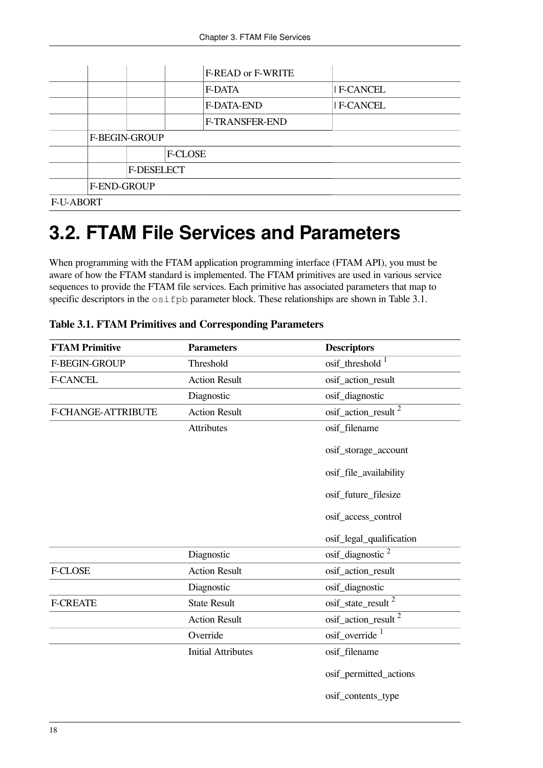| | | | | | |
|---|---|---|---|---|---|
| | | | | F-READ or F-WRITE | |
| | | | | F-DATA | \| F-CANCEL |
| | | | | F-DATA-END | \| F-CANCEL |
| | | | | F-TRANSFER-END | |
| | F-BEGIN-GROUP | | | | |
| | | | F-CLOSE | | |
| | | F-DESELECT | | | |
| | F-END-GROUP | | | | |
| F-U-ABORT | | | | | |

## 3.2. FTAM File Services and Parameters

When programming with the FTAM application programming interface (FTAM API), you must be aware of how the FTAM standard is implemented. The FTAM primitives are used in various service sequences to provide the FTAM file services. Each primitive has associated parameters that map to specific descriptors in the `osifpb` parameter block. These relationships are shown in Table 3.1.

**Table 3.1. FTAM Primitives and Corresponding Parameters**

| FTAM Primitive | Parameters | Descriptors |
|---|---|---|
| F-BEGIN-GROUP | Threshold | osif_threshold [1] |
| F-CANCEL | Action Result | osif_action_result |
| | Diagnostic | osif_diagnostic |
| F-CHANGE-ATTRIBUTE | Action Result | osif_action_result [2] |
| | Attributes | osif_filename<br><br>osif_storage_account<br><br>osif_file_availability<br><br>osif_future_filesize<br><br>osif_access_control<br><br>osif_legal_qualification |
| | Diagnostic | osif_diagnostic [2] |
| F-CLOSE | Action Result | osif_action_result |
| | Diagnostic | osif_diagnostic |
| F-CREATE | State Result | osif_state_result [2] |
| | Action Result | osif_action_result [2] |
| | Override | osif_override [1] |
| | Initial Attributes | osif_filename<br><br>osif_permitted_actions<br><br>osif_contents_type |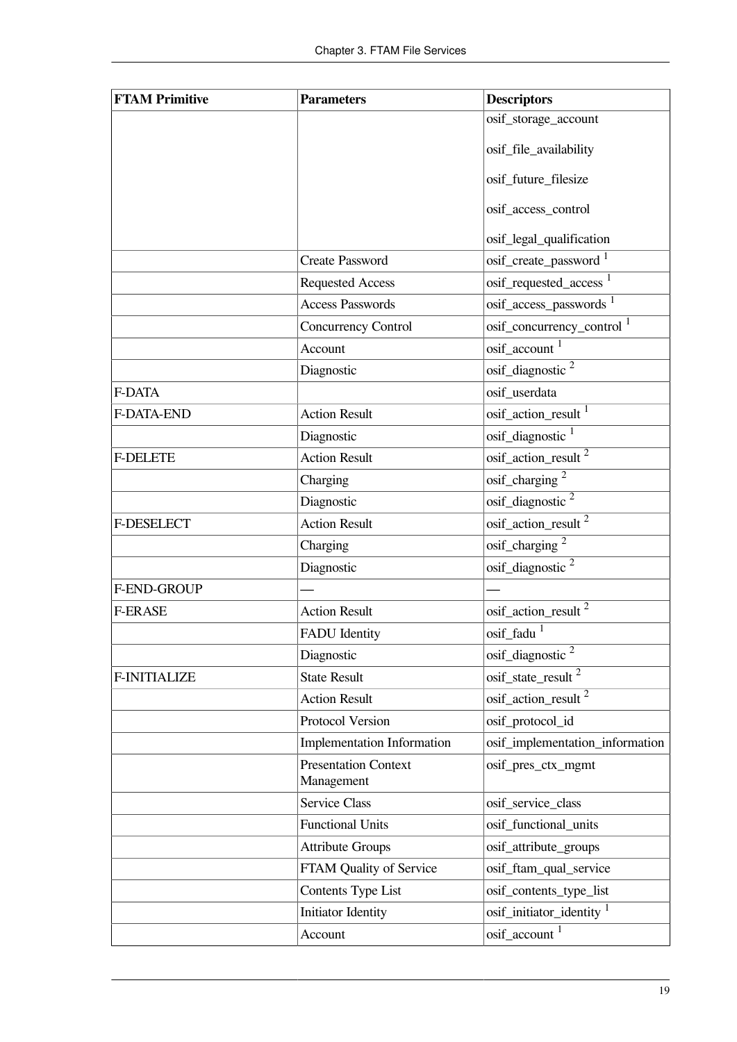| FTAM Primitive | Parameters | Descriptors |
| --- | --- | --- |
| | | osif_storage_account<br><br>osif_file_availability<br><br>osif_future_filesize<br><br>osif_access_control<br><br>osif_legal_qualification |
| | Create Password | osif_create_password [1] |
| | Requested Access | osif_requested_access [1] |
| | Access Passwords | osif_access_passwords [1] |
| | Concurrency Control | osif_concurrency_control [1] |
| | Account | osif_account [1] |
| | Diagnostic | osif_diagnostic [2] |
| F-DATA | | osif_userdata |
| F-DATA-END | Action Result | osif_action_result [1] |
| | Diagnostic | osif_diagnostic [1] |
| F-DELETE | Action Result | osif_action_result [2] |
| | Charging | osif_charging [2] |
| | Diagnostic | osif_diagnostic [2] |
| F-DESELECT | Action Result | osif_action_result [2] |
| | Charging | osif_charging [2] |
| | Diagnostic | osif_diagnostic [2] |
| F-END-GROUP | — | — |
| F-ERASE | Action Result | osif_action_result [2] |
| | FADU Identity | osif_fadu [1] |
| | Diagnostic | osif_diagnostic [2] |
| F-INITIALIZE | State Result | osif_state_result [2] |
| | Action Result | osif_action_result [2] |
| | Protocol Version | osif_protocol_id |
| | Implementation Information | osif_implementation_information |
| | Presentation Context Management | osif_pres_ctx_mgmt |
| | Service Class | osif_service_class |
| | Functional Units | osif_functional_units |
| | Attribute Groups | osif_attribute_groups |
| | FTAM Quality of Service | osif_ftam_qual_service |
| | Contents Type List | osif_contents_type_list |
| | Initiator Identity | osif_initiator_identity [1] |
| | Account | osif_account [1] |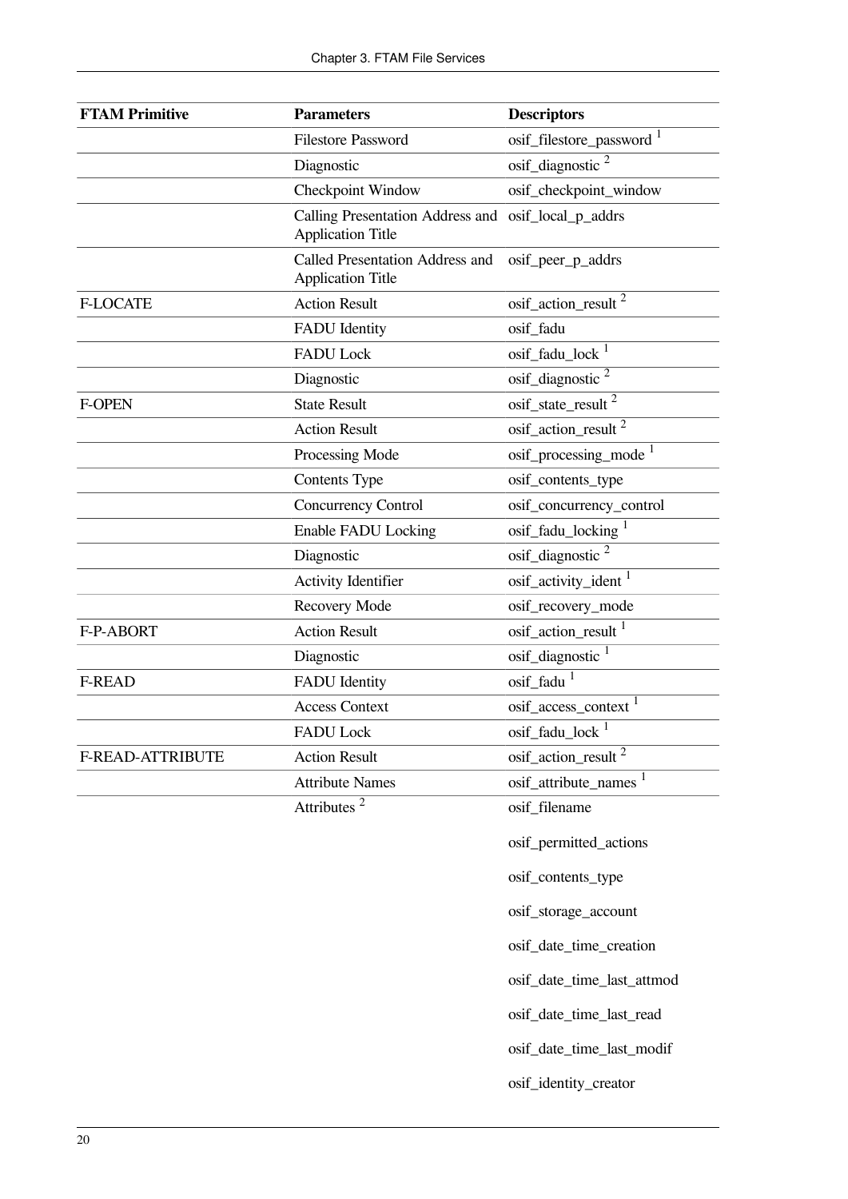| FTAM Primitive | Parameters | Descriptors |
| --- | --- | --- |
| | Filestore Password | osif_filestore_password [1] |
| | Diagnostic | osif_diagnostic [2] |
| | Checkpoint Window | osif_checkpoint_window |
| | Calling Presentation Address and Application Title | osif_local_p_addrs |
| | Called Presentation Address and Application Title | osif_peer_p_addrs |
| F-LOCATE | Action Result | osif_action_result [2] |
| | FADU Identity | osif_fadu |
| | FADU Lock | osif_fadu_lock [1] |
| | Diagnostic | osif_diagnostic [2] |
| F-OPEN | State Result | osif_state_result [2] |
| | Action Result | osif_action_result [2] |
| | Processing Mode | osif_processing_mode [1] |
| | Contents Type | osif_contents_type |
| | Concurrency Control | osif_concurrency_control |
| | Enable FADU Locking | osif_fadu_locking [1] |
| | Diagnostic | osif_diagnostic [2] |
| | Activity Identifier | osif_activity_ident [1] |
| | Recovery Mode | osif_recovery_mode |
| F-P-ABORT | Action Result | osif_action_result [1] |
| | Diagnostic | osif_diagnostic [1] |
| F-READ | FADU Identity | osif_fadu [1] |
| | Access Context | osif_access_context [1] |
| | FADU Lock | osif_fadu_lock [1] |
| F-READ-ATTRIBUTE | Action Result | osif_action_result [2] |
| | Attribute Names | osif_attribute_names [1] |
| | Attributes [2] | osif_filename<br>osif_permitted_actions<br>osif_contents_type<br>osif_storage_account<br>osif_date_time_creation<br>osif_date_time_last_attmod<br>osif_date_time_last_read<br>osif_date_time_last_modif<br>osif_identity_creator |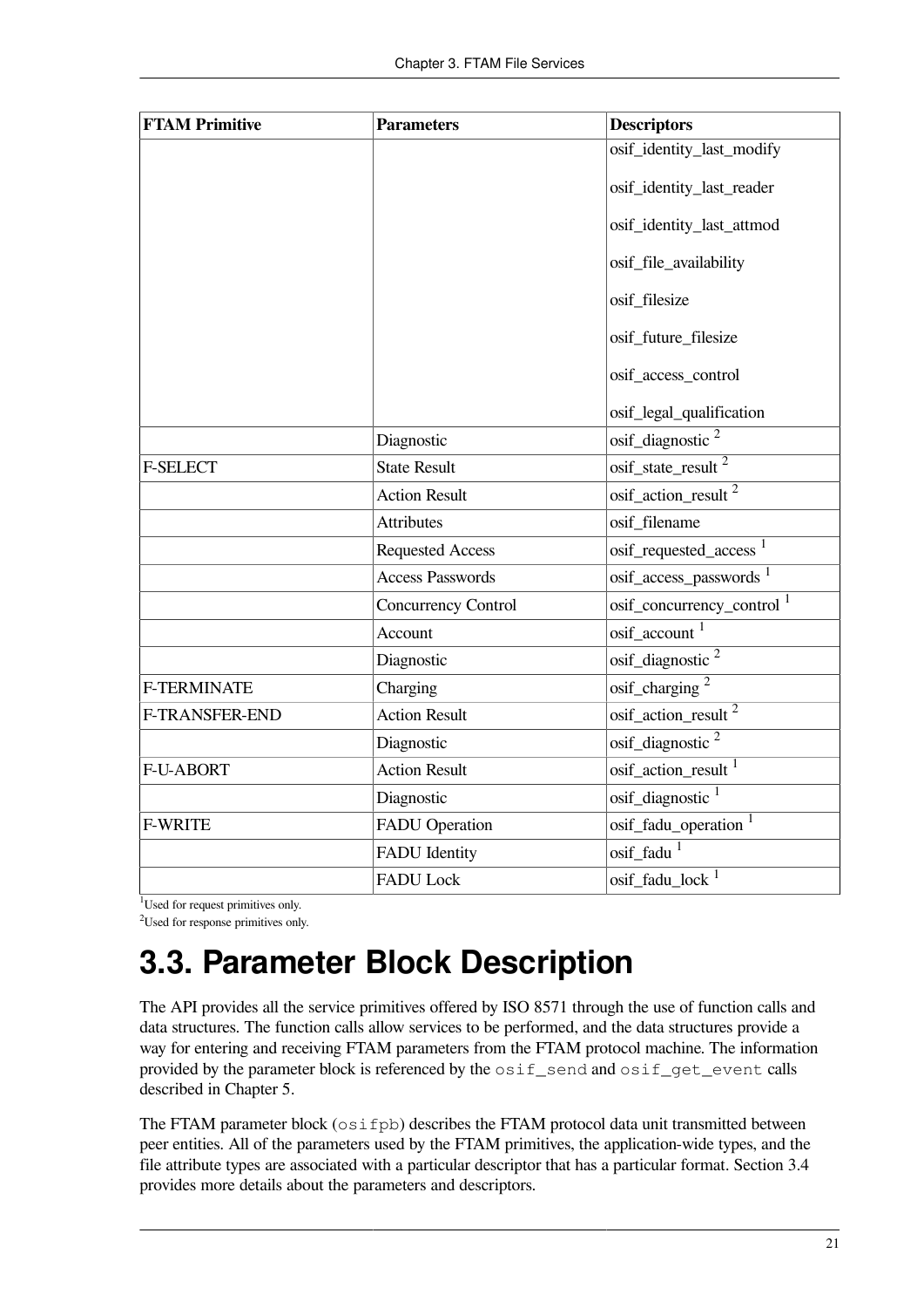| FTAM Primitive | Parameters | Descriptors |
|---|---|---|
| | | osif_identity_last_modify<br><br>osif_identity_last_reader<br><br>osif_identity_last_attmod<br><br>osif_file_availability<br><br>osif_filesize<br><br>osif_future_filesize<br><br>osif_access_control<br><br>osif_legal_qualification |
| | Diagnostic | osif_diagnostic [2] |
| F-SELECT | State Result | osif_state_result [2] |
| | Action Result | osif_action_result [2] |
| | Attributes | osif_filename |
| | Requested Access | osif_requested_access [1] |
| | Access Passwords | osif_access_passwords [1] |
| | Concurrency Control | osif_concurrency_control [1] |
| | Account | osif_account [1] |
| | Diagnostic | osif_diagnostic [2] |
| F-TERMINATE | Charging | osif_charging [2] |
| F-TRANSFER-END | Action Result | osif_action_result [2] |
| | Diagnostic | osif_diagnostic [2] |
| F-U-ABORT | Action Result | osif_action_result [1] |
| | Diagnostic | osif_diagnostic [1] |
| F-WRITE | FADU Operation | osif_fadu_operation [1] |
| | FADU Identity | osif_fadu [1] |
| | FADU Lock | osif_fadu_lock [1] |

[1]Used for request primitives only.

[2]Used for response primitives only.

## 3.3. Parameter Block Description

The API provides all the service primitives offered by ISO 8571 through the use of function calls and data structures. The function calls allow services to be performed, and the data structures provide a way for entering and receiving FTAM parameters from the FTAM protocol machine. The information provided by the parameter block is referenced by the `osif_send` and `osif_get_event` calls described in Chapter 5.

The FTAM parameter block (`osifpb`) describes the FTAM protocol data unit transmitted between peer entities. All of the parameters used by the FTAM primitives, the application-wide types, and the file attribute types are associated with a particular descriptor that has a particular format. Section 3.4 provides more details about the parameters and descriptors.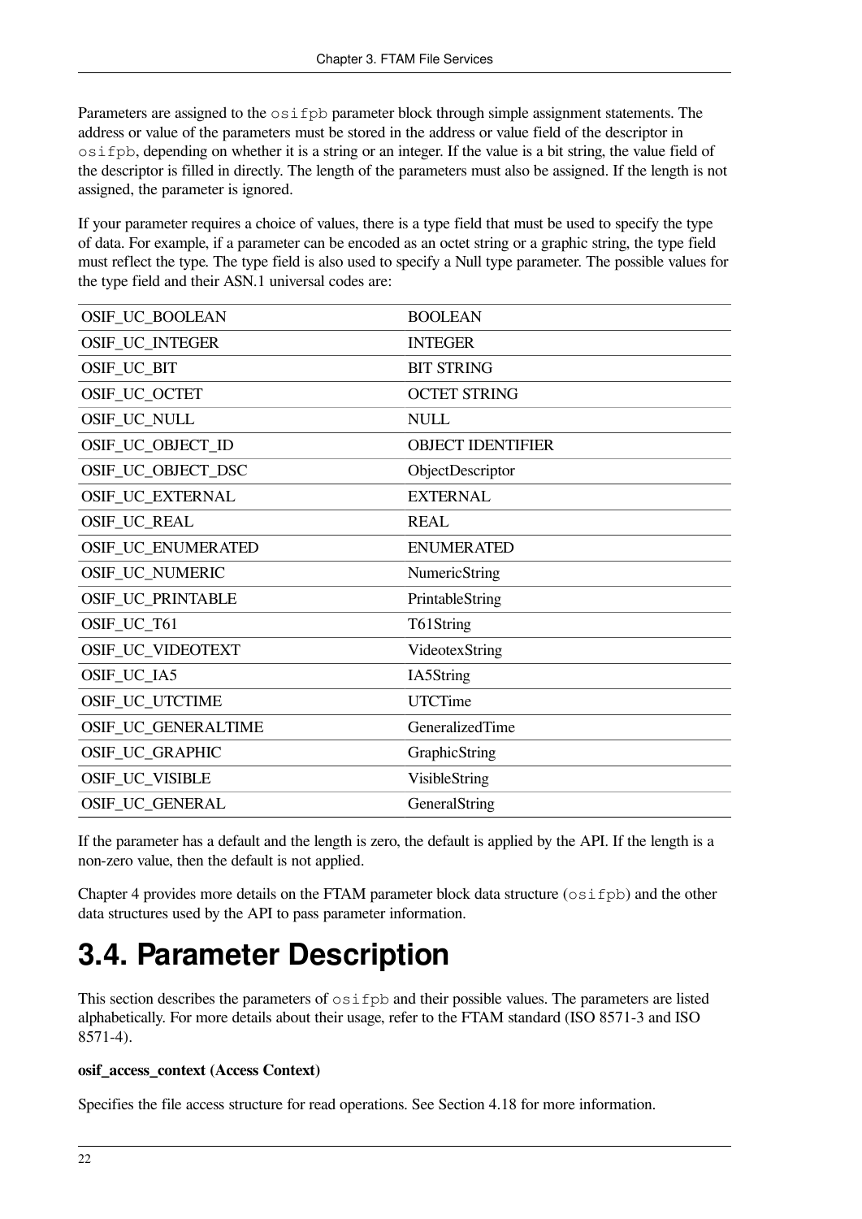Parameters are assigned to the `osifpb` parameter block through simple assignment statements. The address or value of the parameters must be stored in the address or value field of the descriptor in `osifpb`, depending on whether it is a string or an integer. If the value is a bit string, the value field of the descriptor is filled in directly. The length of the parameters must also be assigned. If the length is not assigned, the parameter is ignored.

If your parameter requires a choice of values, there is a type field that must be used to specify the type of data. For example, if a parameter can be encoded as an octet string or a graphic string, the type field must reflect the type. The type field is also used to specify a Null type parameter. The possible values for the type field and their ASN.1 universal codes are:

| | |
|---|---|
| OSIF_UC_BOOLEAN | BOOLEAN |
| OSIF_UC_INTEGER | INTEGER |
| OSIF_UC_BIT | BIT STRING |
| OSIF_UC_OCTET | OCTET STRING |
| OSIF_UC_NULL | NULL |
| OSIF_UC_OBJECT_ID | OBJECT IDENTIFIER |
| OSIF_UC_OBJECT_DSC | ObjectDescriptor |
| OSIF_UC_EXTERNAL | EXTERNAL |
| OSIF_UC_REAL | REAL |
| OSIF_UC_ENUMERATED | ENUMERATED |
| OSIF_UC_NUMERIC | NumericString |
| OSIF_UC_PRINTABLE | PrintableString |
| OSIF_UC_T61 | T61String |
| OSIF_UC_VIDEOTEXT | VideotexString |
| OSIF_UC_IA5 | IA5String |
| OSIF_UC_UTCTIME | UTCTime |
| OSIF_UC_GENERALTIME | GeneralizedTime |
| OSIF_UC_GRAPHIC | GraphicString |
| OSIF_UC_VISIBLE | VisibleString |
| OSIF_UC_GENERAL | GeneralString |

If the parameter has a default and the length is zero, the default is applied by the API. If the length is a non-zero value, then the default is not applied.

Chapter 4 provides more details on the FTAM parameter block data structure (`osifpb`) and the other data structures used by the API to pass parameter information.

# 3.4. Parameter Description

This section describes the parameters of `osifpb` and their possible values. The parameters are listed alphabetically. For more details about their usage, refer to the FTAM standard (ISO 8571-3 and ISO 8571-4).

**osif_access_context (Access Context)**

Specifies the file access structure for read operations. See Section 4.18 for more information.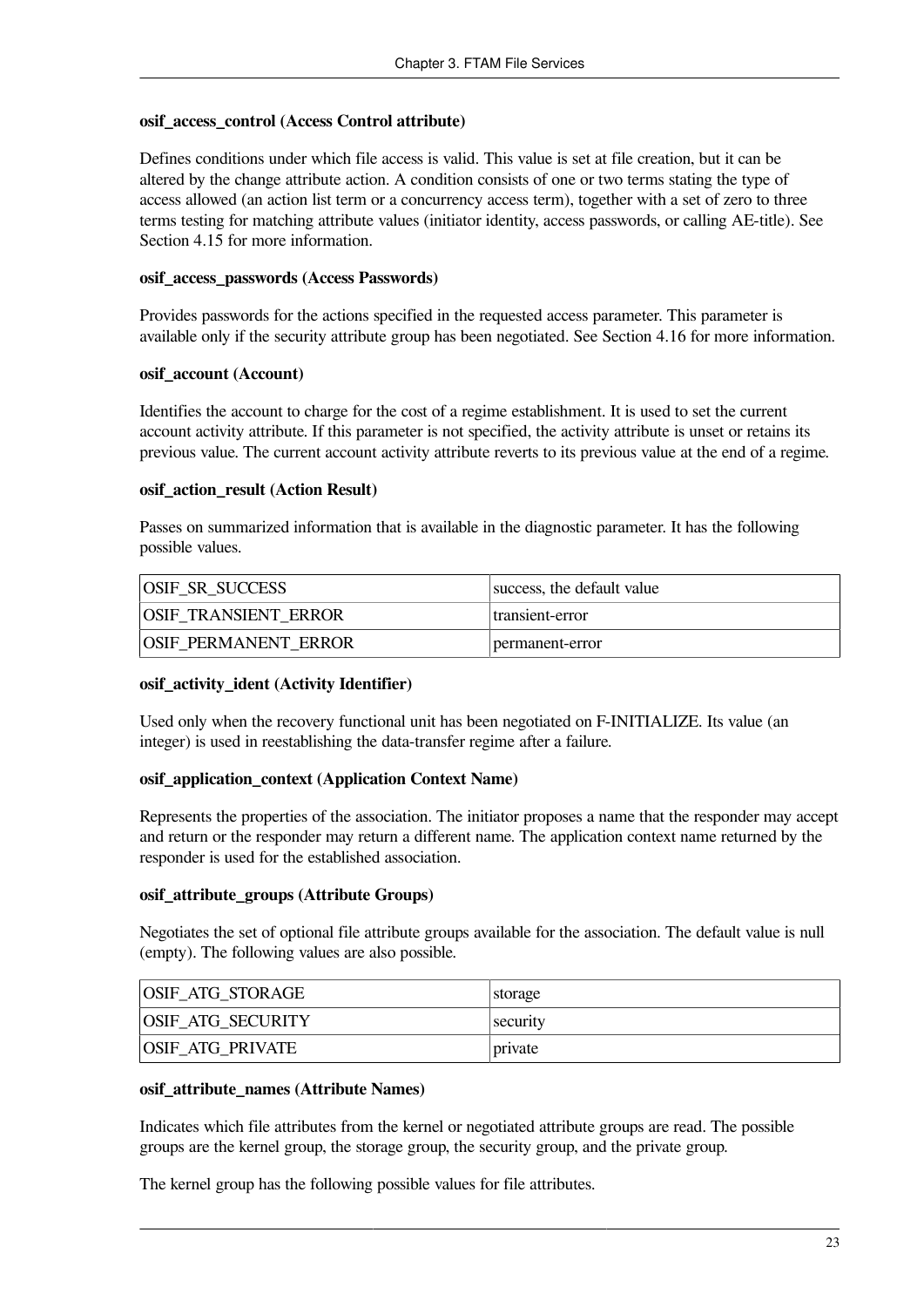**osif_access_control (Access Control attribute)**

Defines conditions under which file access is valid. This value is set at file creation, but it can be altered by the change attribute action. A condition consists of one or two terms stating the type of access allowed (an action list term or a concurrency access term), together with a set of zero to three terms testing for matching attribute values (initiator identity, access passwords, or calling AE-title). See Section 4.15 for more information.

**osif_access_passwords (Access Passwords)**

Provides passwords for the actions specified in the requested access parameter. This parameter is available only if the security attribute group has been negotiated. See Section 4.16 for more information.

**osif_account (Account)**

Identifies the account to charge for the cost of a regime establishment. It is used to set the current account activity attribute. If this parameter is not specified, the activity attribute is unset or retains its previous value. The current account activity attribute reverts to its previous value at the end of a regime.

**osif_action_result (Action Result)**

Passes on summarized information that is available in the diagnostic parameter. It has the following possible values.

| | |
|---|---|
| OSIF_SR_SUCCESS | success, the default value |
| OSIF_TRANSIENT_ERROR | transient-error |
| OSIF_PERMANENT_ERROR | permanent-error |

**osif_activity_ident (Activity Identifier)**

Used only when the recovery functional unit has been negotiated on F-INITIALIZE. Its value (an integer) is used in reestablishing the data-transfer regime after a failure.

**osif_application_context (Application Context Name)**

Represents the properties of the association. The initiator proposes a name that the responder may accept and return or the responder may return a different name. The application context name returned by the responder is used for the established association.

**osif_attribute_groups (Attribute Groups)**

Negotiates the set of optional file attribute groups available for the association. The default value is null (empty). The following values are also possible.

| | |
|---|---|
| OSIF_ATG_STORAGE | storage |
| OSIF_ATG_SECURITY | security |
| OSIF_ATG_PRIVATE | private |

**osif_attribute_names (Attribute Names)**

Indicates which file attributes from the kernel or negotiated attribute groups are read. The possible groups are the kernel group, the storage group, the security group, and the private group.

The kernel group has the following possible values for file attributes.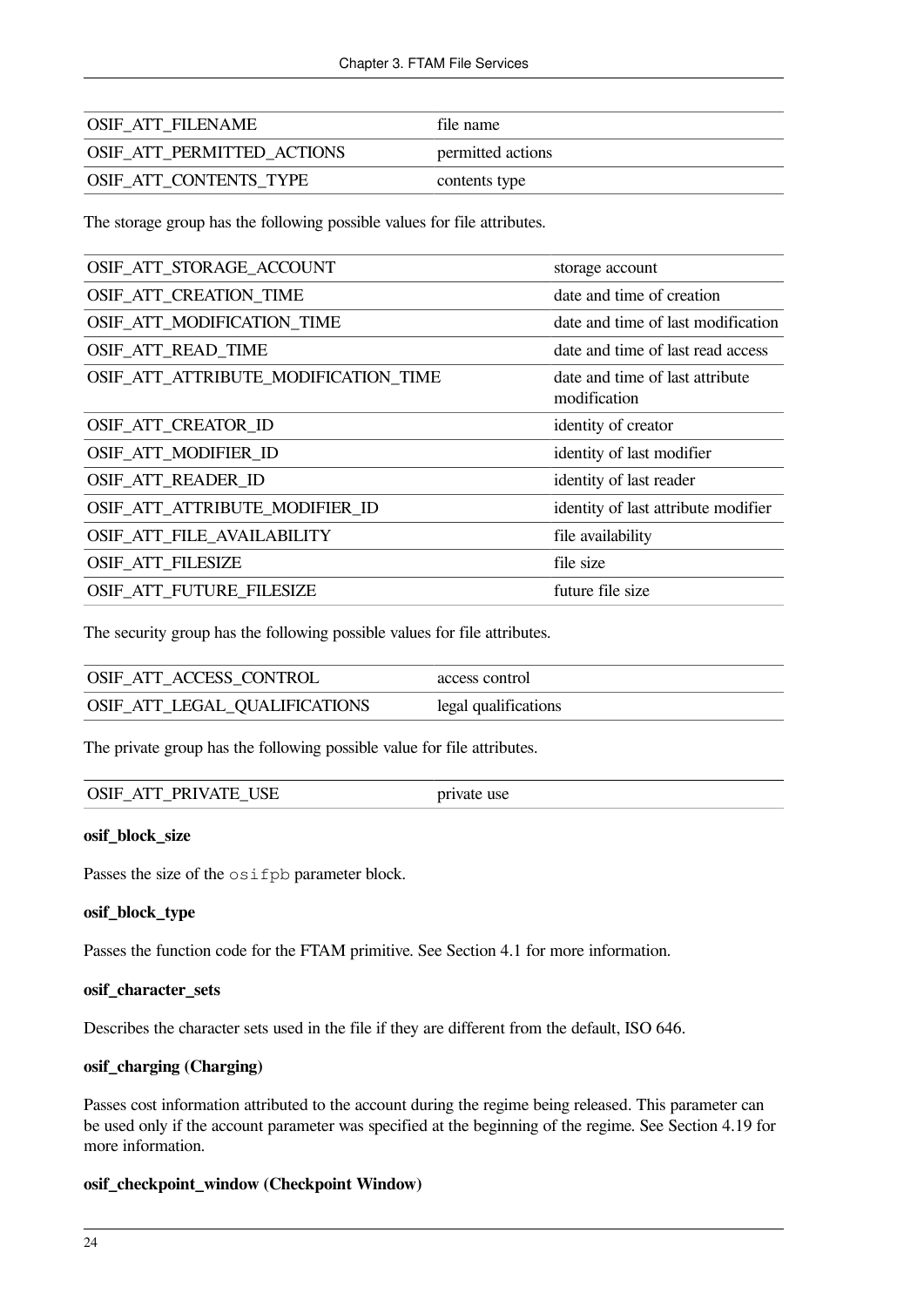| | |
|---|---|
| OSIF_ATT_FILENAME | file name |
| OSIF_ATT_PERMITTED_ACTIONS | permitted actions |
| OSIF_ATT_CONTENTS_TYPE | contents type |

The storage group has the following possible values for file attributes.

| | |
|---|---|
| OSIF_ATT_STORAGE_ACCOUNT | storage account |
| OSIF_ATT_CREATION_TIME | date and time of creation |
| OSIF_ATT_MODIFICATION_TIME | date and time of last modification |
| OSIF_ATT_READ_TIME | date and time of last read access |
| OSIF_ATT_ATTRIBUTE_MODIFICATION_TIME | date and time of last attribute modification |
| OSIF_ATT_CREATOR_ID | identity of creator |
| OSIF_ATT_MODIFIER_ID | identity of last modifier |
| OSIF_ATT_READER_ID | identity of last reader |
| OSIF_ATT_ATTRIBUTE_MODIFIER_ID | identity of last attribute modifier |
| OSIF_ATT_FILE_AVAILABILITY | file availability |
| OSIF_ATT_FILESIZE | file size |
| OSIF_ATT_FUTURE_FILESIZE | future file size |

The security group has the following possible values for file attributes.

| | |
|---|---|
| OSIF_ATT_ACCESS_CONTROL | access control |
| OSIF_ATT_LEGAL_QUALIFICATIONS | legal qualifications |

The private group has the following possible value for file attributes.

| | |
|---|---|
| OSIF_ATT_PRIVATE_USE | private use |

**osif_block_size**

Passes the size of the `osifpb` parameter block.

**osif_block_type**

Passes the function code for the FTAM primitive. See Section 4.1 for more information.

**osif_character_sets**

Describes the character sets used in the file if they are different from the default, ISO 646.

**osif_charging (Charging)**

Passes cost information attributed to the account during the regime being released. This parameter can be used only if the account parameter was specified at the beginning of the regime. See Section 4.19 for more information.

**osif_checkpoint_window (Checkpoint Window)**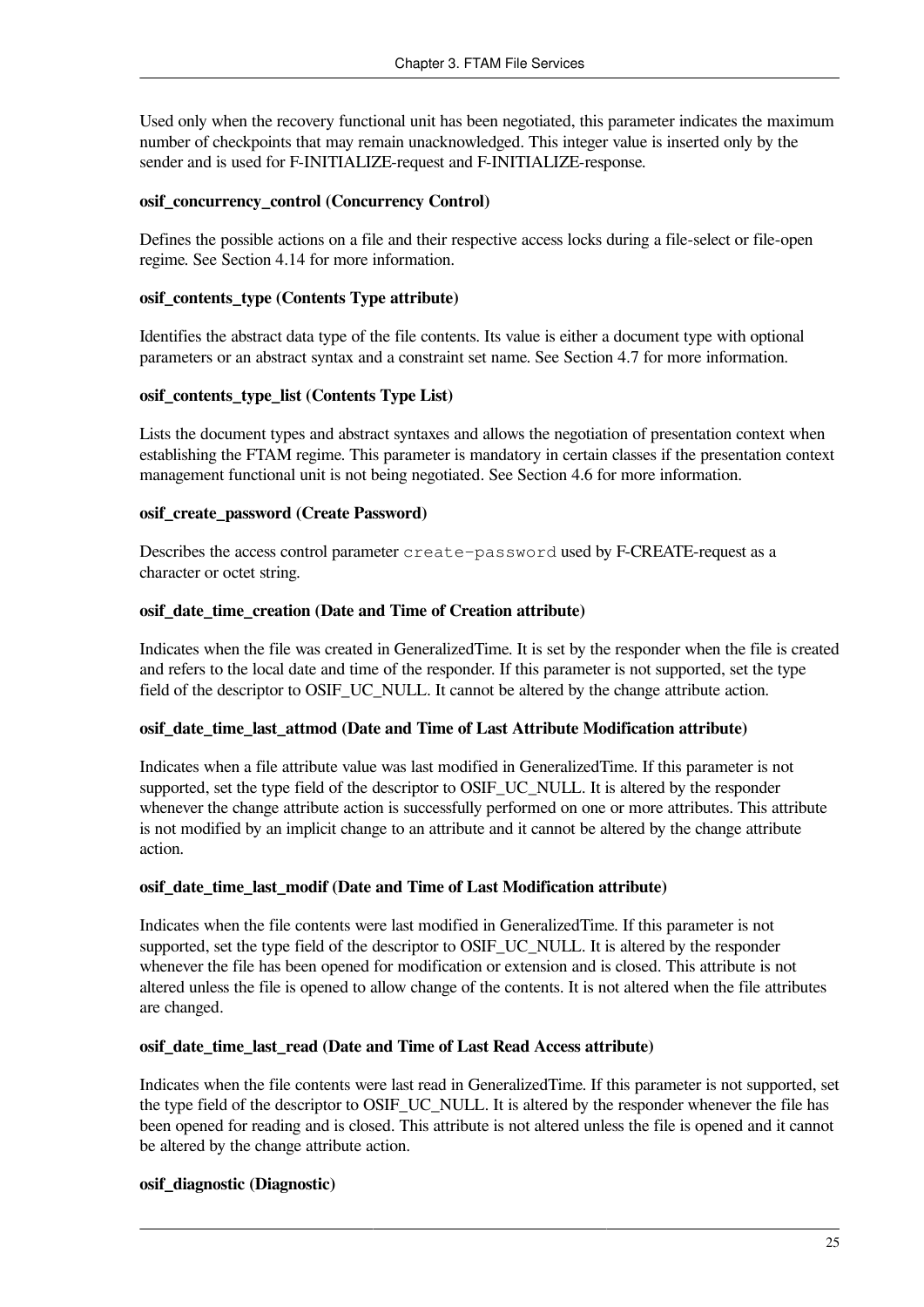Used only when the recovery functional unit has been negotiated, this parameter indicates the maximum number of checkpoints that may remain unacknowledged. This integer value is inserted only by the sender and is used for F-INITIALIZE-request and F-INITIALIZE-response.

**osif_concurrency_control (Concurrency Control)**

Defines the possible actions on a file and their respective access locks during a file-select or file-open regime. See Section 4.14 for more information.

**osif_contents_type (Contents Type attribute)**

Identifies the abstract data type of the file contents. Its value is either a document type with optional parameters or an abstract syntax and a constraint set name. See Section 4.7 for more information.

**osif_contents_type_list (Contents Type List)**

Lists the document types and abstract syntaxes and allows the negotiation of presentation context when establishing the FTAM regime. This parameter is mandatory in certain classes if the presentation context management functional unit is not being negotiated. See Section 4.6 for more information.

**osif_create_password (Create Password)**

Describes the access control parameter `create-password` used by F-CREATE-request as a character or octet string.

**osif_date_time_creation (Date and Time of Creation attribute)**

Indicates when the file was created in GeneralizedTime. It is set by the responder when the file is created and refers to the local date and time of the responder. If this parameter is not supported, set the type field of the descriptor to OSIF_UC_NULL. It cannot be altered by the change attribute action.

**osif_date_time_last_attmod (Date and Time of Last Attribute Modification attribute)**

Indicates when a file attribute value was last modified in GeneralizedTime. If this parameter is not supported, set the type field of the descriptor to OSIF_UC_NULL. It is altered by the responder whenever the change attribute action is successfully performed on one or more attributes. This attribute is not modified by an implicit change to an attribute and it cannot be altered by the change attribute action.

**osif_date_time_last_modif (Date and Time of Last Modification attribute)**

Indicates when the file contents were last modified in GeneralizedTime. If this parameter is not supported, set the type field of the descriptor to OSIF_UC_NULL. It is altered by the responder whenever the file has been opened for modification or extension and is closed. This attribute is not altered unless the file is opened to allow change of the contents. It is not altered when the file attributes are changed.

**osif_date_time_last_read (Date and Time of Last Read Access attribute)**

Indicates when the file contents were last read in GeneralizedTime. If this parameter is not supported, set the type field of the descriptor to OSIF_UC_NULL. It is altered by the responder whenever the file has been opened for reading and is closed. This attribute is not altered unless the file is opened and it cannot be altered by the change attribute action.

**osif_diagnostic (Diagnostic)**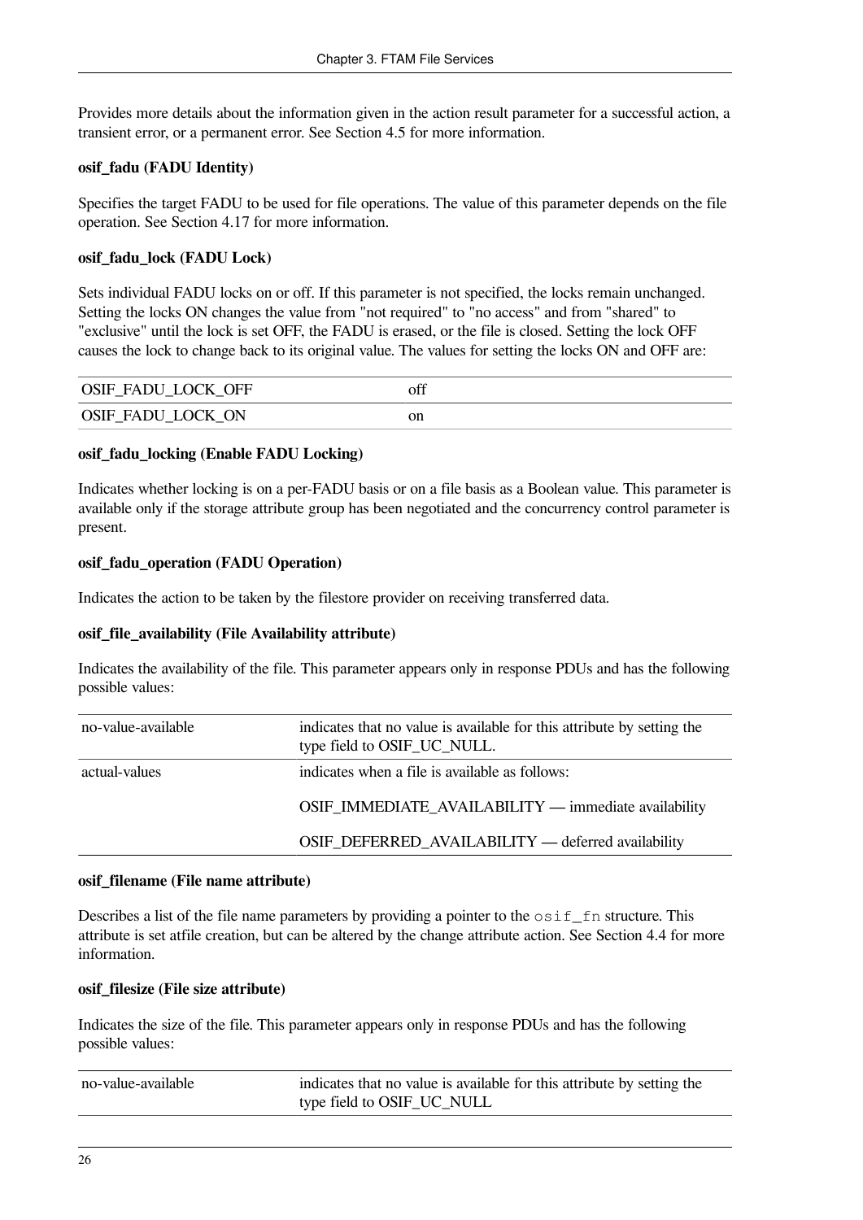Provides more details about the information given in the action result parameter for a successful action, a transient error, or a permanent error. See Section 4.5 for more information.

**osif_fadu (FADU Identity)**

Specifies the target FADU to be used for file operations. The value of this parameter depends on the file operation. See Section 4.17 for more information.

**osif_fadu_lock (FADU Lock)**

Sets individual FADU locks on or off. If this parameter is not specified, the locks remain unchanged. Setting the locks ON changes the value from "not required" to "no access" and from "shared" to "exclusive" until the lock is set OFF, the FADU is erased, or the file is closed. Setting the lock OFF causes the lock to change back to its original value. The values for setting the locks ON and OFF are:

| | |
|---|---|
| OSIF_FADU_LOCK_OFF | off |
| OSIF_FADU_LOCK_ON | on |

**osif_fadu_locking (Enable FADU Locking)**

Indicates whether locking is on a per-FADU basis or on a file basis as a Boolean value. This parameter is available only if the storage attribute group has been negotiated and the concurrency control parameter is present.

**osif_fadu_operation (FADU Operation)**

Indicates the action to be taken by the filestore provider on receiving transferred data.

**osif_file_availability (File Availability attribute)**

Indicates the availability of the file. This parameter appears only in response PDUs and has the following possible values:

| | |
|---|---|
| no-value-available | indicates that no value is available for this attribute by setting the type field to OSIF_UC_NULL. |
| actual-values | indicates when a file is available as follows:<br><br>OSIF_IMMEDIATE_AVAILABILITY — immediate availability<br><br>OSIF_DEFERRED_AVAILABILITY — deferred availability |

**osif_filename (File name attribute)**

Describes a list of the file name parameters by providing a pointer to the `osif_fn` structure. This attribute is set atfile creation, but can be altered by the change attribute action. See Section 4.4 for more information.

**osif_filesize (File size attribute)**

Indicates the size of the file. This parameter appears only in response PDUs and has the following possible values:

| | |
|---|---|
| no-value-available | indicates that no value is available for this attribute by setting the type field to OSIF_UC_NULL |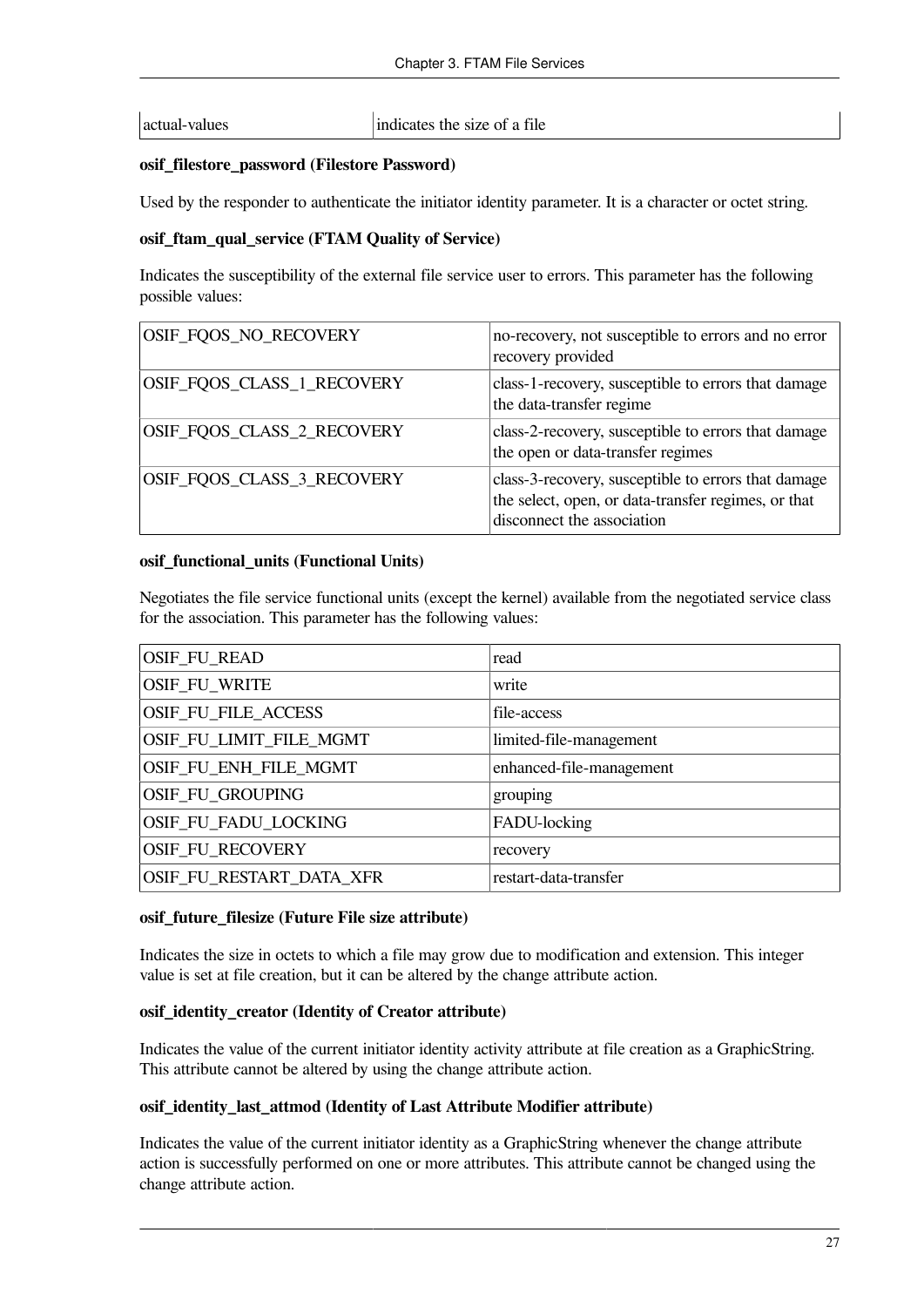| actual-values | indicates the size of a file |
|---|---|

**osif_filestore_password (Filestore Password)**

Used by the responder to authenticate the initiator identity parameter. It is a character or octet string.

**osif_ftam_qual_service (FTAM Quality of Service)**

Indicates the susceptibility of the external file service user to errors. This parameter has the following possible values:

| OSIF_FQOS_NO_RECOVERY | no-recovery, not susceptible to errors and no error recovery provided |
|---|---|
| OSIF_FQOS_CLASS_1_RECOVERY | class-1-recovery, susceptible to errors that damage the data-transfer regime |
| OSIF_FQOS_CLASS_2_RECOVERY | class-2-recovery, susceptible to errors that damage the open or data-transfer regimes |
| OSIF_FQOS_CLASS_3_RECOVERY | class-3-recovery, susceptible to errors that damage the select, open, or data-transfer regimes, or that disconnect the association |

**osif_functional_units (Functional Units)**

Negotiates the file service functional units (except the kernel) available from the negotiated service class for the association. This parameter has the following values:

| OSIF_FU_READ | read |
|---|---|
| OSIF_FU_WRITE | write |
| OSIF_FU_FILE_ACCESS | file-access |
| OSIF_FU_LIMIT_FILE_MGMT | limited-file-management |
| OSIF_FU_ENH_FILE_MGMT | enhanced-file-management |
| OSIF_FU_GROUPING | grouping |
| OSIF_FU_FADU_LOCKING | FADU-locking |
| OSIF_FU_RECOVERY | recovery |
| OSIF_FU_RESTART_DATA_XFR | restart-data-transfer |

**osif_future_filesize (Future File size attribute)**

Indicates the size in octets to which a file may grow due to modification and extension. This integer value is set at file creation, but it can be altered by the change attribute action.

**osif_identity_creator (Identity of Creator attribute)**

Indicates the value of the current initiator identity activity attribute at file creation as a GraphicString. This attribute cannot be altered by using the change attribute action.

**osif_identity_last_attmod (Identity of Last Attribute Modifier attribute)**

Indicates the value of the current initiator identity as a GraphicString whenever the change attribute action is successfully performed on one or more attributes. This attribute cannot be changed using the change attribute action.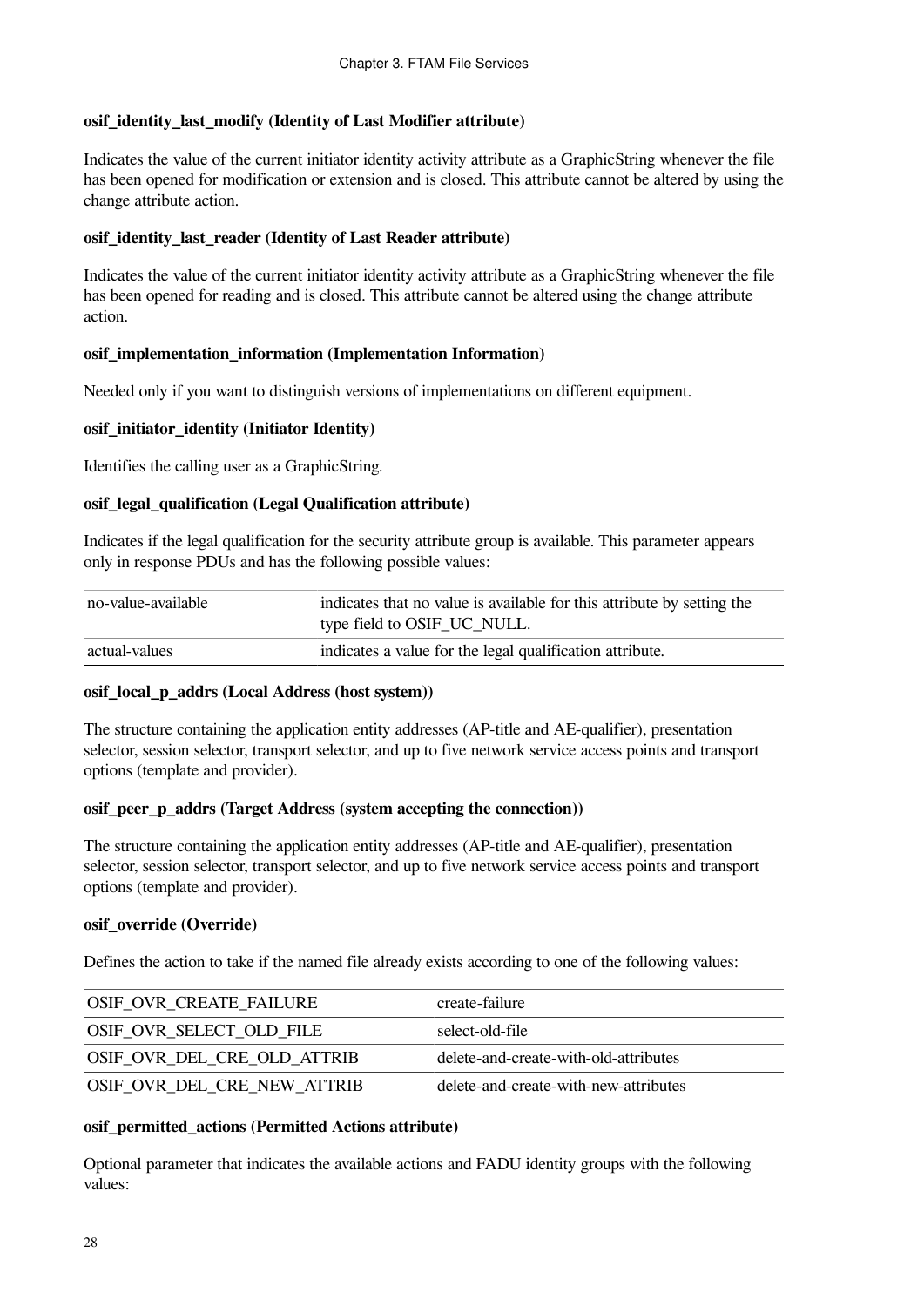**osif_identity_last_modify (Identity of Last Modifier attribute)**

Indicates the value of the current initiator identity activity attribute as a GraphicString whenever the file has been opened for modification or extension and is closed. This attribute cannot be altered by using the change attribute action.

**osif_identity_last_reader (Identity of Last Reader attribute)**

Indicates the value of the current initiator identity activity attribute as a GraphicString whenever the file has been opened for reading and is closed. This attribute cannot be altered using the change attribute action.

**osif_implementation_information (Implementation Information)**

Needed only if you want to distinguish versions of implementations on different equipment.

**osif_initiator_identity (Initiator Identity)**

Identifies the calling user as a GraphicString.

**osif_legal_qualification (Legal Qualification attribute)**

Indicates if the legal qualification for the security attribute group is available. This parameter appears only in response PDUs and has the following possible values:

| | |
|---|---|
| no-value-available | indicates that no value is available for this attribute by setting the type field to OSIF_UC_NULL. |
| actual-values | indicates a value for the legal qualification attribute. |

**osif_local_p_addrs (Local Address (host system))**

The structure containing the application entity addresses (AP-title and AE-qualifier), presentation selector, session selector, transport selector, and up to five network service access points and transport options (template and provider).

**osif_peer_p_addrs (Target Address (system accepting the connection))**

The structure containing the application entity addresses (AP-title and AE-qualifier), presentation selector, session selector, transport selector, and up to five network service access points and transport options (template and provider).

**osif_override (Override)**

Defines the action to take if the named file already exists according to one of the following values:

| | |
|---|---|
| OSIF_OVR_CREATE_FAILURE | create-failure |
| OSIF_OVR_SELECT_OLD_FILE | select-old-file |
| OSIF_OVR_DEL_CRE_OLD_ATTRIB | delete-and-create-with-old-attributes |
| OSIF_OVR_DEL_CRE_NEW_ATTRIB | delete-and-create-with-new-attributes |

**osif_permitted_actions (Permitted Actions attribute)**

Optional parameter that indicates the available actions and FADU identity groups with the following values: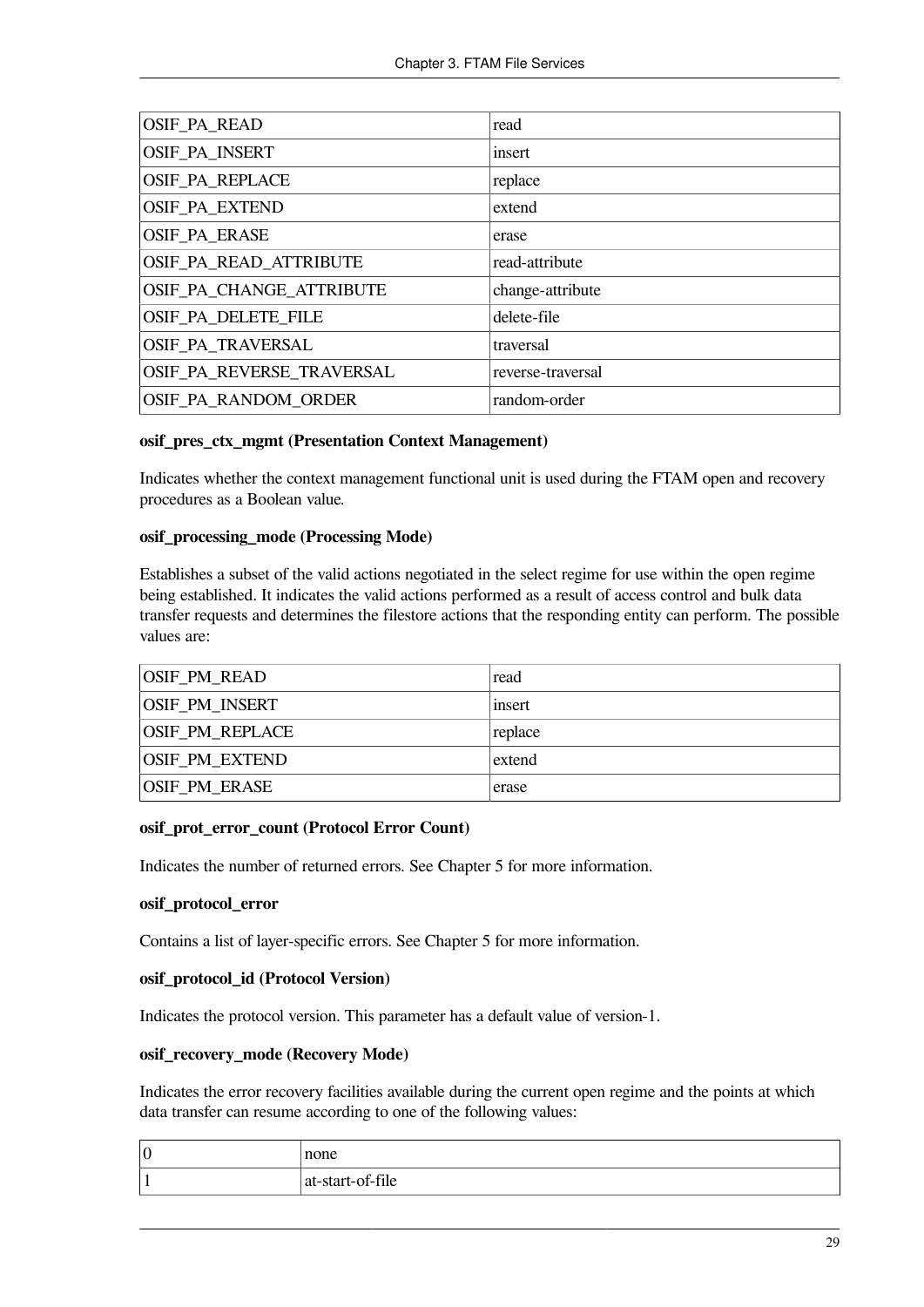| | |
|---|---|
| OSIF_PA_READ | read |
| OSIF_PA_INSERT | insert |
| OSIF_PA_REPLACE | replace |
| OSIF_PA_EXTEND | extend |
| OSIF_PA_ERASE | erase |
| OSIF_PA_READ_ATTRIBUTE | read-attribute |
| OSIF_PA_CHANGE_ATTRIBUTE | change-attribute |
| OSIF_PA_DELETE_FILE | delete-file |
| OSIF_PA_TRAVERSAL | traversal |
| OSIF_PA_REVERSE_TRAVERSAL | reverse-traversal |
| OSIF_PA_RANDOM_ORDER | random-order |

**osif_pres_ctx_mgmt (Presentation Context Management)**

Indicates whether the context management functional unit is used during the FTAM open and recovery procedures as a Boolean value.

**osif_processing_mode (Processing Mode)**

Establishes a subset of the valid actions negotiated in the select regime for use within the open regime being established. It indicates the valid actions performed as a result of access control and bulk data transfer requests and determines the filestore actions that the responding entity can perform. The possible values are:

| | |
|---|---|
| OSIF_PM_READ | read |
| OSIF_PM_INSERT | insert |
| OSIF_PM_REPLACE | replace |
| OSIF_PM_EXTEND | extend |
| OSIF_PM_ERASE | erase |

**osif_prot_error_count (Protocol Error Count)**

Indicates the number of returned errors. See Chapter 5 for more information.

**osif_protocol_error**

Contains a list of layer-specific errors. See Chapter 5 for more information.

**osif_protocol_id (Protocol Version)**

Indicates the protocol version. This parameter has a default value of version-1.

**osif_recovery_mode (Recovery Mode)**

Indicates the error recovery facilities available during the current open regime and the points at which data transfer can resume according to one of the following values:

| | |
|---|---|
| 0 | none |
| 1 | at-start-of-file |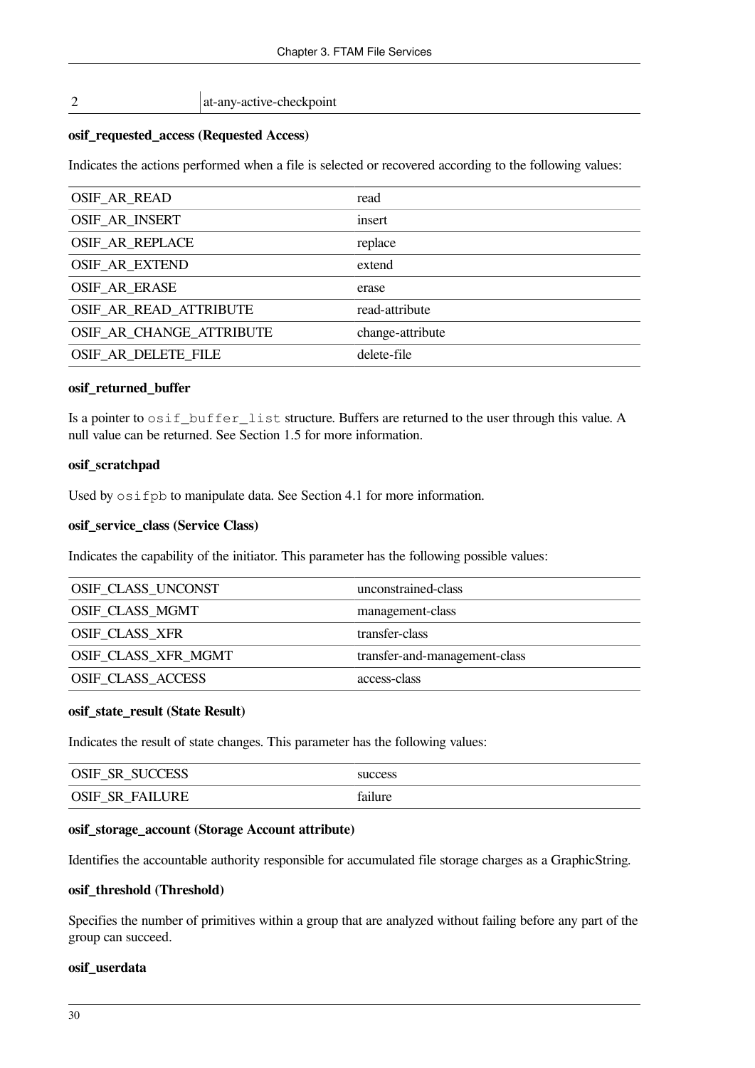| 2 | at-any-active-checkpoint |
|---|---|

**osif_requested_access (Requested Access)**

Indicates the actions performed when a file is selected or recovered according to the following values:

| OSIF_AR_READ | read |
|---|---|
| OSIF_AR_INSERT | insert |
| OSIF_AR_REPLACE | replace |
| OSIF_AR_EXTEND | extend |
| OSIF_AR_ERASE | erase |
| OSIF_AR_READ_ATTRIBUTE | read-attribute |
| OSIF_AR_CHANGE_ATTRIBUTE | change-attribute |
| OSIF_AR_DELETE_FILE | delete-file |

**osif_returned_buffer**

Is a pointer to `osif_buffer_list` structure. Buffers are returned to the user through this value. A null value can be returned. See Section 1.5 for more information.

**osif_scratchpad**

Used by `osifpb` to manipulate data. See Section 4.1 for more information.

**osif_service_class (Service Class)**

Indicates the capability of the initiator. This parameter has the following possible values:

| OSIF_CLASS_UNCONST | unconstrained-class |
|---|---|
| OSIF_CLASS_MGMT | management-class |
| OSIF_CLASS_XFR | transfer-class |
| OSIF_CLASS_XFR_MGMT | transfer-and-management-class |
| OSIF_CLASS_ACCESS | access-class |

**osif_state_result (State Result)**

Indicates the result of state changes. This parameter has the following values:

| OSIF_SR_SUCCESS | success |
|---|---|
| OSIF_SR_FAILURE | failure |

**osif_storage_account (Storage Account attribute)**

Identifies the accountable authority responsible for accumulated file storage charges as a GraphicString.

**osif_threshold (Threshold)**

Specifies the number of primitives within a group that are analyzed without failing before any part of the group can succeed.

**osif_userdata**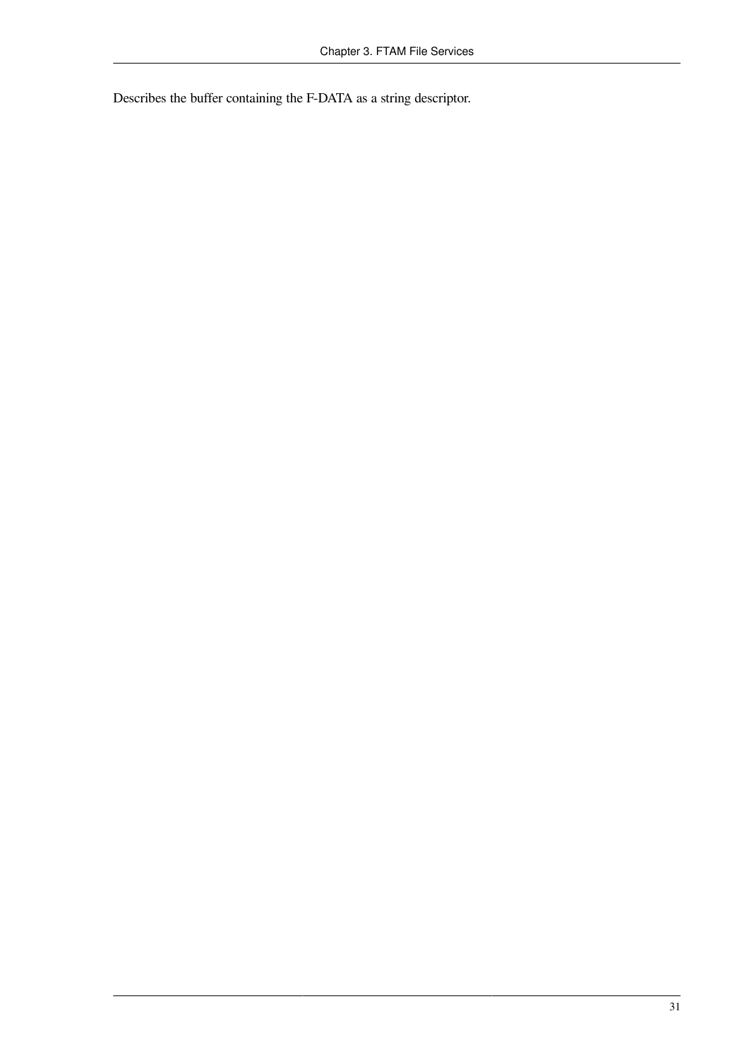Describes the buffer containing the F-DATA as a string descriptor.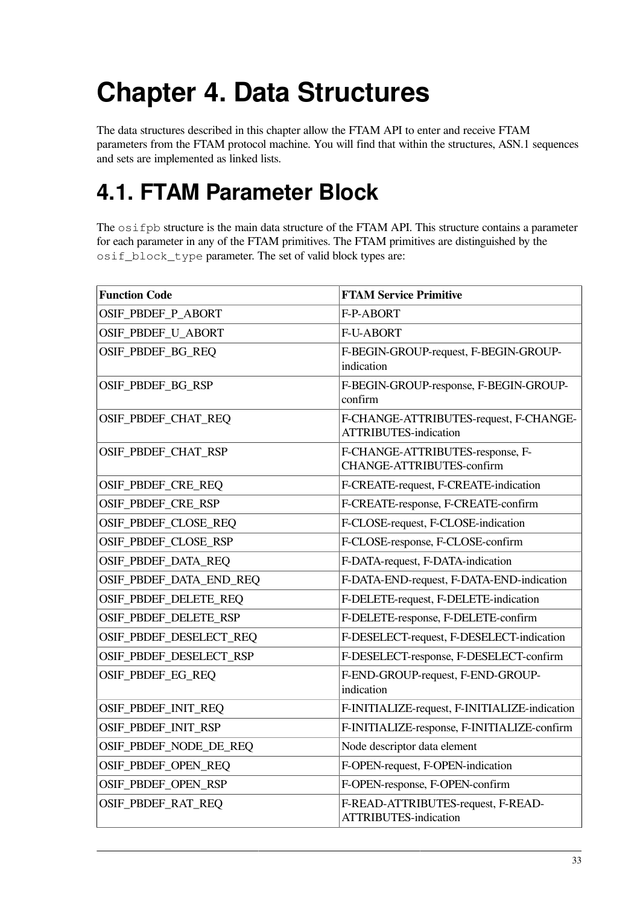# Chapter 4. Data Structures

The data structures described in this chapter allow the FTAM API to enter and receive FTAM parameters from the FTAM protocol machine. You will find that within the structures, ASN.1 sequences and sets are implemented as linked lists.

## 4.1. FTAM Parameter Block

The `osifpb` structure is the main data structure of the FTAM API. This structure contains a parameter for each parameter in any of the FTAM primitives. The FTAM primitives are distinguished by the `osif_block_type` parameter. The set of valid block types are:

| Function Code | FTAM Service Primitive |
|---|---|
| OSIF_PBDEF_P_ABORT | F-P-ABORT |
| OSIF_PBDEF_U_ABORT | F-U-ABORT |
| OSIF_PBDEF_BG_REQ | F-BEGIN-GROUP-request, F-BEGIN-GROUP-indication |
| OSIF_PBDEF_BG_RSP | F-BEGIN-GROUP-response, F-BEGIN-GROUP-confirm |
| OSIF_PBDEF_CHAT_REQ | F-CHANGE-ATTRIBUTES-request, F-CHANGE-ATTRIBUTES-indication |
| OSIF_PBDEF_CHAT_RSP | F-CHANGE-ATTRIBUTES-response, F-CHANGE-ATTRIBUTES-confirm |
| OSIF_PBDEF_CRE_REQ | F-CREATE-request, F-CREATE-indication |
| OSIF_PBDEF_CRE_RSP | F-CREATE-response, F-CREATE-confirm |
| OSIF_PBDEF_CLOSE_REQ | F-CLOSE-request, F-CLOSE-indication |
| OSIF_PBDEF_CLOSE_RSP | F-CLOSE-response, F-CLOSE-confirm |
| OSIF_PBDEF_DATA_REQ | F-DATA-request, F-DATA-indication |
| OSIF_PBDEF_DATA_END_REQ | F-DATA-END-request, F-DATA-END-indication |
| OSIF_PBDEF_DELETE_REQ | F-DELETE-request, F-DELETE-indication |
| OSIF_PBDEF_DELETE_RSP | F-DELETE-response, F-DELETE-confirm |
| OSIF_PBDEF_DESELECT_REQ | F-DESELECT-request, F-DESELECT-indication |
| OSIF_PBDEF_DESELECT_RSP | F-DESELECT-response, F-DESELECT-confirm |
| OSIF_PBDEF_EG_REQ | F-END-GROUP-request, F-END-GROUP-indication |
| OSIF_PBDEF_INIT_REQ | F-INITIALIZE-request, F-INITIALIZE-indication |
| OSIF_PBDEF_INIT_RSP | F-INITIALIZE-response, F-INITIALIZE-confirm |
| OSIF_PBDEF_NODE_DE_REQ | Node descriptor data element |
| OSIF_PBDEF_OPEN_REQ | F-OPEN-request, F-OPEN-indication |
| OSIF_PBDEF_OPEN_RSP | F-OPEN-response, F-OPEN-confirm |
| OSIF_PBDEF_RAT_REQ | F-READ-ATTRIBUTES-request, F-READ-ATTRIBUTES-indication |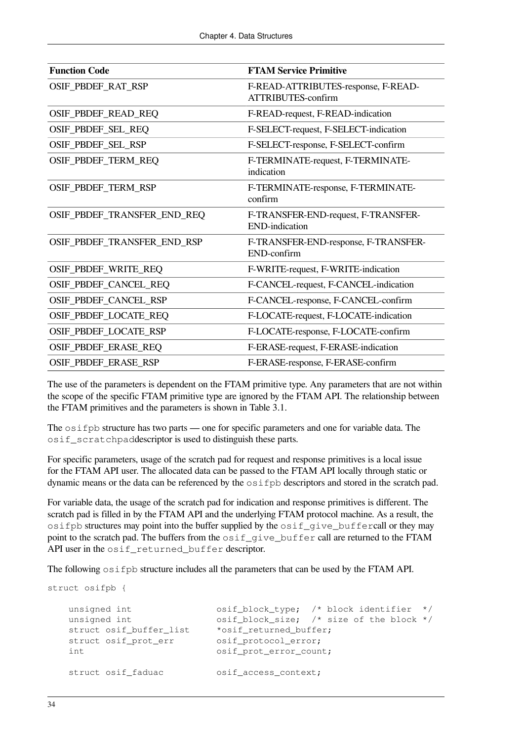| Function Code | FTAM Service Primitive |
|---|---|
| OSIF_PBDEF_RAT_RSP | F-READ-ATTRIBUTES-response, F-READ-ATTRIBUTES-confirm |
| OSIF_PBDEF_READ_REQ | F-READ-request, F-READ-indication |
| OSIF_PBDEF_SEL_REQ | F-SELECT-request, F-SELECT-indication |
| OSIF_PBDEF_SEL_RSP | F-SELECT-response, F-SELECT-confirm |
| OSIF_PBDEF_TERM_REQ | F-TERMINATE-request, F-TERMINATE-indication |
| OSIF_PBDEF_TERM_RSP | F-TERMINATE-response, F-TERMINATE-confirm |
| OSIF_PBDEF_TRANSFER_END_REQ | F-TRANSFER-END-request, F-TRANSFER-END-indication |
| OSIF_PBDEF_TRANSFER_END_RSP | F-TRANSFER-END-response, F-TRANSFER-END-confirm |
| OSIF_PBDEF_WRITE_REQ | F-WRITE-request, F-WRITE-indication |
| OSIF_PBDEF_CANCEL_REQ | F-CANCEL-request, F-CANCEL-indication |
| OSIF_PBDEF_CANCEL_RSP | F-CANCEL-response, F-CANCEL-confirm |
| OSIF_PBDEF_LOCATE_REQ | F-LOCATE-request, F-LOCATE-indication |
| OSIF_PBDEF_LOCATE_RSP | F-LOCATE-response, F-LOCATE-confirm |
| OSIF_PBDEF_ERASE_REQ | F-ERASE-request, F-ERASE-indication |
| OSIF_PBDEF_ERASE_RSP | F-ERASE-response, F-ERASE-confirm |

The use of the parameters is dependent on the FTAM primitive type. Any parameters that are not within the scope of the specific FTAM primitive type are ignored by the FTAM API. The relationship between the FTAM primitives and the parameters is shown in Table 3.1.

The `osifpb` structure has two parts — one for specific parameters and one for variable data. The `osif_scratchpad`descriptor is used to distinguish these parts.

For specific parameters, usage of the scratch pad for request and response primitives is a local issue for the FTAM API user. The allocated data can be passed to the FTAM API locally through static or dynamic means or the data can be referenced by the `osifpb` descriptors and stored in the scratch pad.

For variable data, the usage of the scratch pad for indication and response primitives is different. The scratch pad is filled in by the FTAM API and the underlying FTAM protocol machine. As a result, the `osifpb` structures may point into the buffer supplied by the `osif_give_buffer`call or they may point to the scratch pad. The buffers from the `osif_give_buffer` call are returned to the FTAM API user in the `osif_returned_buffer` descriptor.

The following `osifpb` structure includes all the parameters that can be used by the FTAM API.

```
struct osifpb {

    unsigned int              osif_block_type;  /* block identifier  */
    unsigned int              osif_block_size;  /* size of the block */
    struct osif_buffer_list   *osif_returned_buffer;
    struct osif_prot_err      osif_protocol_error;
    int                       osif_prot_error_count;

    struct osif_faduac        osif_access_context;
```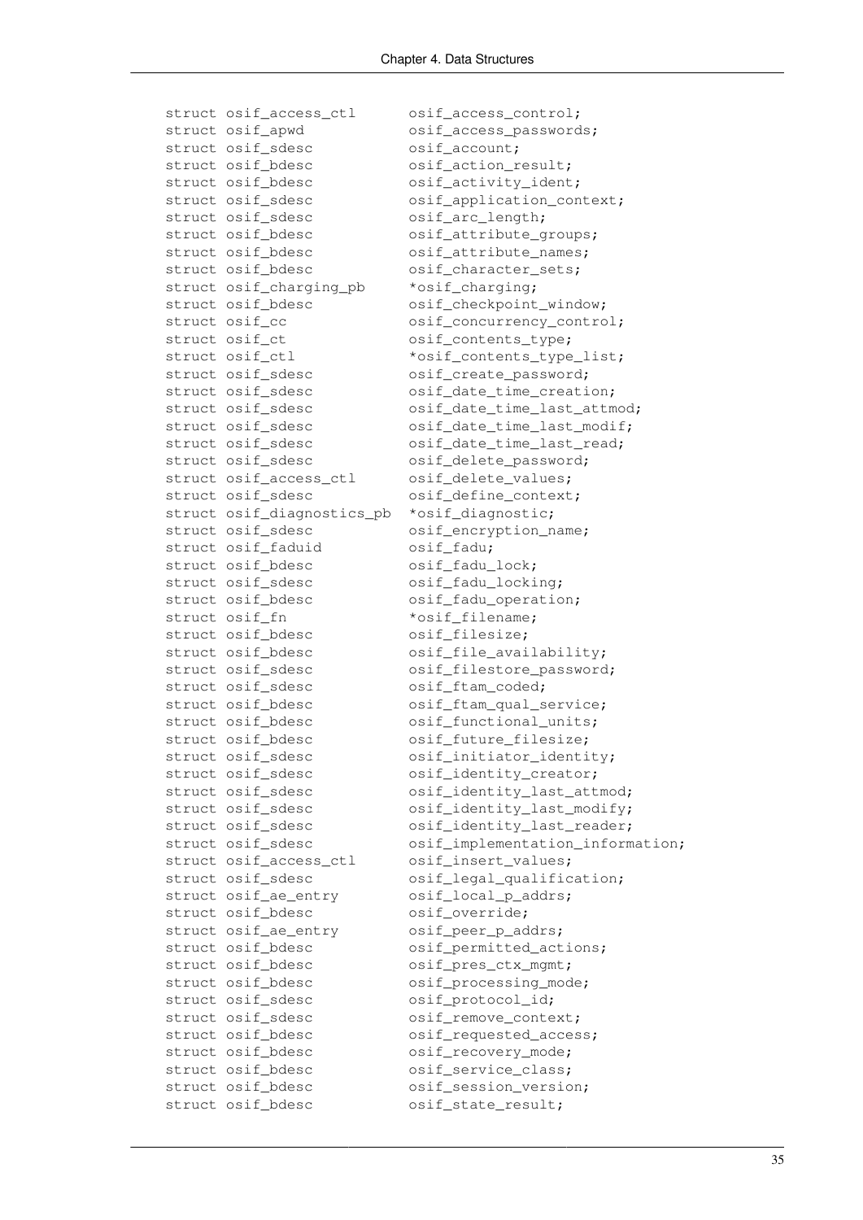```
struct osif_access_ctl      osif_access_control;
struct osif_apwd            osif_access_passwords;
struct osif_sdesc           osif_account;
struct osif_bdesc           osif_action_result;
struct osif_bdesc           osif_activity_ident;
struct osif_sdesc           osif_application_context;
struct osif_sdesc           osif_arc_length;
struct osif_bdesc           osif_attribute_groups;
struct osif_bdesc           osif_attribute_names;
struct osif_bdesc           osif_character_sets;
struct osif_charging_pb     *osif_charging;
struct osif_bdesc           osif_checkpoint_window;
struct osif_cc              osif_concurrency_control;
struct osif_ct              osif_contents_type;
struct osif_ctl             *osif_contents_type_list;
struct osif_sdesc           osif_create_password;
struct osif_sdesc           osif_date_time_creation;
struct osif_sdesc           osif_date_time_last_attmod;
struct osif_sdesc           osif_date_time_last_modif;
struct osif_sdesc           osif_date_time_last_read;
struct osif_sdesc           osif_delete_password;
struct osif_access_ctl      osif_delete_values;
struct osif_sdesc           osif_define_context;
struct osif_diagnostics_pb  *osif_diagnostic;
struct osif_sdesc           osif_encryption_name;
struct osif_faduid          osif_fadu;
struct osif_bdesc           osif_fadu_lock;
struct osif_sdesc           osif_fadu_locking;
struct osif_bdesc           osif_fadu_operation;
struct osif_fn              *osif_filename;
struct osif_bdesc           osif_filesize;
struct osif_bdesc           osif_file_availability;
struct osif_sdesc           osif_filestore_password;
struct osif_sdesc           osif_ftam_coded;
struct osif_bdesc           osif_ftam_qual_service;
struct osif_bdesc           osif_functional_units;
struct osif_bdesc           osif_future_filesize;
struct osif_sdesc           osif_initiator_identity;
struct osif_sdesc           osif_identity_creator;
struct osif_sdesc           osif_identity_last_attmod;
struct osif_sdesc           osif_identity_last_modify;
struct osif_sdesc           osif_identity_last_reader;
struct osif_sdesc           osif_implementation_information;
struct osif_access_ctl      osif_insert_values;
struct osif_sdesc           osif_legal_qualification;
struct osif_ae_entry        osif_local_p_addrs;
struct osif_bdesc           osif_override;
struct osif_ae_entry        osif_peer_p_addrs;
struct osif_bdesc           osif_permitted_actions;
struct osif_bdesc           osif_pres_ctx_mgmt;
struct osif_bdesc           osif_processing_mode;
struct osif_sdesc           osif_protocol_id;
struct osif_sdesc           osif_remove_context;
struct osif_bdesc           osif_requested_access;
struct osif_bdesc           osif_recovery_mode;
struct osif_bdesc           osif_service_class;
struct osif_bdesc           osif_session_version;
struct osif_bdesc           osif_state_result;
```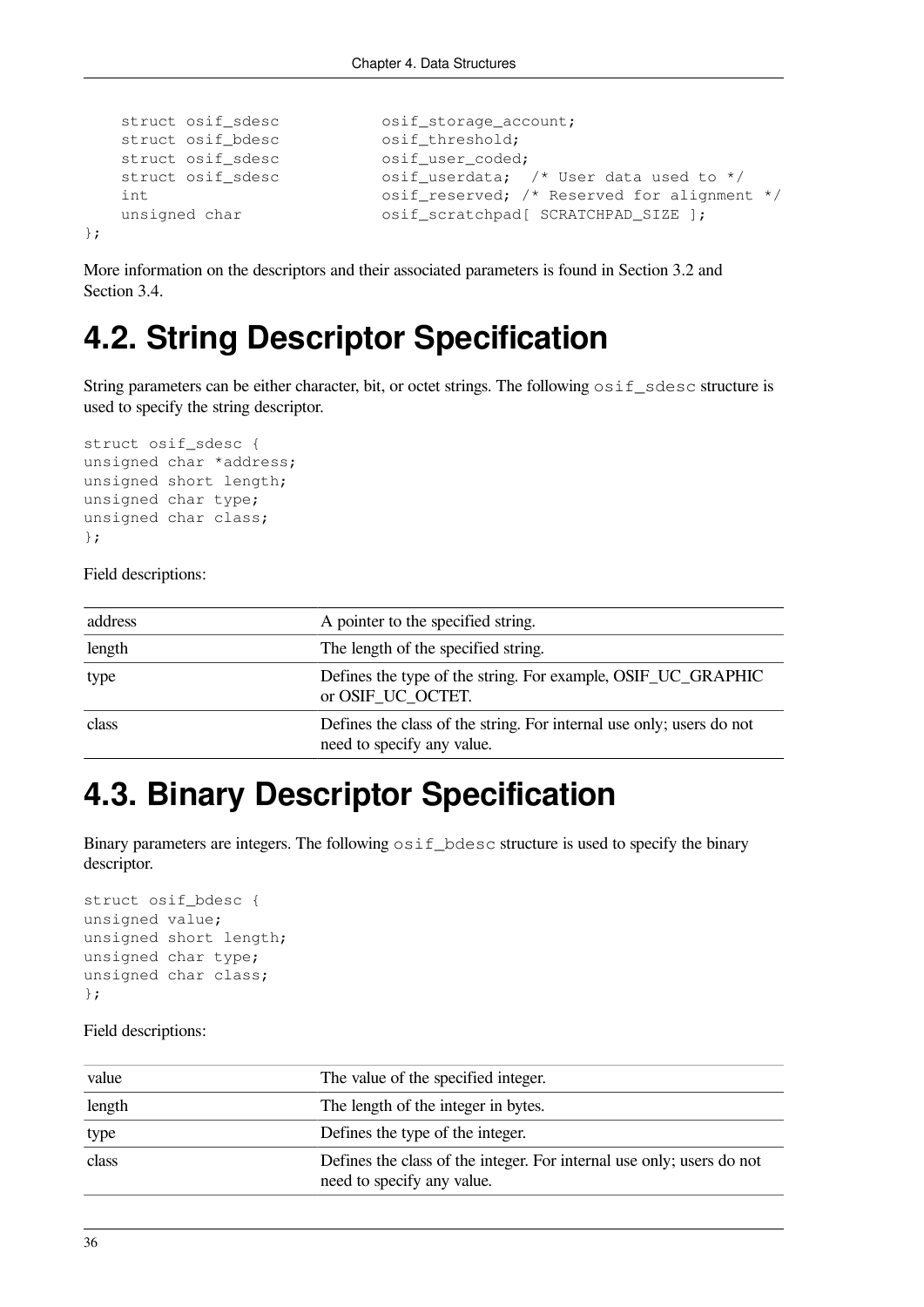```
    struct osif_sdesc           osif_storage_account;
    struct osif_bdesc           osif_threshold;
    struct osif_sdesc           osif_user_coded;
    struct osif_sdesc           osif_userdata;  /* User data used to */
    int                         osif_reserved; /* Reserved for alignment */
    unsigned char               osif_scratchpad[ SCRATCHPAD_SIZE ];
};
```

More information on the descriptors and their associated parameters is found in Section 3.2 and Section 3.4.

## 4.2. String Descriptor Specification

String parameters can be either character, bit, or octet strings. The following `osif_sdesc` structure is used to specify the string descriptor.

```
struct osif_sdesc {
unsigned char *address;
unsigned short length;
unsigned char type;
unsigned char class;
};
```

Field descriptions:

| | |
|---|---|
| address | A pointer to the specified string. |
| length | The length of the specified string. |
| type | Defines the type of the string. For example, OSIF_UC_GRAPHIC or OSIF_UC_OCTET. |
| class | Defines the class of the string. For internal use only; users do not need to specify any value. |

## 4.3. Binary Descriptor Specification

Binary parameters are integers. The following `osif_bdesc` structure is used to specify the binary descriptor.

```
struct osif_bdesc {
unsigned value;
unsigned short length;
unsigned char type;
unsigned char class;
};
```

Field descriptions:

| | |
|---|---|
| value | The value of the specified integer. |
| length | The length of the integer in bytes. |
| type | Defines the type of the integer. |
| class | Defines the class of the integer. For internal use only; users do not need to specify any value. |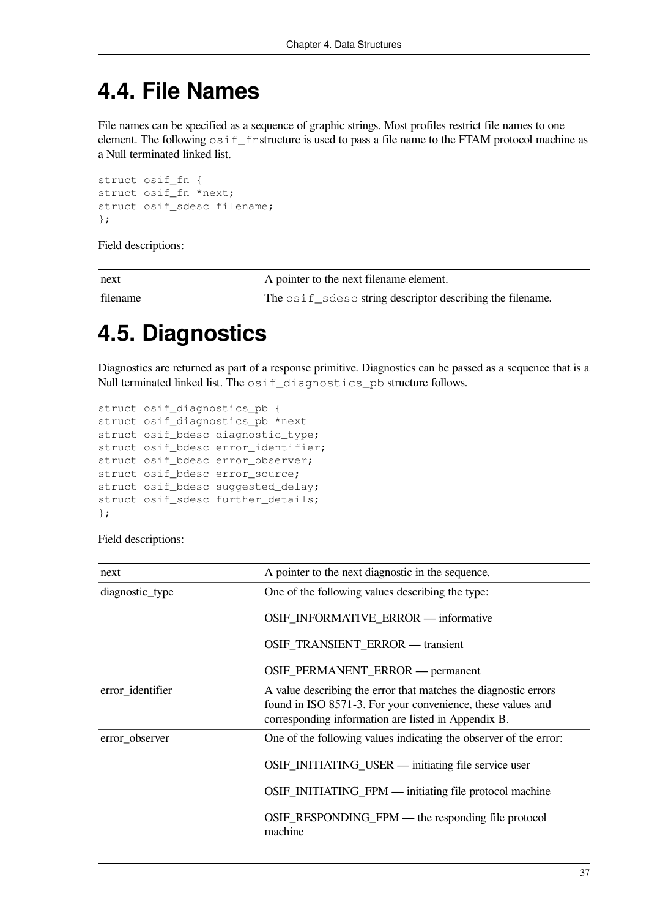## 4.4. File Names

File names can be specified as a sequence of graphic strings. Most profiles restrict file names to one element. The following `osif_fn`structure is used to pass a file name to the FTAM protocol machine as a Null terminated linked list.

```
struct osif_fn {
struct osif_fn *next;
struct osif_sdesc filename;
};
```

Field descriptions:

| | |
|---|---|
| next | A pointer to the next filename element. |
| filename | The `osif_sdesc` string descriptor describing the filename. |

## 4.5. Diagnostics

Diagnostics are returned as part of a response primitive. Diagnostics can be passed as a sequence that is a Null terminated linked list. The `osif_diagnostics_pb` structure follows.

```
struct osif_diagnostics_pb {
struct osif_diagnostics_pb *next
struct osif_bdesc diagnostic_type;
struct osif_bdesc error_identifier;
struct osif_bdesc error_observer;
struct osif_bdesc error_source;
struct osif_bdesc suggested_delay;
struct osif_sdesc further_details;
};
```

Field descriptions:

| | |
|---|---|
| next | A pointer to the next diagnostic in the sequence. |
| diagnostic_type | One of the following values describing the type:<br><br>OSIF_INFORMATIVE_ERROR — informative<br><br>OSIF_TRANSIENT_ERROR — transient<br><br>OSIF_PERMANENT_ERROR — permanent |
| error_identifier | A value describing the error that matches the diagnostic errors found in ISO 8571-3. For your convenience, these values and corresponding information are listed in Appendix B. |
| error_observer | One of the following values indicating the observer of the error:<br><br>OSIF_INITIATING_USER — initiating file service user<br><br>OSIF_INITIATING_FPM — initiating file protocol machine<br><br>OSIF_RESPONDING_FPM — the responding file protocol machine |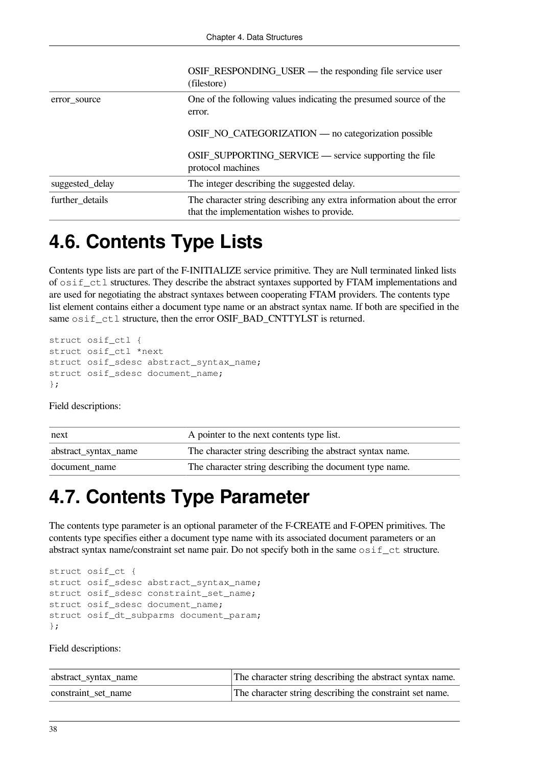| | |
|---|---|
| | OSIF_RESPONDING_USER — the responding file service user (filestore) |
| error_source | One of the following values indicating the presumed source of the error.<br><br>OSIF_NO_CATEGORIZATION — no categorization possible<br><br>OSIF_SUPPORTING_SERVICE — service supporting the file protocol machines |
| suggested_delay | The integer describing the suggested delay. |
| further_details | The character string describing any extra information about the error that the implementation wishes to provide. |

# 4.6. Contents Type Lists

Contents type lists are part of the F-INITIALIZE service primitive. They are Null terminated linked lists of `osif_ctl` structures. They describe the abstract syntaxes supported by FTAM implementations and are used for negotiating the abstract syntaxes between cooperating FTAM providers. The contents type list element contains either a document type name or an abstract syntax name. If both are specified in the same `osif_ctl` structure, then the error OSIF_BAD_CNTTYLST is returned.

```
struct osif_ctl {
struct osif_ctl *next
struct osif_sdesc abstract_syntax_name;
struct osif_sdesc document_name;
};
```

Field descriptions:

| | |
|---|---|
| next | A pointer to the next contents type list. |
| abstract_syntax_name | The character string describing the abstract syntax name. |
| document_name | The character string describing the document type name. |

# 4.7. Contents Type Parameter

The contents type parameter is an optional parameter of the F-CREATE and F-OPEN primitives. The contents type specifies either a document type name with its associated document parameters or an abstract syntax name/constraint set name pair. Do not specify both in the same `osif_ct` structure.

```
struct osif_ct {
struct osif_sdesc abstract_syntax_name;
struct osif_sdesc constraint_set_name;
struct osif_sdesc document_name;
struct osif_dt_subparms document_param;
};
```

Field descriptions:

| | |
|---|---|
| abstract_syntax_name | The character string describing the abstract syntax name. |
| constraint_set_name | The character string describing the constraint set name. |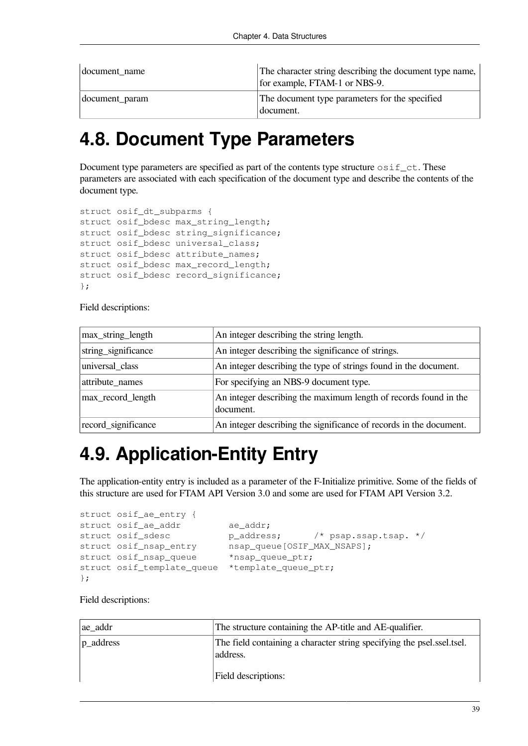| | |
|---|---|
| document_name | The character string describing the document type name, for example, FTAM-1 or NBS-9. |
| document_param | The document type parameters for the specified document. |

# 4.8. Document Type Parameters

Document type parameters are specified as part of the contents type structure `osif_ct`. These parameters are associated with each specification of the document type and describe the contents of the document type.

```
struct osif_dt_subparms {
struct osif_bdesc max_string_length;
struct osif_bdesc string_significance;
struct osif_bdesc universal_class;
struct osif_bdesc attribute_names;
struct osif_bdesc max_record_length;
struct osif_bdesc record_significance;
};
```

Field descriptions:

| | |
|---|---|
| max_string_length | An integer describing the string length. |
| string_significance | An integer describing the significance of strings. |
| universal_class | An integer describing the type of strings found in the document. |
| attribute_names | For specifying an NBS-9 document type. |
| max_record_length | An integer describing the maximum length of records found in the document. |
| record_significance | An integer describing the significance of records in the document. |

# 4.9. Application-Entity Entry

The application-entity entry is included as a parameter of the F-Initialize primitive. Some of the fields of this structure are used for FTAM API Version 3.0 and some are used for FTAM API Version 3.2.

```
struct osif_ae_entry {
struct osif_ae_addr         ae_addr;
struct osif_sdesc           p_address;      /* psap.ssap.tsap. */
struct osif_nsap_entry      nsap_queue[OSIF_MAX_NSAPS];
struct osif_nsap_queue      *nsap_queue_ptr;
struct osif_template_queue  *template_queue_ptr;
};
```

Field descriptions:

| | |
|---|---|
| ae_addr | The structure containing the AP-title and AE-qualifier. |
| p_address | The field containing a character string specifying the psel.ssel.tsel. address.<br><br>Field descriptions: |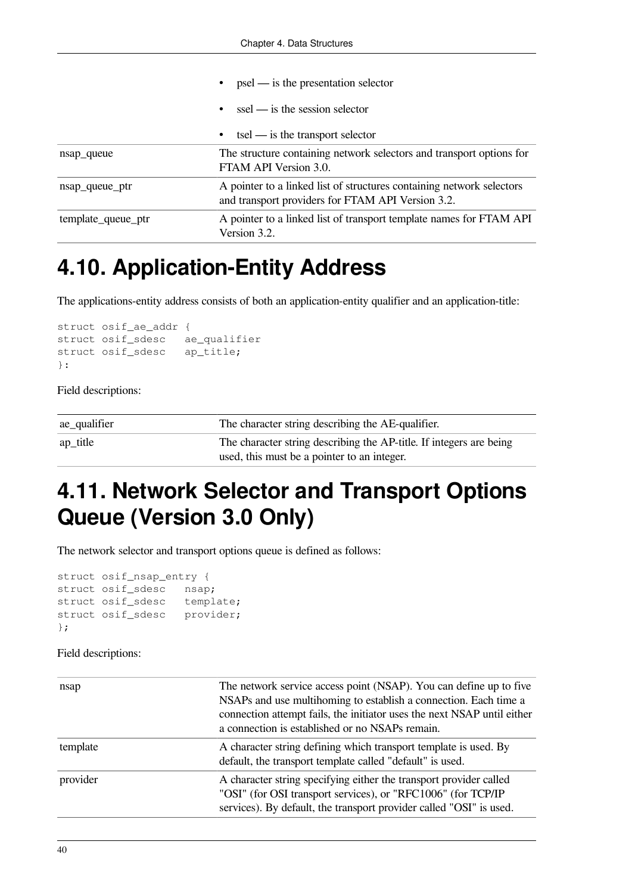| | |
|---|---|
| | • psel — is the presentation selector<br>• ssel — is the session selector<br>• tsel — is the transport selector |
| nsap_queue | The structure containing network selectors and transport options for FTAM API Version 3.0. |
| nsap_queue_ptr | A pointer to a linked list of structures containing network selectors and transport providers for FTAM API Version 3.2. |
| template_queue_ptr | A pointer to a linked list of transport template names for FTAM API Version 3.2. |

# 4.10. Application-Entity Address

The applications-entity address consists of both an application-entity qualifier and an application-title:

```
struct osif_ae_addr {
struct osif_sdesc   ae_qualifier
struct osif_sdesc   ap_title;
}:
```

Field descriptions:

| | |
|---|---|
| ae_qualifier | The character string describing the AE-qualifier. |
| ap_title | The character string describing the AP-title. If integers are being used, this must be a pointer to an integer. |

# 4.11. Network Selector and Transport Options Queue (Version 3.0 Only)

The network selector and transport options queue is defined as follows:

```
struct osif_nsap_entry {
struct osif_sdesc   nsap;
struct osif_sdesc   template;
struct osif_sdesc   provider;
};
```

Field descriptions:

| | |
|---|---|
| nsap | The network service access point (NSAP). You can define up to five NSAPs and use multihoming to establish a connection. Each time a connection attempt fails, the initiator uses the next NSAP until either a connection is established or no NSAPs remain. |
| template | A character string defining which transport template is used. By default, the transport template called "default" is used. |
| provider | A character string specifying either the transport provider called "OSI" (for OSI transport services), or "RFC1006" (for TCP/IP services). By default, the transport provider called "OSI" is used. |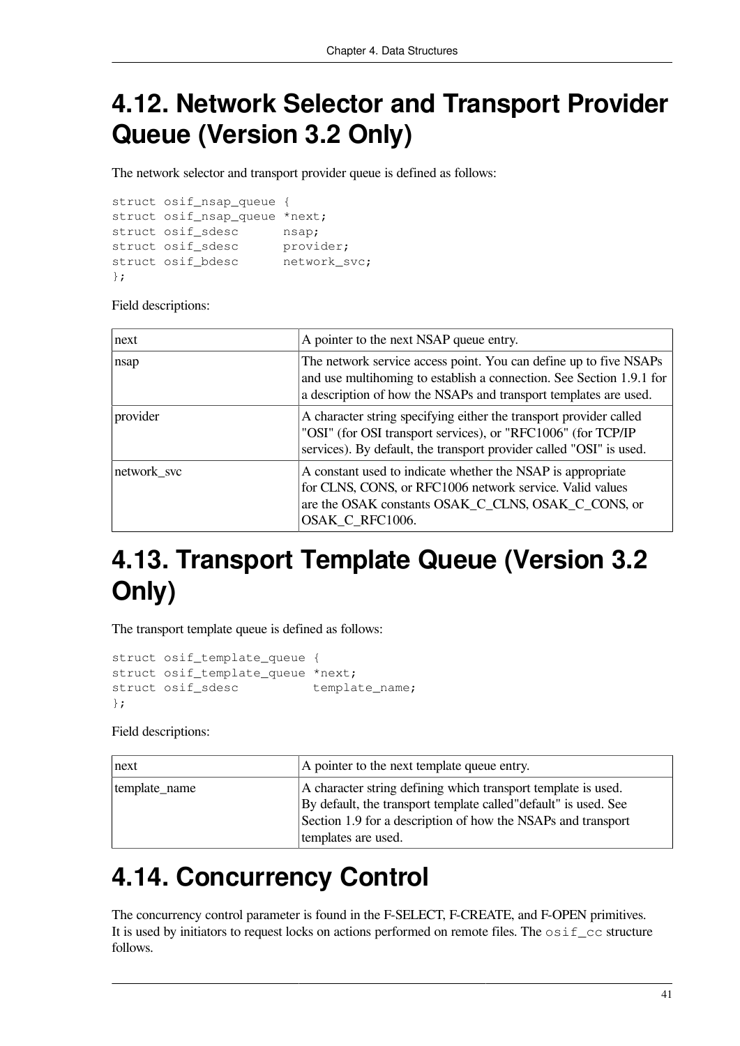# 4.12. Network Selector and Transport Provider Queue (Version 3.2 Only)

The network selector and transport provider queue is defined as follows:

```
struct osif_nsap_queue {
struct osif_nsap_queue *next;
struct osif_sdesc      nsap;
struct osif_sdesc      provider;
struct osif_bdesc      network_svc;
};
```

Field descriptions:

| | |
|---|---|
| next | A pointer to the next NSAP queue entry. |
| nsap | The network service access point. You can define up to five NSAPs and use multihoming to establish a connection. See Section 1.9.1 for a description of how the NSAPs and transport templates are used. |
| provider | A character string specifying either the transport provider called "OSI" (for OSI transport services), or "RFC1006" (for TCP/IP services). By default, the transport provider called "OSI" is used. |
| network_svc | A constant used to indicate whether the NSAP is appropriate for CLNS, CONS, or RFC1006 network service. Valid values are the OSAK constants OSAK_C_CLNS, OSAK_C_CONS, or OSAK_C_RFC1006. |

# 4.13. Transport Template Queue (Version 3.2 Only)

The transport template queue is defined as follows:

```
struct osif_template_queue {
struct osif_template_queue *next;
struct osif_sdesc          template_name;
};
```

Field descriptions:

| | |
|---|---|
| next | A pointer to the next template queue entry. |
| template_name | A character string defining which transport template is used. By default, the transport template called"default" is used. See Section 1.9 for a description of how the NSAPs and transport templates are used. |

# 4.14. Concurrency Control

The concurrency control parameter is found in the F-SELECT, F-CREATE, and F-OPEN primitives. It is used by initiators to request locks on actions performed on remote files. The `osif_cc` structure follows.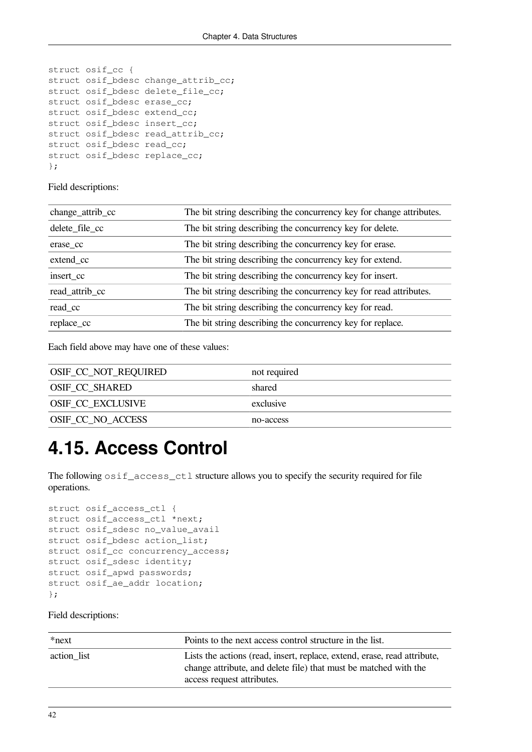```
struct osif_cc {
struct osif_bdesc change_attrib_cc;
struct osif_bdesc delete_file_cc;
struct osif_bdesc erase_cc;
struct osif_bdesc extend_cc;
struct osif_bdesc insert_cc;
struct osif_bdesc read_attrib_cc;
struct osif_bdesc read_cc;
struct osif_bdesc replace_cc;
};
```

Field descriptions:

| | |
|---|---|
| change_attrib_cc | The bit string describing the concurrency key for change attributes. |
| delete_file_cc | The bit string describing the concurrency key for delete. |
| erase_cc | The bit string describing the concurrency key for erase. |
| extend_cc | The bit string describing the concurrency key for extend. |
| insert_cc | The bit string describing the concurrency key for insert. |
| read_attrib_cc | The bit string describing the concurrency key for read attributes. |
| read_cc | The bit string describing the concurrency key for read. |
| replace_cc | The bit string describing the concurrency key for replace. |

Each field above may have one of these values:

| | |
|---|---|
| OSIF_CC_NOT_REQUIRED | not required |
| OSIF_CC_SHARED | shared |
| OSIF_CC_EXCLUSIVE | exclusive |
| OSIF_CC_NO_ACCESS | no-access |

# 4.15. Access Control

The following `osif_access_ctl` structure allows you to specify the security required for file operations.

```
struct osif_access_ctl {
struct osif_access_ctl *next;
struct osif_sdesc no_value_avail
struct osif_bdesc action_list;
struct osif_cc concurrency_access;
struct osif_sdesc identity;
struct osif_apwd passwords;
struct osif_ae_addr location;
};
```

Field descriptions:

| | |
|---|---|
| *next | Points to the next access control structure in the list. |
| action_list | Lists the actions (read, insert, replace, extend, erase, read attribute, change attribute, and delete file) that must be matched with the access request attributes. |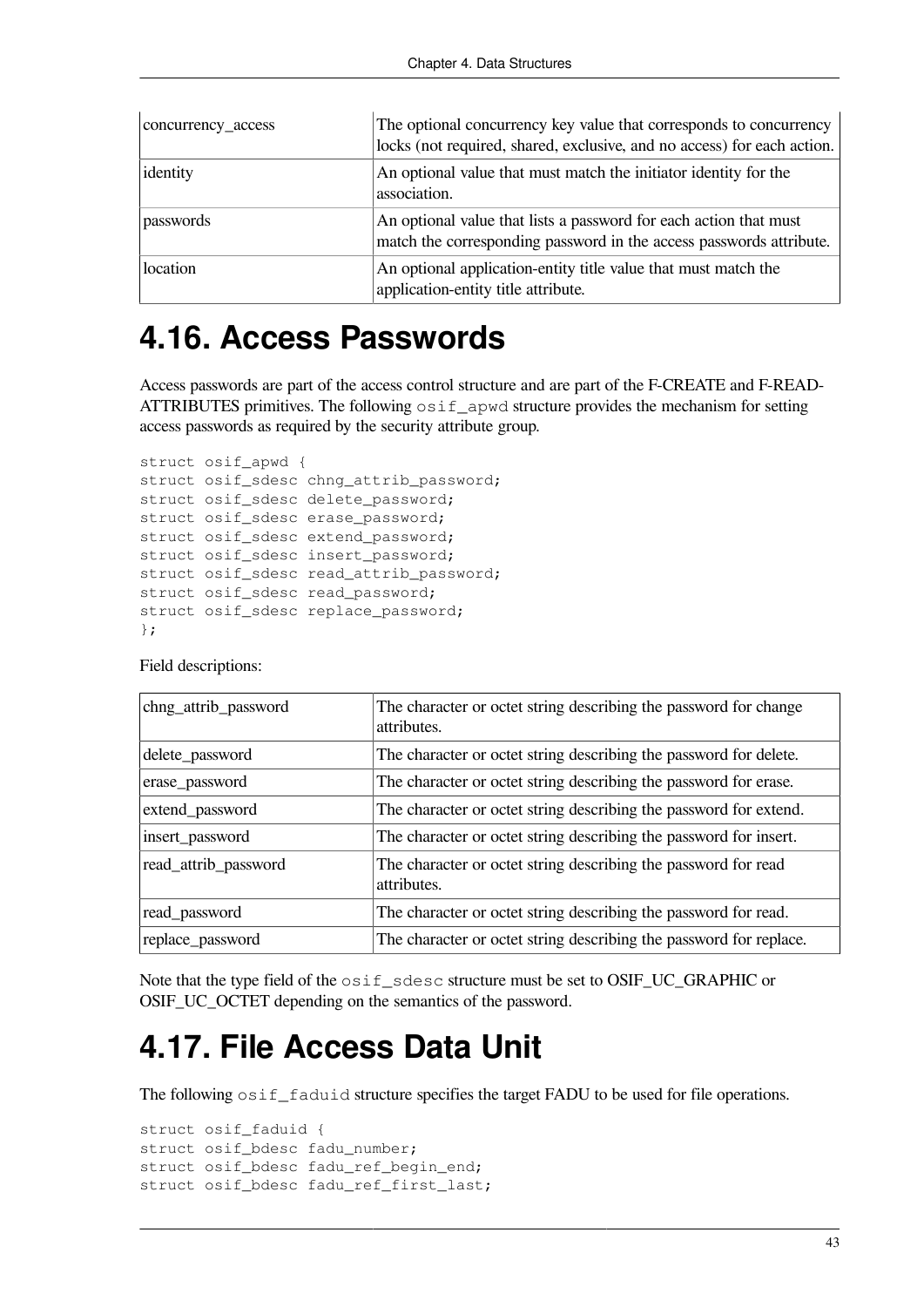| | |
|---|---|
| concurrency_access | The optional concurrency key value that corresponds to concurrency locks (not required, shared, exclusive, and no access) for each action. |
| identity | An optional value that must match the initiator identity for the association. |
| passwords | An optional value that lists a password for each action that must match the corresponding password in the access passwords attribute. |
| location | An optional application-entity title value that must match the application-entity title attribute. |

# 4.16. Access Passwords

Access passwords are part of the access control structure and are part of the F-CREATE and F-READ-ATTRIBUTES primitives. The following `osif_apwd` structure provides the mechanism for setting access passwords as required by the security attribute group.

```
struct osif_apwd {
struct osif_sdesc chng_attrib_password;
struct osif_sdesc delete_password;
struct osif_sdesc erase_password;
struct osif_sdesc extend_password;
struct osif_sdesc insert_password;
struct osif_sdesc read_attrib_password;
struct osif_sdesc read_password;
struct osif_sdesc replace_password;
};
```

Field descriptions:

| | |
|---|---|
| chng_attrib_password | The character or octet string describing the password for change attributes. |
| delete_password | The character or octet string describing the password for delete. |
| erase_password | The character or octet string describing the password for erase. |
| extend_password | The character or octet string describing the password for extend. |
| insert_password | The character or octet string describing the password for insert. |
| read_attrib_password | The character or octet string describing the password for read attributes. |
| read_password | The character or octet string describing the password for read. |
| replace_password | The character or octet string describing the password for replace. |

Note that the type field of the `osif_sdesc` structure must be set to OSIF_UC_GRAPHIC or OSIF_UC_OCTET depending on the semantics of the password.

# 4.17. File Access Data Unit

The following `osif_faduid` structure specifies the target FADU to be used for file operations.

```
struct osif_faduid {
struct osif_bdesc fadu_number;
struct osif_bdesc fadu_ref_begin_end;
struct osif_bdesc fadu_ref_first_last;
```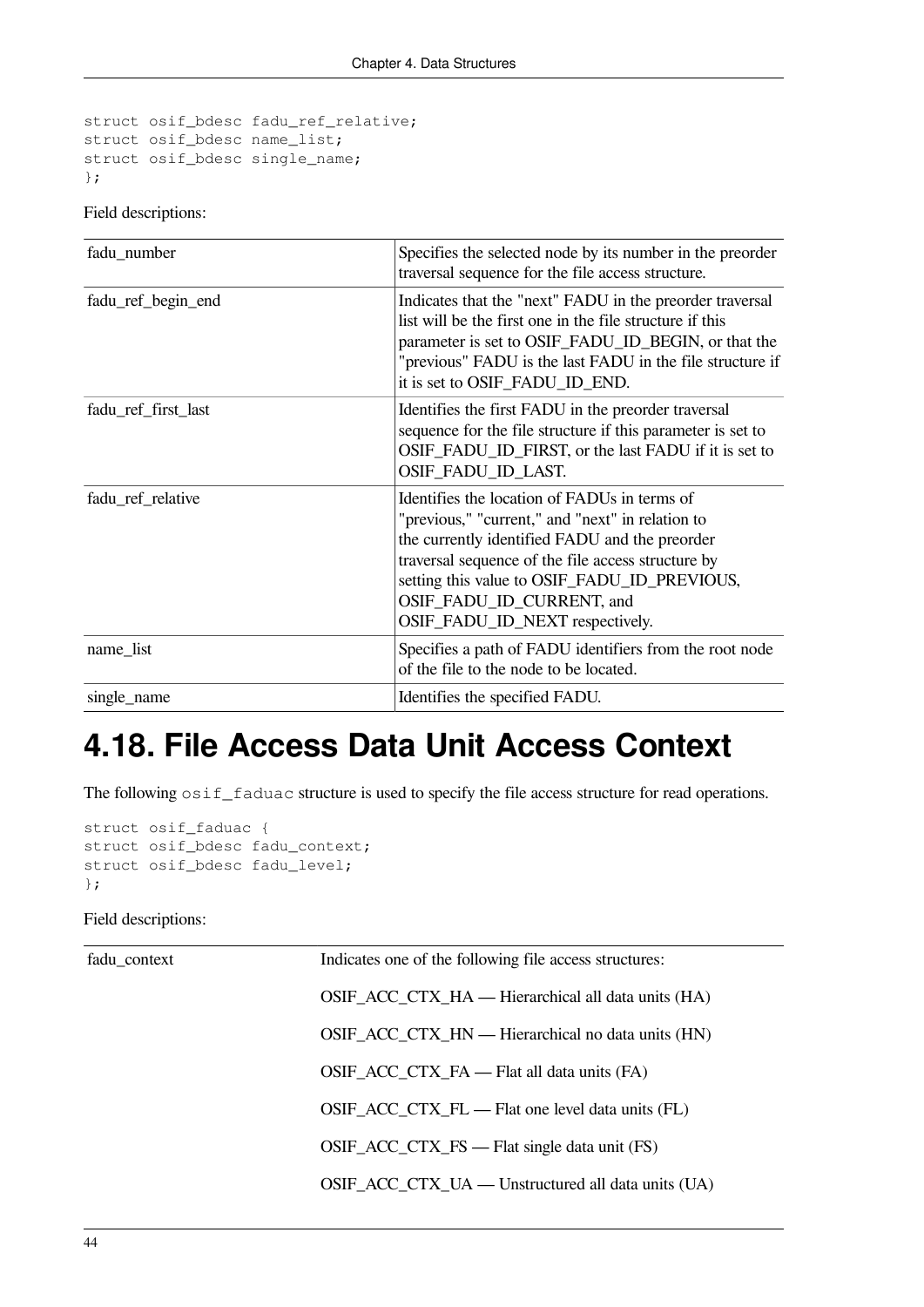```
struct osif_bdesc fadu_ref_relative;
struct osif_bdesc name_list;
struct osif_bdesc single_name;
};
```

Field descriptions:

| | |
|---|---|
| fadu_number | Specifies the selected node by its number in the preorder traversal sequence for the file access structure. |
| fadu_ref_begin_end | Indicates that the "next" FADU in the preorder traversal list will be the first one in the file structure if this parameter is set to OSIF_FADU_ID_BEGIN, or that the "previous" FADU is the last FADU in the file structure if it is set to OSIF_FADU_ID_END. |
| fadu_ref_first_last | Identifies the first FADU in the preorder traversal sequence for the file structure if this parameter is set to OSIF_FADU_ID_FIRST, or the last FADU if it is set to OSIF_FADU_ID_LAST. |
| fadu_ref_relative | Identifies the location of FADUs in terms of "previous," "current," and "next" in relation to the currently identified FADU and the preorder traversal sequence of the file access structure by setting this value to OSIF_FADU_ID_PREVIOUS, OSIF_FADU_ID_CURRENT, and OSIF_FADU_ID_NEXT respectively. |
| name_list | Specifies a path of FADU identifiers from the root node of the file to the node to be located. |
| single_name | Identifies the specified FADU. |

# 4.18. File Access Data Unit Access Context

The following `osif_faduac` structure is used to specify the file access structure for read operations.

```
struct osif_faduac {
struct osif_bdesc fadu_context;
struct osif_bdesc fadu_level;
};
```

Field descriptions:

| | |
|---|---|
| fadu_context | Indicates one of the following file access structures:<br><br>OSIF_ACC_CTX_HA — Hierarchical all data units (HA)<br><br>OSIF_ACC_CTX_HN — Hierarchical no data units (HN)<br><br>OSIF_ACC_CTX_FA — Flat all data units (FA)<br><br>OSIF_ACC_CTX_FL — Flat one level data units (FL)<br><br>OSIF_ACC_CTX_FS — Flat single data unit (FS)<br><br>OSIF_ACC_CTX_UA — Unstructured all data units (UA) |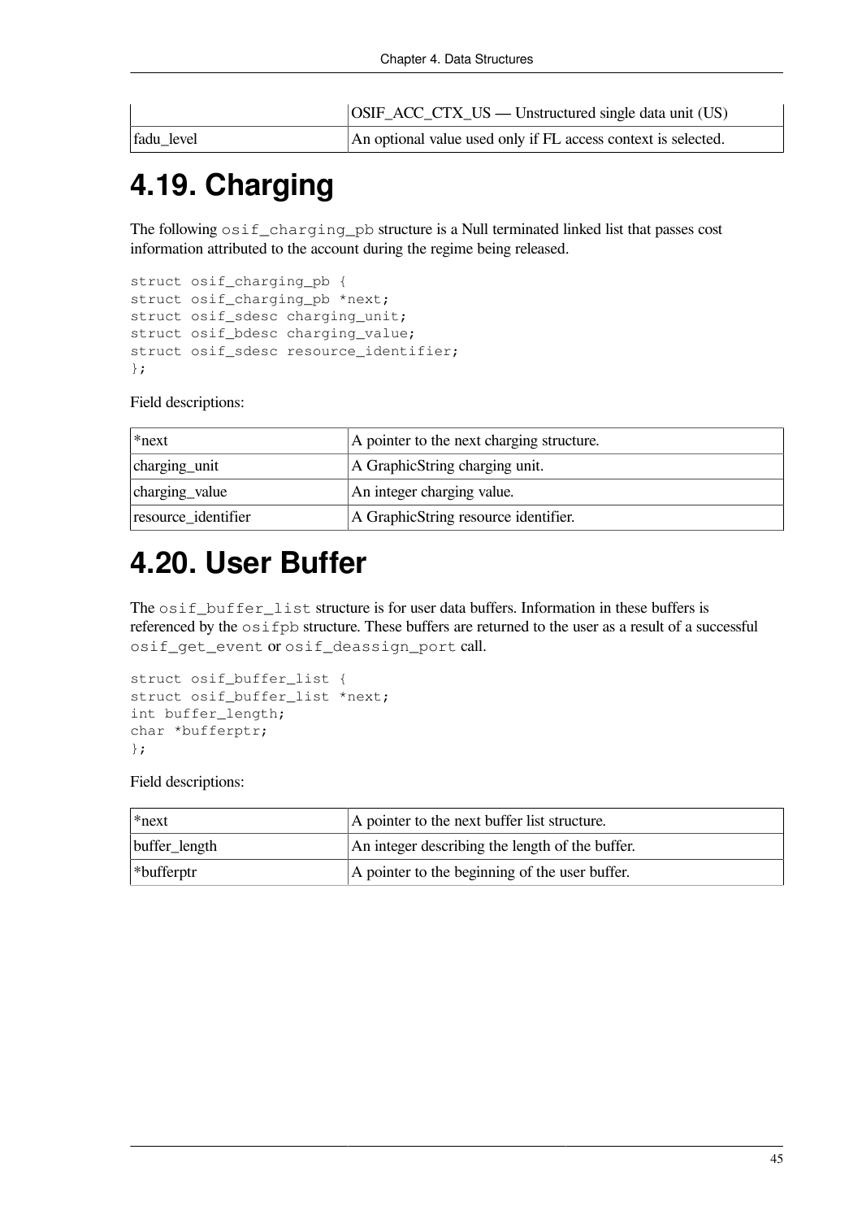| | |
|---|---|
| | OSIF_ACC_CTX_US — Unstructured single data unit (US) |
| fadu_level | An optional value used only if FL access context is selected. |

# 4.19. Charging

The following `osif_charging_pb` structure is a Null terminated linked list that passes cost information attributed to the account during the regime being released.

```
struct osif_charging_pb {
struct osif_charging_pb *next;
struct osif_sdesc charging_unit;
struct osif_bdesc charging_value;
struct osif_sdesc resource_identifier;
};
```

Field descriptions:

| | |
|---|---|
| *next | A pointer to the next charging structure. |
| charging_unit | A GraphicString charging unit. |
| charging_value | An integer charging value. |
| resource_identifier | A GraphicString resource identifier. |

# 4.20. User Buffer

The `osif_buffer_list` structure is for user data buffers. Information in these buffers is referenced by the `osifpb` structure. These buffers are returned to the user as a result of a successful `osif_get_event` or `osif_deassign_port` call.

```
struct osif_buffer_list {
struct osif_buffer_list *next;
int buffer_length;
char *bufferptr;
};
```

Field descriptions:

| | |
|---|---|
| *next | A pointer to the next buffer list structure. |
| buffer_length | An integer describing the length of the buffer. |
| *bufferptr | A pointer to the beginning of the user buffer. |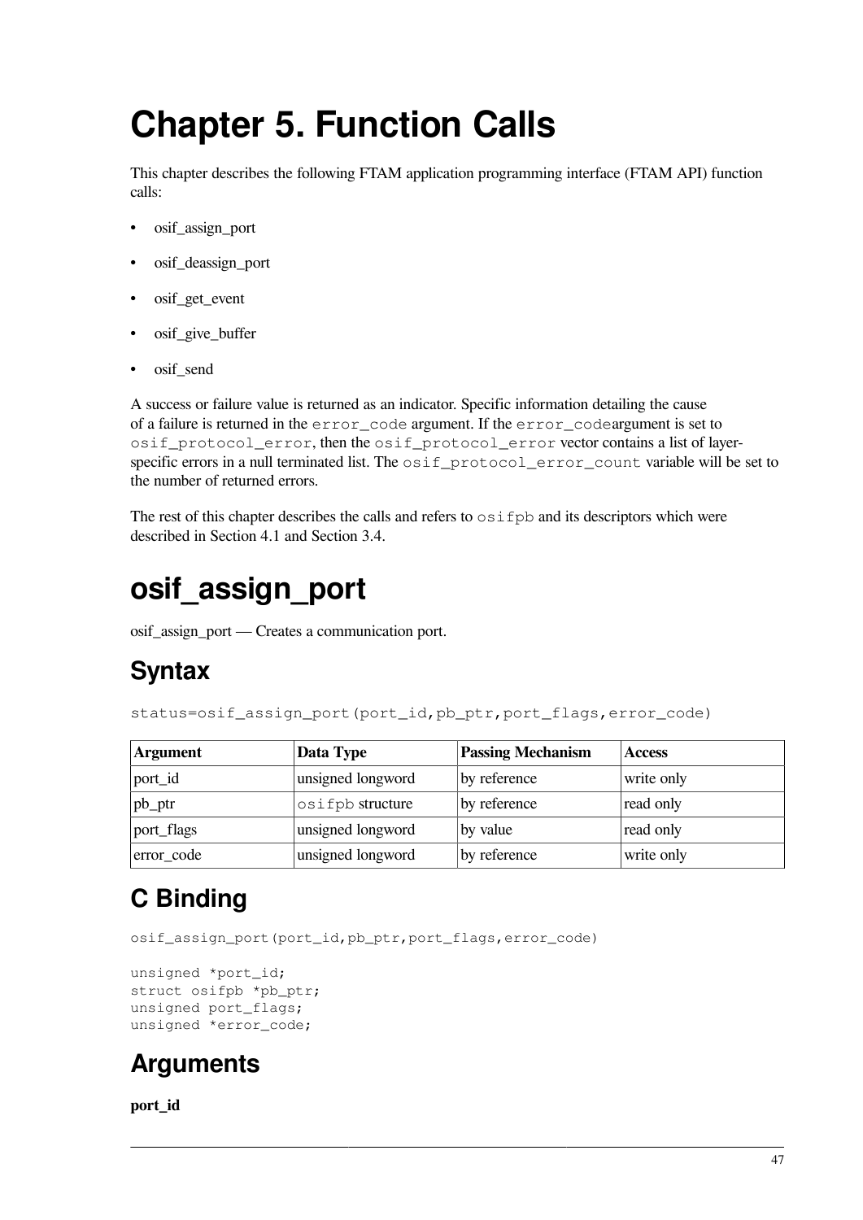# Chapter 5. Function Calls

This chapter describes the following FTAM application programming interface (FTAM API) function calls:

- osif_assign_port
- osif_deassign_port
- osif_get_event
- osif_give_buffer
- osif_send

A success or failure value is returned as an indicator. Specific information detailing the cause of a failure is returned in the `error_code` argument. If the `error_code`argument is set to `osif_protocol_error`, then the `osif_protocol_error` vector contains a list of layer-specific errors in a null terminated list. The `osif_protocol_error_count` variable will be set to the number of returned errors.

The rest of this chapter describes the calls and refers to `osifpb` and its descriptors which were described in Section 4.1 and Section 3.4.

# osif_assign_port

osif_assign_port — Creates a communication port.

## Syntax

```
status=osif_assign_port(port_id,pb_ptr,port_flags,error_code)
```

| Argument | Data Type | Passing Mechanism | Access |
|---|---|---|---|
| port_id | unsigned longword | by reference | write only |
| pb_ptr | `osifpb` structure | by reference | read only |
| port_flags | unsigned longword | by value | read only |
| error_code | unsigned longword | by reference | write only |

## C Binding

```
osif_assign_port(port_id,pb_ptr,port_flags,error_code)

unsigned *port_id;
struct osifpb *pb_ptr;
unsigned port_flags;
unsigned *error_code;
```

## Arguments

**port_id**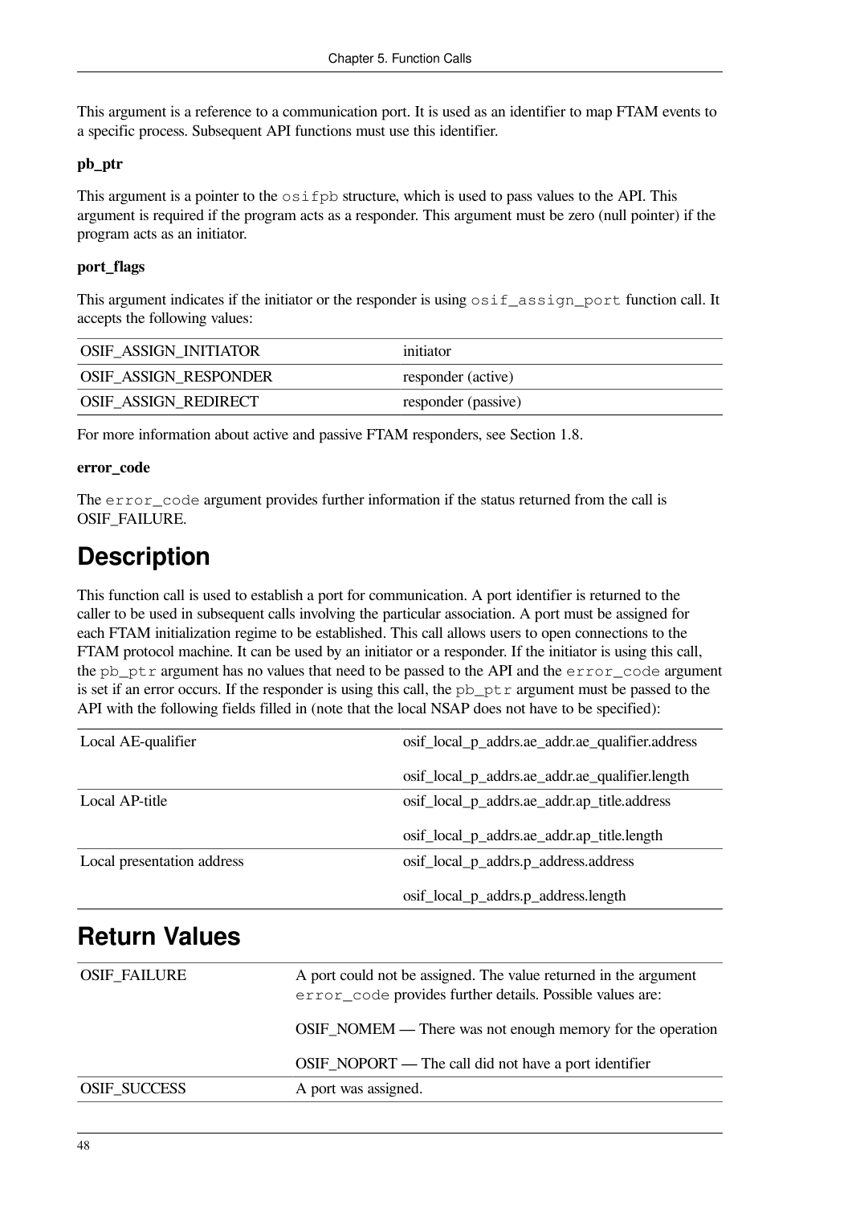This argument is a reference to a communication port. It is used as an identifier to map FTAM events to a specific process. Subsequent API functions must use this identifier.

**pb_ptr**

This argument is a pointer to the `osifpb` structure, which is used to pass values to the API. This argument is required if the program acts as a responder. This argument must be zero (null pointer) if the program acts as an initiator.

**port_flags**

This argument indicates if the initiator or the responder is using `osif_assign_port` function call. It accepts the following values:

| | |
|---|---|
| OSIF_ASSIGN_INITIATOR | initiator |
| OSIF_ASSIGN_RESPONDER | responder (active) |
| OSIF_ASSIGN_REDIRECT | responder (passive) |

For more information about active and passive FTAM responders, see Section 1.8.

**error_code**

The `error_code` argument provides further information if the status returned from the call is OSIF_FAILURE.

## Description

This function call is used to establish a port for communication. A port identifier is returned to the caller to be used in subsequent calls involving the particular association. A port must be assigned for each FTAM initialization regime to be established. This call allows users to open connections to the FTAM protocol machine. It can be used by an initiator or a responder. If the initiator is using this call, the `pb_ptr` argument has no values that need to be passed to the API and the `error_code` argument is set if an error occurs. If the responder is using this call, the `pb_ptr` argument must be passed to the API with the following fields filled in (note that the local NSAP does not have to be specified):

| | |
|---|---|
| Local AE-qualifier | osif_local_p_addrs.ae_addr.ae_qualifier.address<br><br>osif_local_p_addrs.ae_addr.ae_qualifier.length |
| Local AP-title | osif_local_p_addrs.ae_addr.ap_title.address<br><br>osif_local_p_addrs.ae_addr.ap_title.length |
| Local presentation address | osif_local_p_addrs.p_address.address<br><br>osif_local_p_addrs.p_address.length |

## Return Values

| | |
|---|---|
| OSIF_FAILURE | A port could not be assigned. The value returned in the argument `error_code` provides further details. Possible values are:<br><br>OSIF_NOMEM — There was not enough memory for the operation<br><br>OSIF_NOPORT — The call did not have a port identifier |
| OSIF_SUCCESS | A port was assigned. |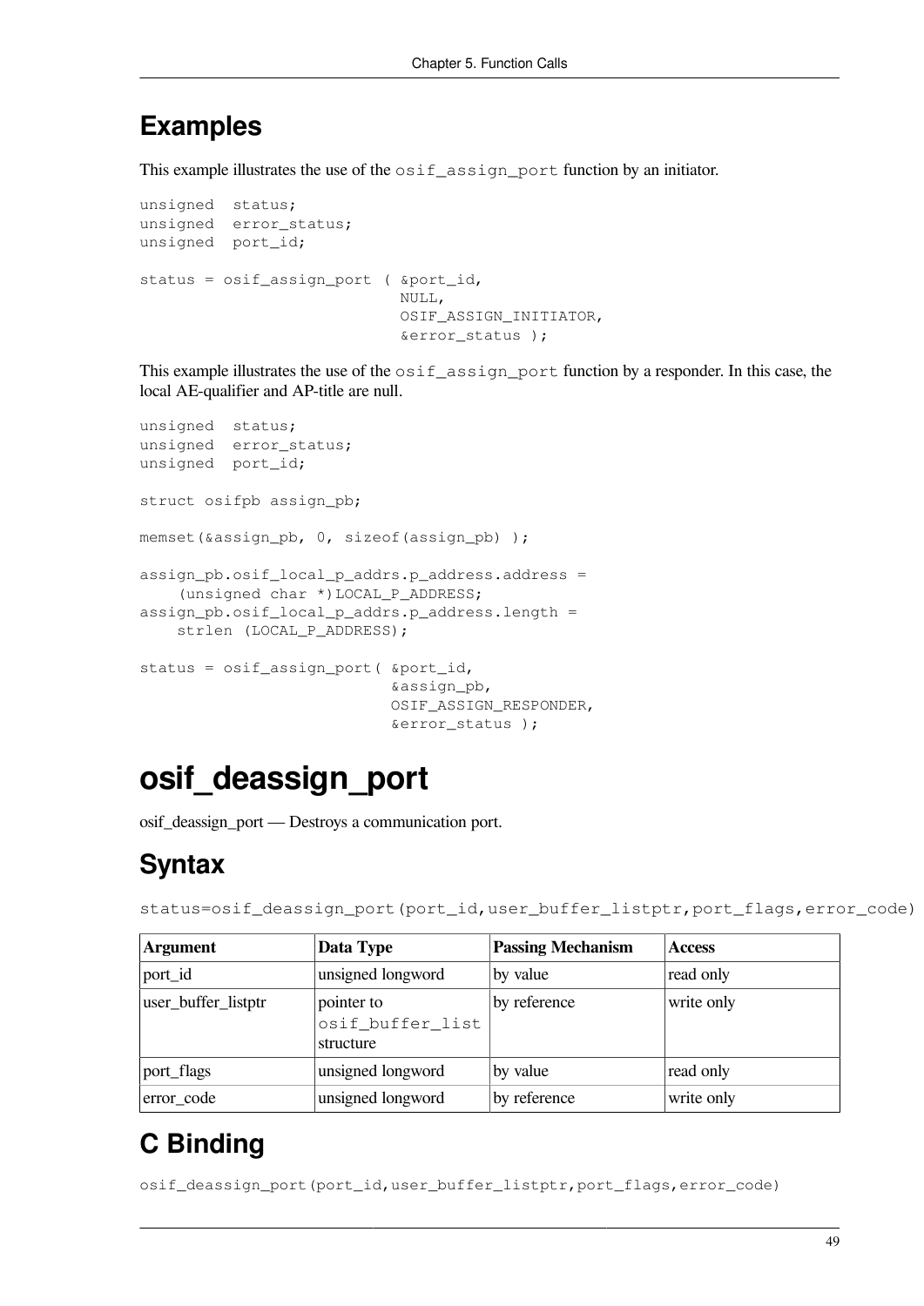## Examples

This example illustrates the use of the `osif_assign_port` function by an initiator.

```
unsigned  status;
unsigned  error_status;
unsigned  port_id;

status = osif_assign_port ( &port_id,
                            NULL,
                            OSIF_ASSIGN_INITIATOR,
                            &error_status );
```

This example illustrates the use of the `osif_assign_port` function by a responder. In this case, the local AE-qualifier and AP-title are null.

```
unsigned  status;
unsigned  error_status;
unsigned  port_id;

struct osifpb assign_pb;

memset(&assign_pb, 0, sizeof(assign_pb) );

assign_pb.osif_local_p_addrs.p_address.address =
    (unsigned char *)LOCAL_P_ADDRESS;
assign_pb.osif_local_p_addrs.p_address.length =
    strlen (LOCAL_P_ADDRESS);

status = osif_assign_port( &port_id,
                           &assign_pb,
                           OSIF_ASSIGN_RESPONDER,
                           &error_status );
```

# osif_deassign_port

osif_deassign_port — Destroys a communication port.

## Syntax

`status=osif_deassign_port(port_id,user_buffer_listptr,port_flags,error_code)`

| Argument | Data Type | Passing Mechanism | Access |
|---|---|---|---|
| port_id | unsigned longword | by value | read only |
| user_buffer_listptr | pointer to `osif_buffer_list` structure | by reference | write only |
| port_flags | unsigned longword | by value | read only |
| error_code | unsigned longword | by reference | write only |

## C Binding

`osif_deassign_port(port_id,user_buffer_listptr,port_flags,error_code)`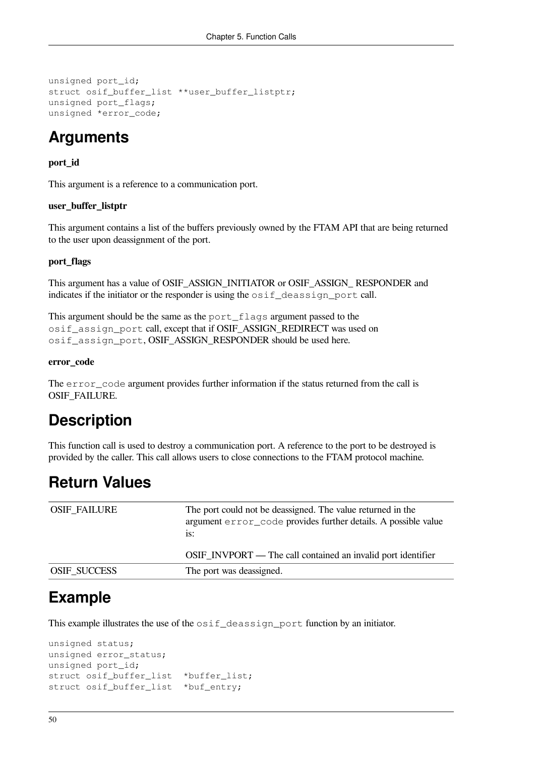```
unsigned port_id;
struct osif_buffer_list **user_buffer_listptr;
unsigned port_flags;
unsigned *error_code;
```

## Arguments

**port_id**

This argument is a reference to a communication port.

**user_buffer_listptr**

This argument contains a list of the buffers previously owned by the FTAM API that are being returned to the user upon deassignment of the port.

**port_flags**

This argument has a value of OSIF_ASSIGN_INITIATOR or OSIF_ASSIGN_ RESPONDER and indicates if the initiator or the responder is using the `osif_deassign_port` call.

This argument should be the same as the `port_flags` argument passed to the `osif_assign_port` call, except that if OSIF_ASSIGN_REDIRECT was used on `osif_assign_port`, OSIF_ASSIGN_RESPONDER should be used here.

**error_code**

The `error_code` argument provides further information if the status returned from the call is OSIF_FAILURE.

## Description

This function call is used to destroy a communication port. A reference to the port to be destroyed is provided by the caller. This call allows users to close connections to the FTAM protocol machine.

## Return Values

| | |
|---|---|
| OSIF_FAILURE | The port could not be deassigned. The value returned in the argument `error_code` provides further details. A possible value is:<br><br>OSIF_INVPORT — The call contained an invalid port identifier |
| OSIF_SUCCESS | The port was deassigned. |

## Example

This example illustrates the use of the `osif_deassign_port` function by an initiator.

```
unsigned status;
unsigned error_status;
unsigned port_id;
struct osif_buffer_list  *buffer_list;
struct osif_buffer_list  *buf_entry;
```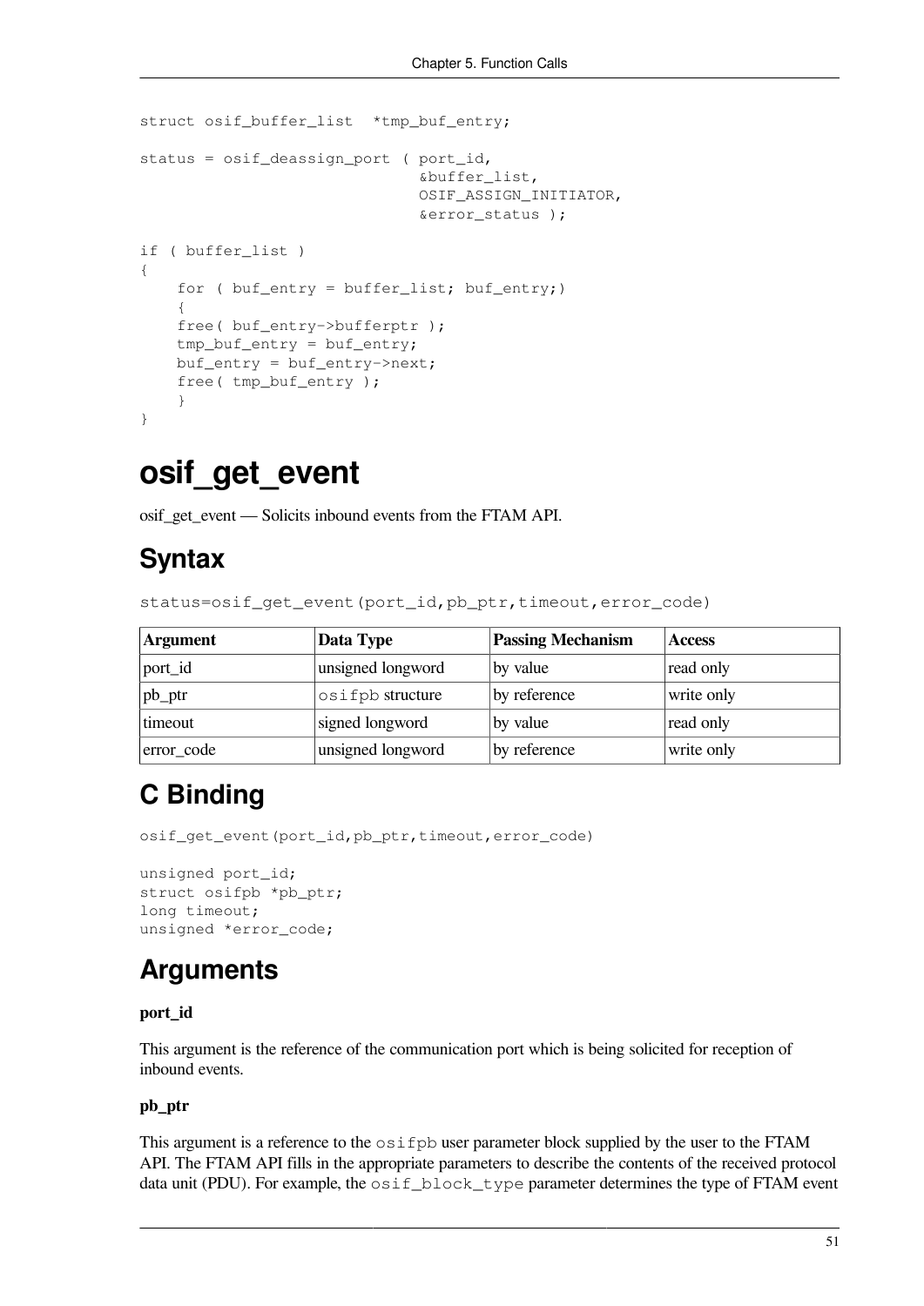```
struct osif_buffer_list  *tmp_buf_entry;

status = osif_deassign_port ( port_id,
                              &buffer_list,
                              OSIF_ASSIGN_INITIATOR,
                              &error_status );

if ( buffer_list )
{
    for ( buf_entry = buffer_list; buf_entry;)
    {
    free( buf_entry->bufferptr );
    tmp_buf_entry = buf_entry;
    buf_entry = buf_entry->next;
    free( tmp_buf_entry );
    }
}
```

# osif_get_event

osif_get_event — Solicits inbound events from the FTAM API.

## Syntax

`status=osif_get_event(port_id,pb_ptr,timeout,error_code)`

| Argument | Data Type | Passing Mechanism | Access |
|---|---|---|---|
| port_id | unsigned longword | by value | read only |
| pb_ptr | `osifpb` structure | by reference | write only |
| timeout | signed longword | by value | read only |
| error_code | unsigned longword | by reference | write only |

## C Binding

```
osif_get_event(port_id,pb_ptr,timeout,error_code)

unsigned port_id;
struct osifpb *pb_ptr;
long timeout;
unsigned *error_code;
```

## Arguments

**port_id**

This argument is the reference of the communication port which is being solicited for reception of inbound events.

**pb_ptr**

This argument is a reference to the `osifpb` user parameter block supplied by the user to the FTAM API. The FTAM API fills in the appropriate parameters to describe the contents of the received protocol data unit (PDU). For example, the `osif_block_type` parameter determines the type of FTAM event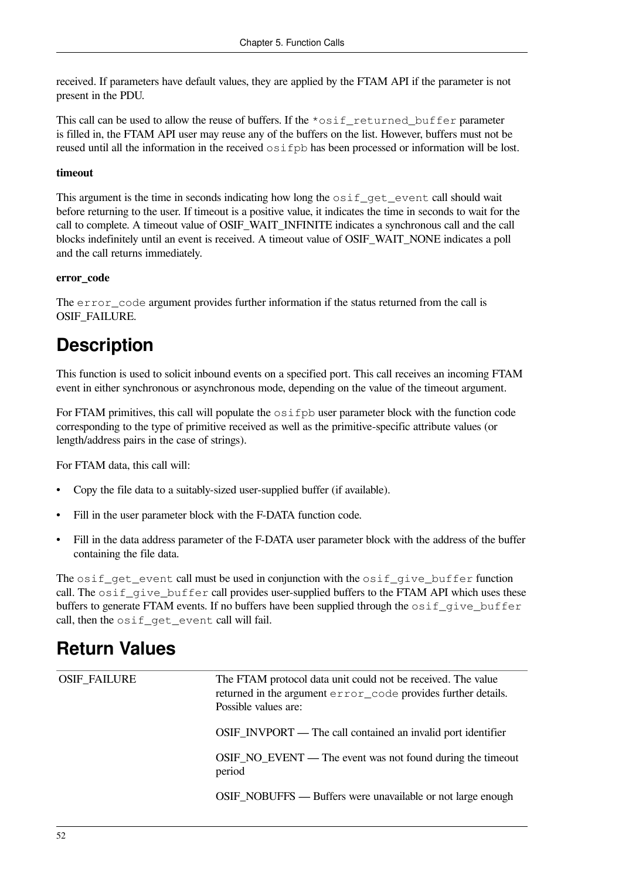received. If parameters have default values, they are applied by the FTAM API if the parameter is not present in the PDU.

This call can be used to allow the reuse of buffers. If the `*osif_returned_buffer` parameter is filled in, the FTAM API user may reuse any of the buffers on the list. However, buffers must not be reused until all the information in the received `osifpb` has been processed or information will be lost.

**timeout**

This argument is the time in seconds indicating how long the `osif_get_event` call should wait before returning to the user. If timeout is a positive value, it indicates the time in seconds to wait for the call to complete. A timeout value of OSIF_WAIT_INFINITE indicates a synchronous call and the call blocks indefinitely until an event is received. A timeout value of OSIF_WAIT_NONE indicates a poll and the call returns immediately.

**error_code**

The `error_code` argument provides further information if the status returned from the call is OSIF_FAILURE.

## Description

This function is used to solicit inbound events on a specified port. This call receives an incoming FTAM event in either synchronous or asynchronous mode, depending on the value of the timeout argument.

For FTAM primitives, this call will populate the `osifpb` user parameter block with the function code corresponding to the type of primitive received as well as the primitive-specific attribute values (or length/address pairs in the case of strings).

For FTAM data, this call will:

- Copy the file data to a suitably-sized user-supplied buffer (if available).
- Fill in the user parameter block with the F-DATA function code.
- Fill in the data address parameter of the F-DATA user parameter block with the address of the buffer containing the file data.

The `osif_get_event` call must be used in conjunction with the `osif_give_buffer` function call. The `osif_give_buffer` call provides user-supplied buffers to the FTAM API which uses these buffers to generate FTAM events. If no buffers have been supplied through the `osif_give_buffer` call, then the `osif_get_event` call will fail.

## Return Values

| | |
|---|---|
| OSIF_FAILURE | The FTAM protocol data unit could not be received. The value returned in the argument `error_code` provides further details. Possible values are:<br><br>OSIF_INVPORT — The call contained an invalid port identifier<br><br>OSIF_NO_EVENT — The event was not found during the timeout period<br><br>OSIF_NOBUFFS — Buffers were unavailable or not large enough |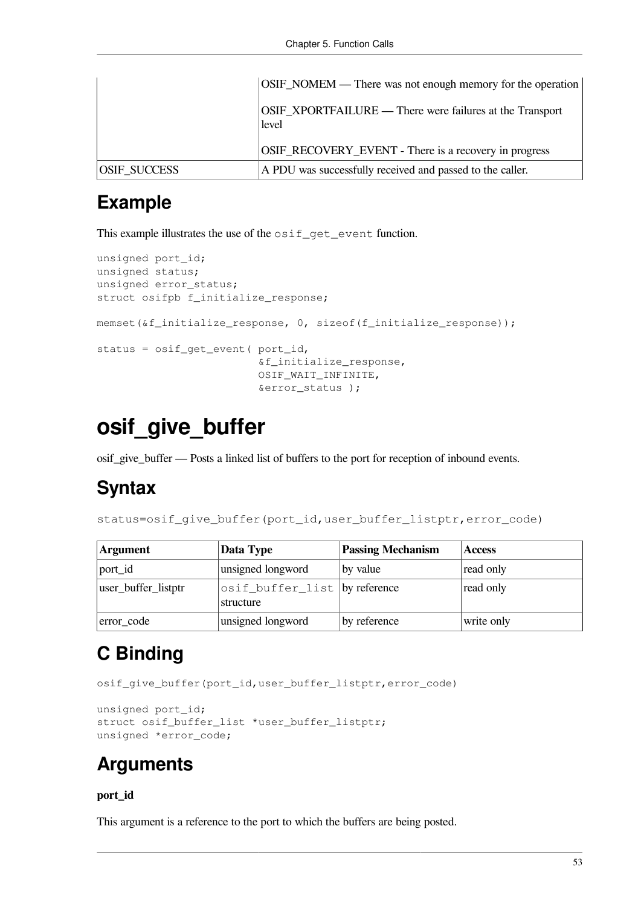|  | OSIF_NOMEM — There was not enough memory for the operation<br><br>OSIF_XPORTFAILURE — There were failures at the Transport level<br><br>OSIF_RECOVERY_EVENT - There is a recovery in progress |
| --- | --- |
| OSIF_SUCCESS | A PDU was successfully received and passed to the caller. |

## Example

This example illustrates the use of the `osif_get_event` function.

```
unsigned port_id;
unsigned status;
unsigned error_status;
struct osifpb f_initialize_response;

memset(&f_initialize_response, 0, sizeof(f_initialize_response));

status = osif_get_event( port_id,
                         &f_initialize_response,
                         OSIF_WAIT_INFINITE,
                         &error_status );
```

# osif_give_buffer

osif_give_buffer — Posts a linked list of buffers to the port for reception of inbound events.

## Syntax

```
status=osif_give_buffer(port_id,user_buffer_listptr,error_code)
```

| Argument | Data Type | Passing Mechanism | Access |
| --- | --- | --- | --- |
| port_id | unsigned longword | by value | read only |
| user_buffer_listptr | `osif_buffer_list` structure | by reference | read only |
| error_code | unsigned longword | by reference | write only |

## C Binding

```
osif_give_buffer(port_id,user_buffer_listptr,error_code)

unsigned port_id;
struct osif_buffer_list *user_buffer_listptr;
unsigned *error_code;
```

## Arguments

**port_id**

This argument is a reference to the port to which the buffers are being posted.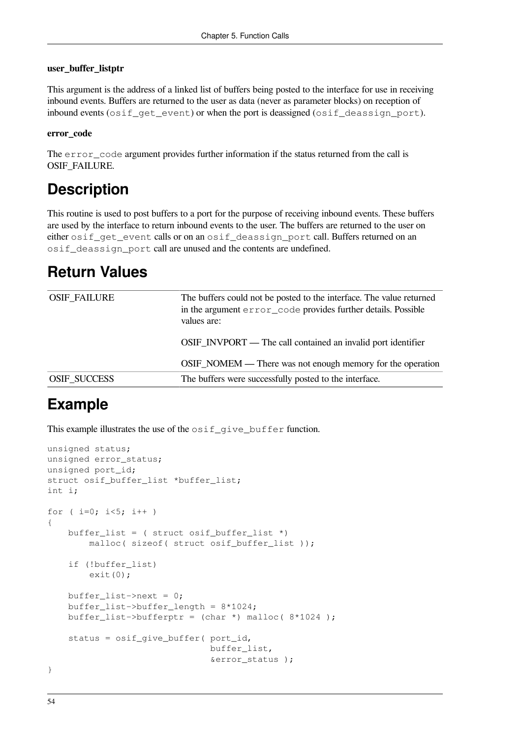**user_buffer_listptr**

This argument is the address of a linked list of buffers being posted to the interface for use in receiving inbound events. Buffers are returned to the user as data (never as parameter blocks) on reception of inbound events (`osif_get_event`) or when the port is deassigned (`osif_deassign_port`).

**error_code**

The `error_code` argument provides further information if the status returned from the call is OSIF_FAILURE.

## Description

This routine is used to post buffers to a port for the purpose of receiving inbound events. These buffers are used by the interface to return inbound events to the user. The buffers are returned to the user on either `osif_get_event` calls or on an `osif_deassign_port` call. Buffers returned on an `osif_deassign_port` call are unused and the contents are undefined.

## Return Values

| | |
|---|---|
| OSIF_FAILURE | The buffers could not be posted to the interface. The value returned in the argument `error_code` provides further details. Possible values are:<br><br>OSIF_INVPORT — The call contained an invalid port identifier<br><br>OSIF_NOMEM — There was not enough memory for the operation |
| OSIF_SUCCESS | The buffers were successfully posted to the interface. |

## Example

This example illustrates the use of the `osif_give_buffer` function.

```
unsigned status;
unsigned error_status;
unsigned port_id;
struct osif_buffer_list *buffer_list;
int i;

for ( i=0; i<5; i++ )
{
    buffer_list = ( struct osif_buffer_list *)
        malloc( sizeof( struct osif_buffer_list ));

    if (!buffer_list)
        exit(0);

    buffer_list->next = 0;
    buffer_list->buffer_length = 8*1024;
    buffer_list->bufferptr = (char *) malloc( 8*1024 );

    status = osif_give_buffer( port_id,
                               buffer_list,
                               &error_status );
}
```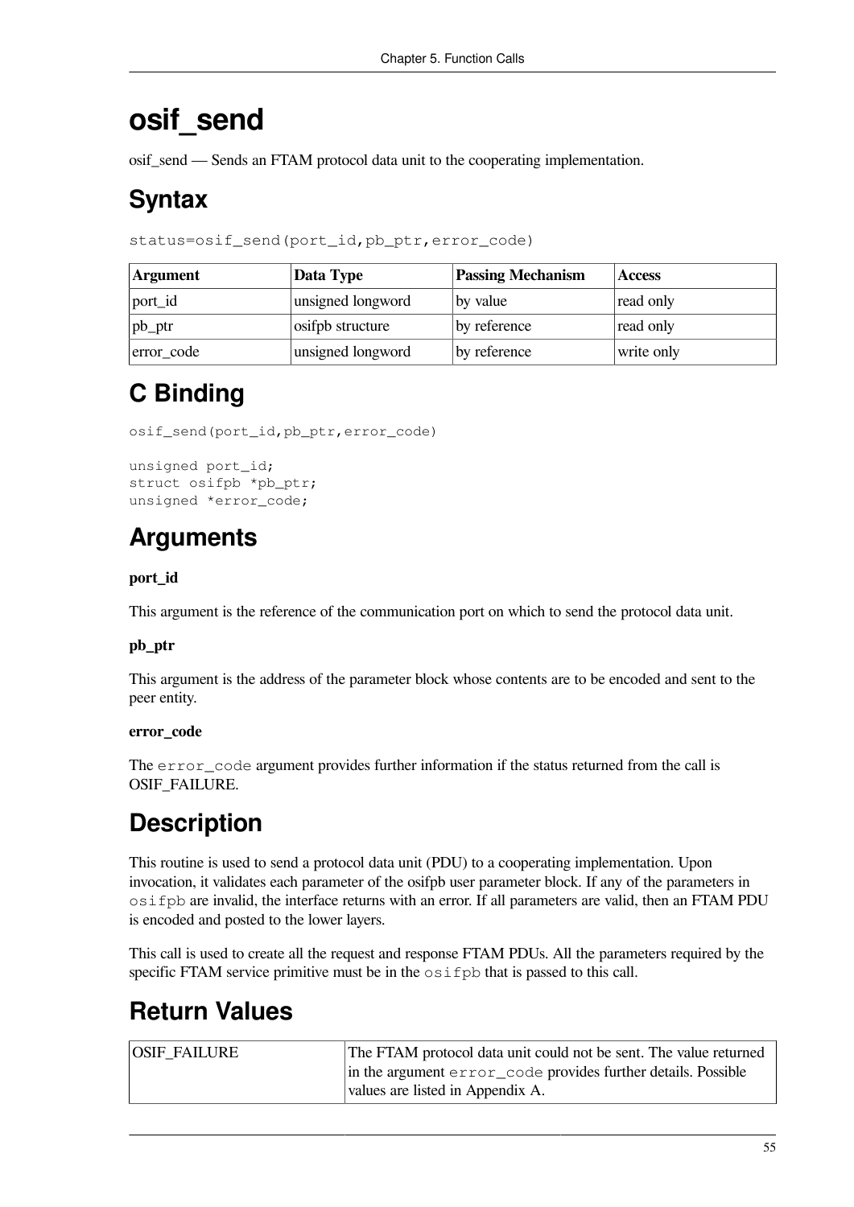# osif_send

osif_send — Sends an FTAM protocol data unit to the cooperating implementation.

## Syntax

```
status=osif_send(port_id,pb_ptr,error_code)
```

| Argument | Data Type | Passing Mechanism | Access |
|---|---|---|---|
| port_id | unsigned longword | by value | read only |
| pb_ptr | osifpb structure | by reference | read only |
| error_code | unsigned longword | by reference | write only |

## C Binding

```
osif_send(port_id,pb_ptr,error_code)

unsigned port_id;
struct osifpb *pb_ptr;
unsigned *error_code;
```

## Arguments

**port_id**

This argument is the reference of the communication port on which to send the protocol data unit.

**pb_ptr**

This argument is the address of the parameter block whose contents are to be encoded and sent to the peer entity.

**error_code**

The `error_code` argument provides further information if the status returned from the call is OSIF_FAILURE.

## Description

This routine is used to send a protocol data unit (PDU) to a cooperating implementation. Upon invocation, it validates each parameter of the osifpb user parameter block. If any of the parameters in `osifpb` are invalid, the interface returns with an error. If all parameters are valid, then an FTAM PDU is encoded and posted to the lower layers.

This call is used to create all the request and response FTAM PDUs. All the parameters required by the specific FTAM service primitive must be in the `osifpb` that is passed to this call.

## Return Values

| | |
|---|---|
| OSIF_FAILURE | The FTAM protocol data unit could not be sent. The value returned in the argument `error_code` provides further details. Possible values are listed in Appendix A. |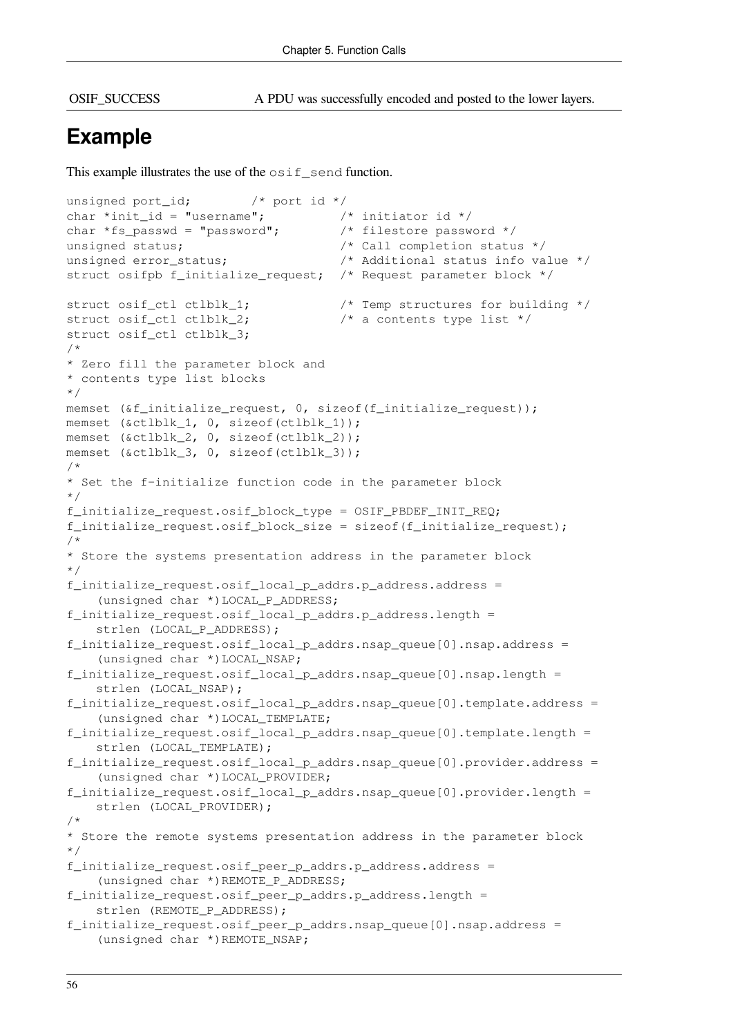| OSIF_SUCCESS | A PDU was successfully encoded and posted to the lower layers. |
|---|---|

## Example

This example illustrates the use of the `osif_send` function.

```
unsigned port_id;        /* port id */
char *init_id = "username";          /* initiator id */
char *fs_passwd = "password";        /* filestore password */
unsigned status;                     /* Call completion status */
unsigned error_status;               /* Additional status info value */
struct osifpb f_initialize_request;  /* Request parameter block */

struct osif_ctl ctlblk_1;            /* Temp structures for building */
struct osif_ctl ctlblk_2;            /* a contents type list */
struct osif_ctl ctlblk_3;
/*
* Zero fill the parameter block and
* contents type list blocks
*/
memset (&f_initialize_request, 0, sizeof(f_initialize_request));
memset (&ctlblk_1, 0, sizeof(ctlblk_1));
memset (&ctlblk_2, 0, sizeof(ctlblk_2));
memset (&ctlblk_3, 0, sizeof(ctlblk_3));
/*
* Set the f-initialize function code in the parameter block
*/
f_initialize_request.osif_block_type = OSIF_PBDEF_INIT_REQ;
f_initialize_request.osif_block_size = sizeof(f_initialize_request);
/*
* Store the systems presentation address in the parameter block
*/
f_initialize_request.osif_local_p_addrs.p_address.address =
    (unsigned char *)LOCAL_P_ADDRESS;
f_initialize_request.osif_local_p_addrs.p_address.length =
    strlen (LOCAL_P_ADDRESS);
f_initialize_request.osif_local_p_addrs.nsap_queue[0].nsap.address =
    (unsigned char *)LOCAL_NSAP;
f_initialize_request.osif_local_p_addrs.nsap_queue[0].nsap.length =
    strlen (LOCAL_NSAP);
f_initialize_request.osif_local_p_addrs.nsap_queue[0].template.address =
    (unsigned char *)LOCAL_TEMPLATE;
f_initialize_request.osif_local_p_addrs.nsap_queue[0].template.length =
    strlen (LOCAL_TEMPLATE);
f_initialize_request.osif_local_p_addrs.nsap_queue[0].provider.address =
    (unsigned char *)LOCAL_PROVIDER;
f_initialize_request.osif_local_p_addrs.nsap_queue[0].provider.length =
    strlen (LOCAL_PROVIDER);
/*
* Store the remote systems presentation address in the parameter block
*/
f_initialize_request.osif_peer_p_addrs.p_address.address =
    (unsigned char *)REMOTE_P_ADDRESS;
f_initialize_request.osif_peer_p_addrs.p_address.length =
    strlen (REMOTE_P_ADDRESS);
f_initialize_request.osif_peer_p_addrs.nsap_queue[0].nsap.address =
    (unsigned char *)REMOTE_NSAP;
```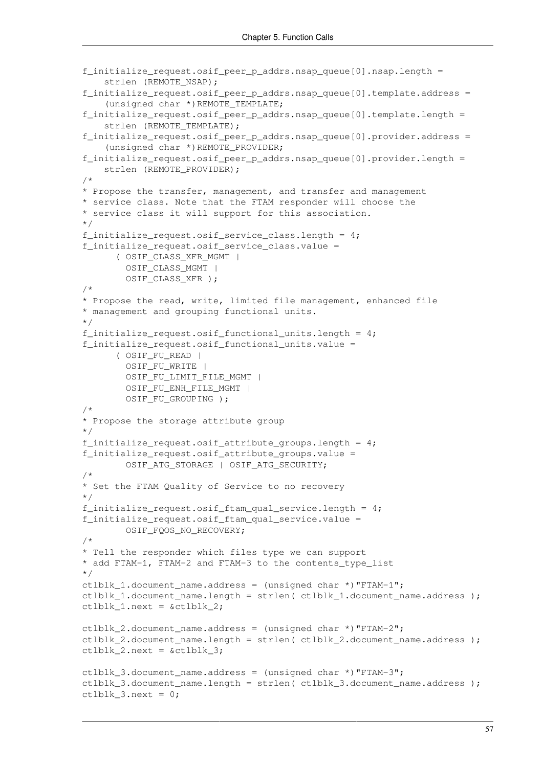```
f_initialize_request.osif_peer_p_addrs.nsap_queue[0].nsap.length =
    strlen (REMOTE_NSAP);
f_initialize_request.osif_peer_p_addrs.nsap_queue[0].template.address =
    (unsigned char *)REMOTE_TEMPLATE;
f_initialize_request.osif_peer_p_addrs.nsap_queue[0].template.length =
    strlen (REMOTE_TEMPLATE);
f_initialize_request.osif_peer_p_addrs.nsap_queue[0].provider.address =
    (unsigned char *)REMOTE_PROVIDER;
f_initialize_request.osif_peer_p_addrs.nsap_queue[0].provider.length =
    strlen (REMOTE_PROVIDER);
/*
* Propose the transfer, management, and transfer and management
* service class. Note that the FTAM responder will choose the
* service class it will support for this association.
*/
f_initialize_request.osif_service_class.length = 4;
f_initialize_request.osif_service_class.value =
      ( OSIF_CLASS_XFR_MGMT |
        OSIF_CLASS_MGMT |
        OSIF_CLASS_XFR );
/*
* Propose the read, write, limited file management, enhanced file
* management and grouping functional units.
*/
f_initialize_request.osif_functional_units.length = 4;
f_initialize_request.osif_functional_units.value =
      ( OSIF_FU_READ |
        OSIF_FU_WRITE |
        OSIF_FU_LIMIT_FILE_MGMT |
        OSIF_FU_ENH_FILE_MGMT |
        OSIF_FU_GROUPING );
/*
* Propose the storage attribute group
*/
f_initialize_request.osif_attribute_groups.length = 4;
f_initialize_request.osif_attribute_groups.value =
        OSIF_ATG_STORAGE | OSIF_ATG_SECURITY;
/*
* Set the FTAM Quality of Service to no recovery
*/
f_initialize_request.osif_ftam_qual_service.length = 4;
f_initialize_request.osif_ftam_qual_service.value =
        OSIF_FQOS_NO_RECOVERY;
/*
* Tell the responder which files type we can support
* add FTAM-1, FTAM-2 and FTAM-3 to the contents_type_list
*/
ctlblk_1.document_name.address = (unsigned char *)"FTAM-1";
ctlblk_1.document_name.length = strlen( ctlblk_1.document_name.address );
ctlblk_1.next = &ctlblk_2;

ctlblk_2.document_name.address = (unsigned char *)"FTAM-2";
ctlblk_2.document_name.length = strlen( ctlblk_2.document_name.address );
ctlblk_2.next = &ctlblk_3;

ctlblk_3.document_name.address = (unsigned char *)"FTAM-3";
ctlblk_3.document_name.length = strlen( ctlblk_3.document_name.address );
ctlblk_3.next = 0;
```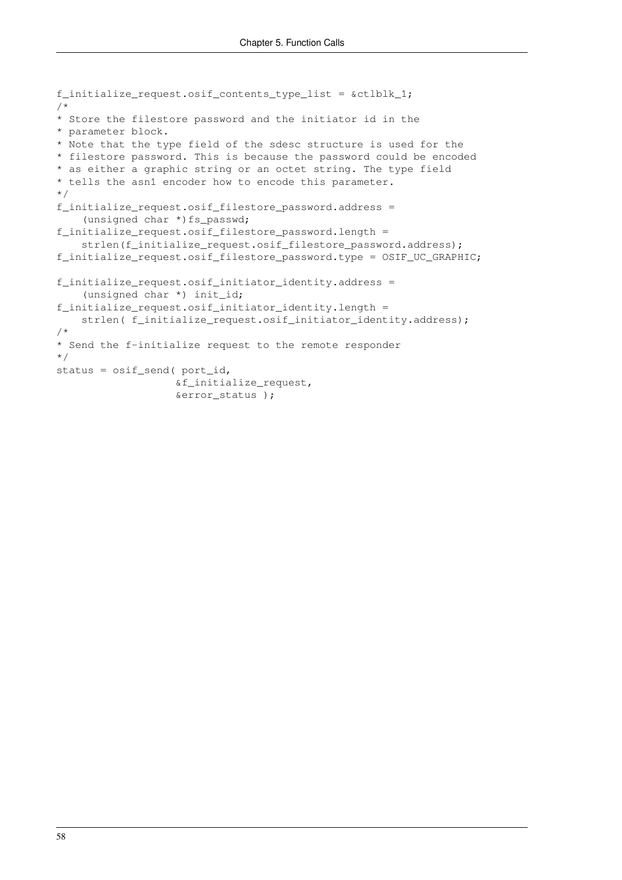```
f_initialize_request.osif_contents_type_list = &ctlblk_1;
/*
* Store the filestore password and the initiator id in the
* parameter block.
* Note that the type field of the sdesc structure is used for the
* filestore password. This is because the password could be encoded
* as either a graphic string or an octet string. The type field
* tells the asn1 encoder how to encode this parameter.
*/
f_initialize_request.osif_filestore_password.address =
    (unsigned char *)fs_passwd;
f_initialize_request.osif_filestore_password.length =
    strlen(f_initialize_request.osif_filestore_password.address);
f_initialize_request.osif_filestore_password.type = OSIF_UC_GRAPHIC;

f_initialize_request.osif_initiator_identity.address =
    (unsigned char *) init_id;
f_initialize_request.osif_initiator_identity.length =
    strlen( f_initialize_request.osif_initiator_identity.address);
/*
* Send the f-initialize request to the remote responder
*/
status = osif_send( port_id,
                    &f_initialize_request,
                    &error_status );
```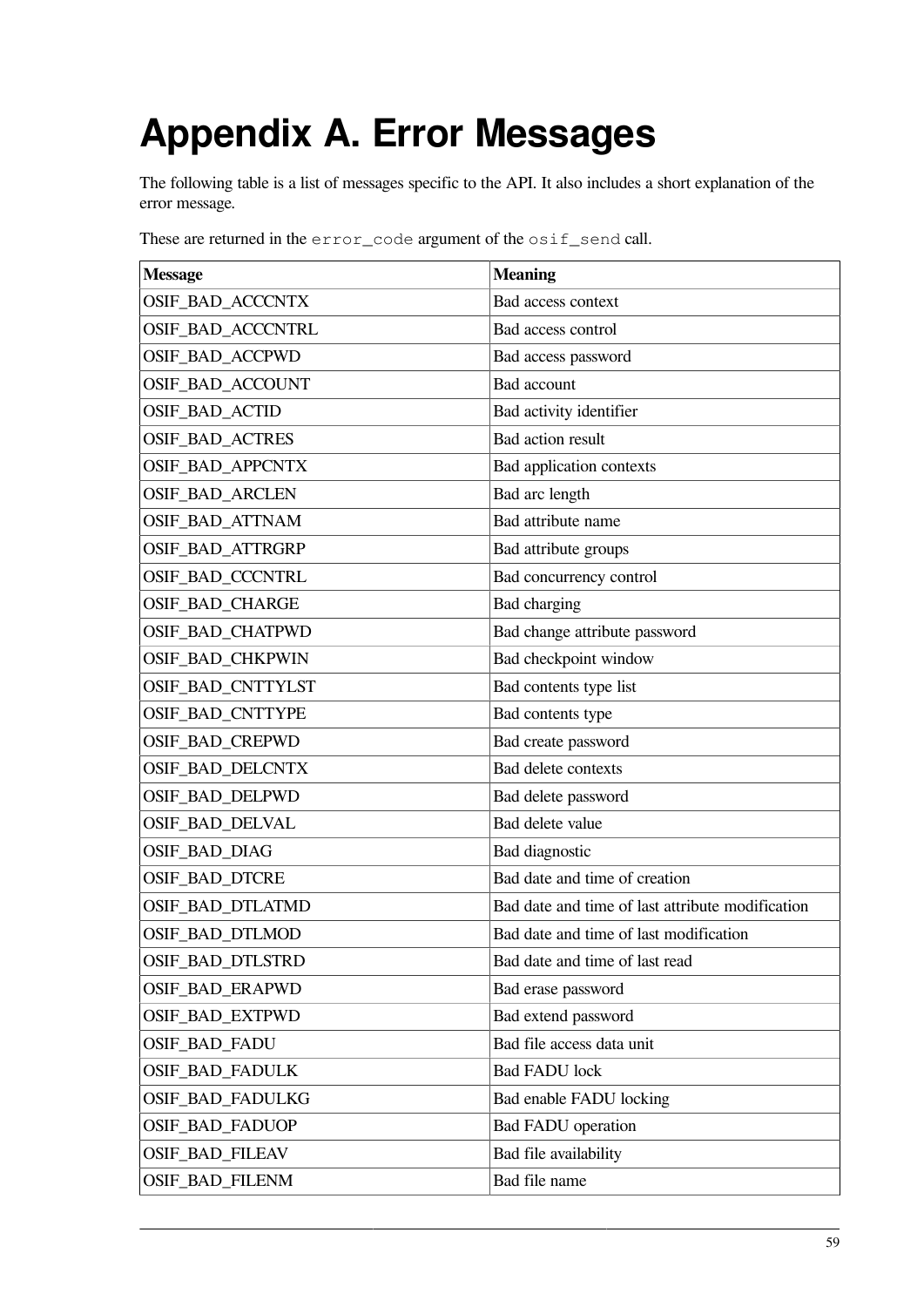# Appendix A. Error Messages

The following table is a list of messages specific to the API. It also includes a short explanation of the error message.

These are returned in the `error_code` argument of the `osif_send` call.

| Message | Meaning |
| --- | --- |
| OSIF_BAD_ACCCNTX | Bad access context |
| OSIF_BAD_ACCCNTRL | Bad access control |
| OSIF_BAD_ACCPWD | Bad access password |
| OSIF_BAD_ACCOUNT | Bad account |
| OSIF_BAD_ACTID | Bad activity identifier |
| OSIF_BAD_ACTRES | Bad action result |
| OSIF_BAD_APPCNTX | Bad application contexts |
| OSIF_BAD_ARCLEN | Bad arc length |
| OSIF_BAD_ATTNAM | Bad attribute name |
| OSIF_BAD_ATTRGRP | Bad attribute groups |
| OSIF_BAD_CCCNTRL | Bad concurrency control |
| OSIF_BAD_CHARGE | Bad charging |
| OSIF_BAD_CHATPWD | Bad change attribute password |
| OSIF_BAD_CHKPWIN | Bad checkpoint window |
| OSIF_BAD_CNTTYLST | Bad contents type list |
| OSIF_BAD_CNTTYPE | Bad contents type |
| OSIF_BAD_CREPWD | Bad create password |
| OSIF_BAD_DELCNTX | Bad delete contexts |
| OSIF_BAD_DELPWD | Bad delete password |
| OSIF_BAD_DELVAL | Bad delete value |
| OSIF_BAD_DIAG | Bad diagnostic |
| OSIF_BAD_DTCRE | Bad date and time of creation |
| OSIF_BAD_DTLATMD | Bad date and time of last attribute modification |
| OSIF_BAD_DTLMOD | Bad date and time of last modification |
| OSIF_BAD_DTLSTRD | Bad date and time of last read |
| OSIF_BAD_ERAPWD | Bad erase password |
| OSIF_BAD_EXTPWD | Bad extend password |
| OSIF_BAD_FADU | Bad file access data unit |
| OSIF_BAD_FADULK | Bad FADU lock |
| OSIF_BAD_FADULKG | Bad enable FADU locking |
| OSIF_BAD_FADUOP | Bad FADU operation |
| OSIF_BAD_FILEAV | Bad file availability |
| OSIF_BAD_FILENM | Bad file name |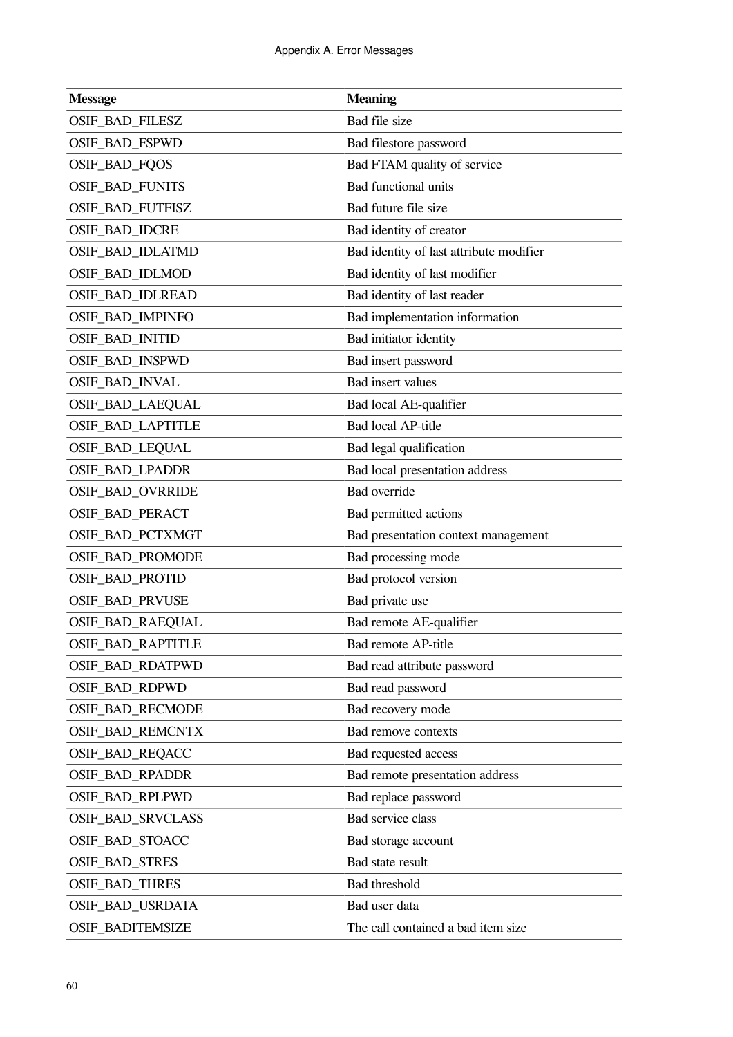| Message | Meaning |
|---|---|
| OSIF_BAD_FILESZ | Bad file size |
| OSIF_BAD_FSPWD | Bad filestore password |
| OSIF_BAD_FQOS | Bad FTAM quality of service |
| OSIF_BAD_FUNITS | Bad functional units |
| OSIF_BAD_FUTFISZ | Bad future file size |
| OSIF_BAD_IDCRE | Bad identity of creator |
| OSIF_BAD_IDLATMD | Bad identity of last attribute modifier |
| OSIF_BAD_IDLMOD | Bad identity of last modifier |
| OSIF_BAD_IDLREAD | Bad identity of last reader |
| OSIF_BAD_IMPINFO | Bad implementation information |
| OSIF_BAD_INITID | Bad initiator identity |
| OSIF_BAD_INSPWD | Bad insert password |
| OSIF_BAD_INVAL | Bad insert values |
| OSIF_BAD_LAEQUAL | Bad local AE-qualifier |
| OSIF_BAD_LAPTITLE | Bad local AP-title |
| OSIF_BAD_LEQUAL | Bad legal qualification |
| OSIF_BAD_LPADDR | Bad local presentation address |
| OSIF_BAD_OVRRIDE | Bad override |
| OSIF_BAD_PERACT | Bad permitted actions |
| OSIF_BAD_PCTXMGT | Bad presentation context management |
| OSIF_BAD_PROMODE | Bad processing mode |
| OSIF_BAD_PROTID | Bad protocol version |
| OSIF_BAD_PRVUSE | Bad private use |
| OSIF_BAD_RAEQUAL | Bad remote AE-qualifier |
| OSIF_BAD_RAPTITLE | Bad remote AP-title |
| OSIF_BAD_RDATPWD | Bad read attribute password |
| OSIF_BAD_RDPWD | Bad read password |
| OSIF_BAD_RECMODE | Bad recovery mode |
| OSIF_BAD_REMCNTX | Bad remove contexts |
| OSIF_BAD_REQACC | Bad requested access |
| OSIF_BAD_RPADDR | Bad remote presentation address |
| OSIF_BAD_RPLPWD | Bad replace password |
| OSIF_BAD_SRVCLASS | Bad service class |
| OSIF_BAD_STOACC | Bad storage account |
| OSIF_BAD_STRES | Bad state result |
| OSIF_BAD_THRES | Bad threshold |
| OSIF_BAD_USRDATA | Bad user data |
| OSIF_BADITEMSIZE | The call contained a bad item size |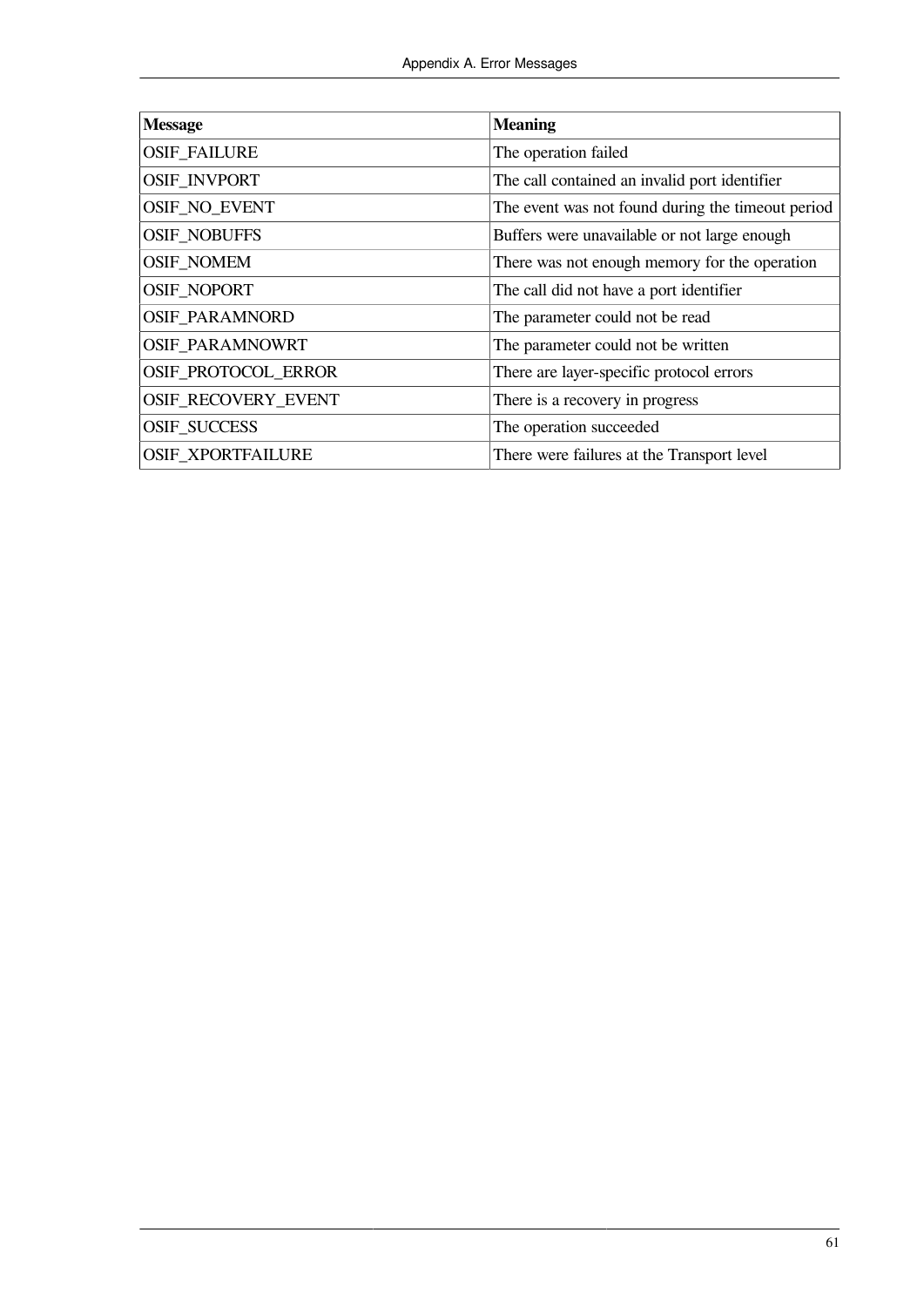| Message | Meaning |
|---|---|
| OSIF_FAILURE | The operation failed |
| OSIF_INVPORT | The call contained an invalid port identifier |
| OSIF_NO_EVENT | The event was not found during the timeout period |
| OSIF_NOBUFFS | Buffers were unavailable or not large enough |
| OSIF_NOMEM | There was not enough memory for the operation |
| OSIF_NOPORT | The call did not have a port identifier |
| OSIF_PARAMNORD | The parameter could not be read |
| OSIF_PARAMNOWRT | The parameter could not be written |
| OSIF_PROTOCOL_ERROR | There are layer-specific protocol errors |
| OSIF_RECOVERY_EVENT | There is a recovery in progress |
| OSIF_SUCCESS | The operation succeeded |
| OSIF_XPORTFAILURE | There were failures at the Transport level |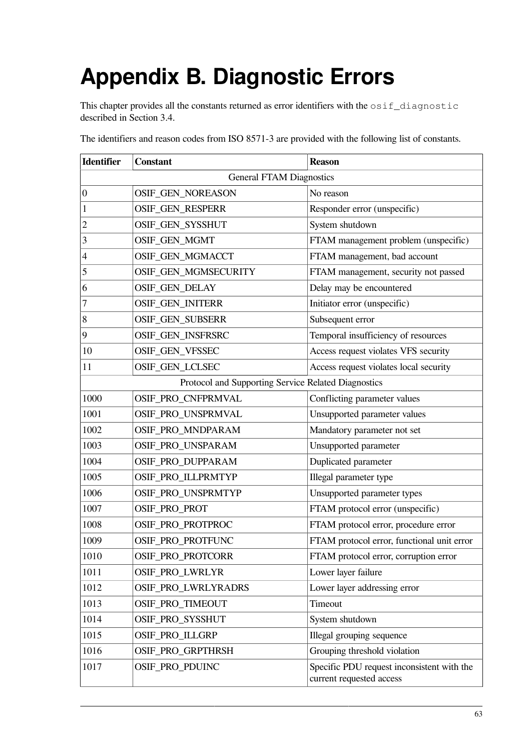# Appendix B. Diagnostic Errors

This chapter provides all the constants returned as error identifiers with the `osif_diagnostic` described in Section 3.4.

The identifiers and reason codes from ISO 8571-3 are provided with the following list of constants.

| Identifier | Constant | Reason |
| --- | --- | --- |
| General FTAM Diagnostics | | |
| 0 | OSIF_GEN_NOREASON | No reason |
| 1 | OSIF_GEN_RESPERR | Responder error (unspecific) |
| 2 | OSIF_GEN_SYSSHUT | System shutdown |
| 3 | OSIF_GEN_MGMT | FTAM management problem (unspecific) |
| 4 | OSIF_GEN_MGMACCT | FTAM management, bad account |
| 5 | OSIF_GEN_MGMSECURITY | FTAM management, security not passed |
| 6 | OSIF_GEN_DELAY | Delay may be encountered |
| 7 | OSIF_GEN_INITERR | Initiator error (unspecific) |
| 8 | OSIF_GEN_SUBSERR | Subsequent error |
| 9 | OSIF_GEN_INSFRSRC | Temporal insufficiency of resources |
| 10 | OSIF_GEN_VFSSEC | Access request violates VFS security |
| 11 | OSIF_GEN_LCLSEC | Access request violates local security |
| Protocol and Supporting Service Related Diagnostics | | |
| 1000 | OSIF_PRO_CNFPRMVAL | Conflicting parameter values |
| 1001 | OSIF_PRO_UNSPRMVAL | Unsupported parameter values |
| 1002 | OSIF_PRO_MNDPARAM | Mandatory parameter not set |
| 1003 | OSIF_PRO_UNSPARAM | Unsupported parameter |
| 1004 | OSIF_PRO_DUPPARAM | Duplicated parameter |
| 1005 | OSIF_PRO_ILLPRMTYP | Illegal parameter type |
| 1006 | OSIF_PRO_UNSPRMTYP | Unsupported parameter types |
| 1007 | OSIF_PRO_PROT | FTAM protocol error (unspecific) |
| 1008 | OSIF_PRO_PROTPROC | FTAM protocol error, procedure error |
| 1009 | OSIF_PRO_PROTFUNC | FTAM protocol error, functional unit error |
| 1010 | OSIF_PRO_PROTCORR | FTAM protocol error, corruption error |
| 1011 | OSIF_PRO_LWRLYR | Lower layer failure |
| 1012 | OSIF_PRO_LWRLYRADRS | Lower layer addressing error |
| 1013 | OSIF_PRO_TIMEOUT | Timeout |
| 1014 | OSIF_PRO_SYSSHUT | System shutdown |
| 1015 | OSIF_PRO_ILLGRP | Illegal grouping sequence |
| 1016 | OSIF_PRO_GRPTHRSH | Grouping threshold violation |
| 1017 | OSIF_PRO_PDUINC | Specific PDU request inconsistent with the current requested access |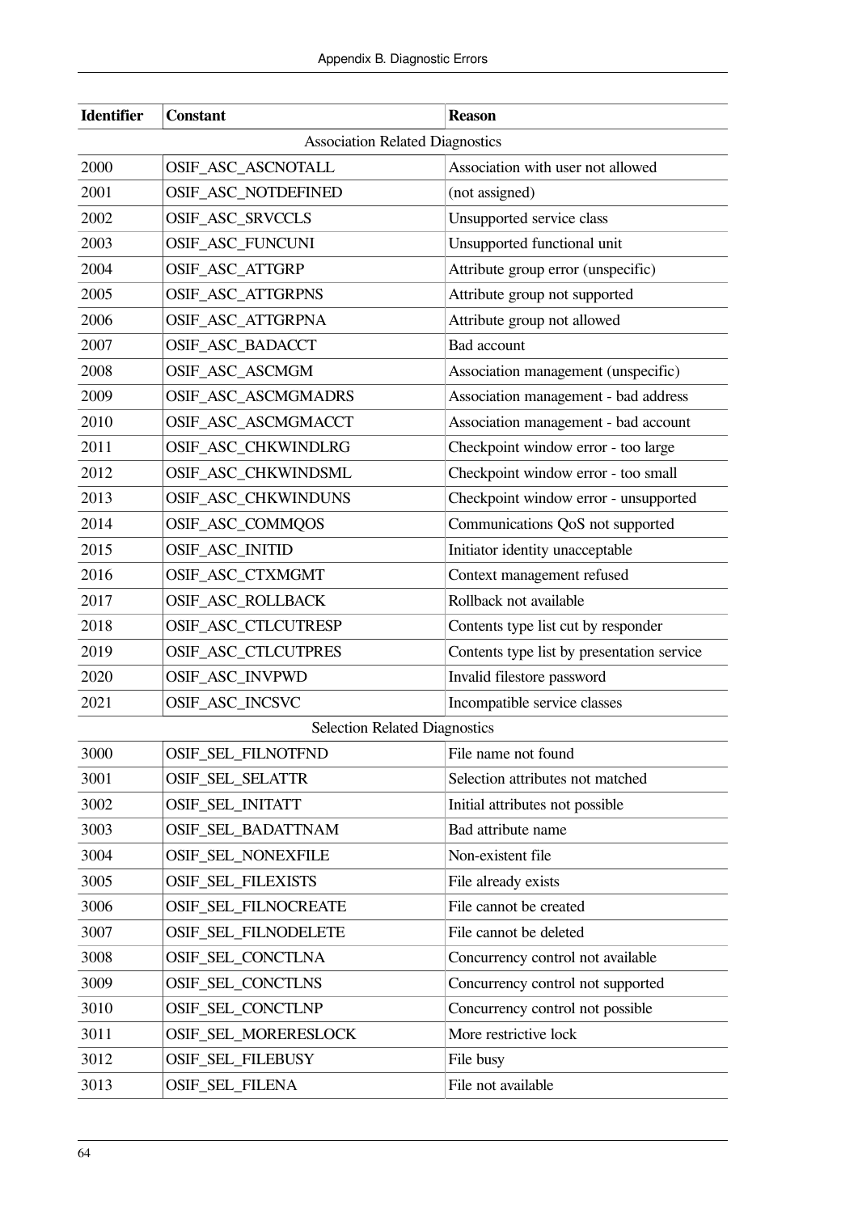| Identifier | Constant | Reason |
|---|---|---|
| Association Related Diagnostics | | |
| 2000 | OSIF_ASC_ASCNOTALL | Association with user not allowed |
| 2001 | OSIF_ASC_NOTDEFINED | (not assigned) |
| 2002 | OSIF_ASC_SRVCCLS | Unsupported service class |
| 2003 | OSIF_ASC_FUNCUNI | Unsupported functional unit |
| 2004 | OSIF_ASC_ATTGRP | Attribute group error (unspecific) |
| 2005 | OSIF_ASC_ATTGRPNS | Attribute group not supported |
| 2006 | OSIF_ASC_ATTGRPNA | Attribute group not allowed |
| 2007 | OSIF_ASC_BADACCT | Bad account |
| 2008 | OSIF_ASC_ASCMGM | Association management (unspecific) |
| 2009 | OSIF_ASC_ASCMGMADRS | Association management - bad address |
| 2010 | OSIF_ASC_ASCMGMACCT | Association management - bad account |
| 2011 | OSIF_ASC_CHKWINDLRG | Checkpoint window error - too large |
| 2012 | OSIF_ASC_CHKWINDSML | Checkpoint window error - too small |
| 2013 | OSIF_ASC_CHKWINDUNS | Checkpoint window error - unsupported |
| 2014 | OSIF_ASC_COMMQOS | Communications QoS not supported |
| 2015 | OSIF_ASC_INITID | Initiator identity unacceptable |
| 2016 | OSIF_ASC_CTXMGMT | Context management refused |
| 2017 | OSIF_ASC_ROLLBACK | Rollback not available |
| 2018 | OSIF_ASC_CTLCUTRESP | Contents type list cut by responder |
| 2019 | OSIF_ASC_CTLCUTPRES | Contents type list by presentation service |
| 2020 | OSIF_ASC_INVPWD | Invalid filestore password |
| 2021 | OSIF_ASC_INCSVC | Incompatible service classes |
| Selection Related Diagnostics | | |
| 3000 | OSIF_SEL_FILNOTFND | File name not found |
| 3001 | OSIF_SEL_SELATTR | Selection attributes not matched |
| 3002 | OSIF_SEL_INITATT | Initial attributes not possible |
| 3003 | OSIF_SEL_BADATTNAM | Bad attribute name |
| 3004 | OSIF_SEL_NONEXFILE | Non-existent file |
| 3005 | OSIF_SEL_FILEXISTS | File already exists |
| 3006 | OSIF_SEL_FILNOCREATE | File cannot be created |
| 3007 | OSIF_SEL_FILNODELETE | File cannot be deleted |
| 3008 | OSIF_SEL_CONCTLNA | Concurrency control not available |
| 3009 | OSIF_SEL_CONCTLNS | Concurrency control not supported |
| 3010 | OSIF_SEL_CONCTLNP | Concurrency control not possible |
| 3011 | OSIF_SEL_MORERESLOCK | More restrictive lock |
| 3012 | OSIF_SEL_FILEBUSY | File busy |
| 3013 | OSIF_SEL_FILENA | File not available |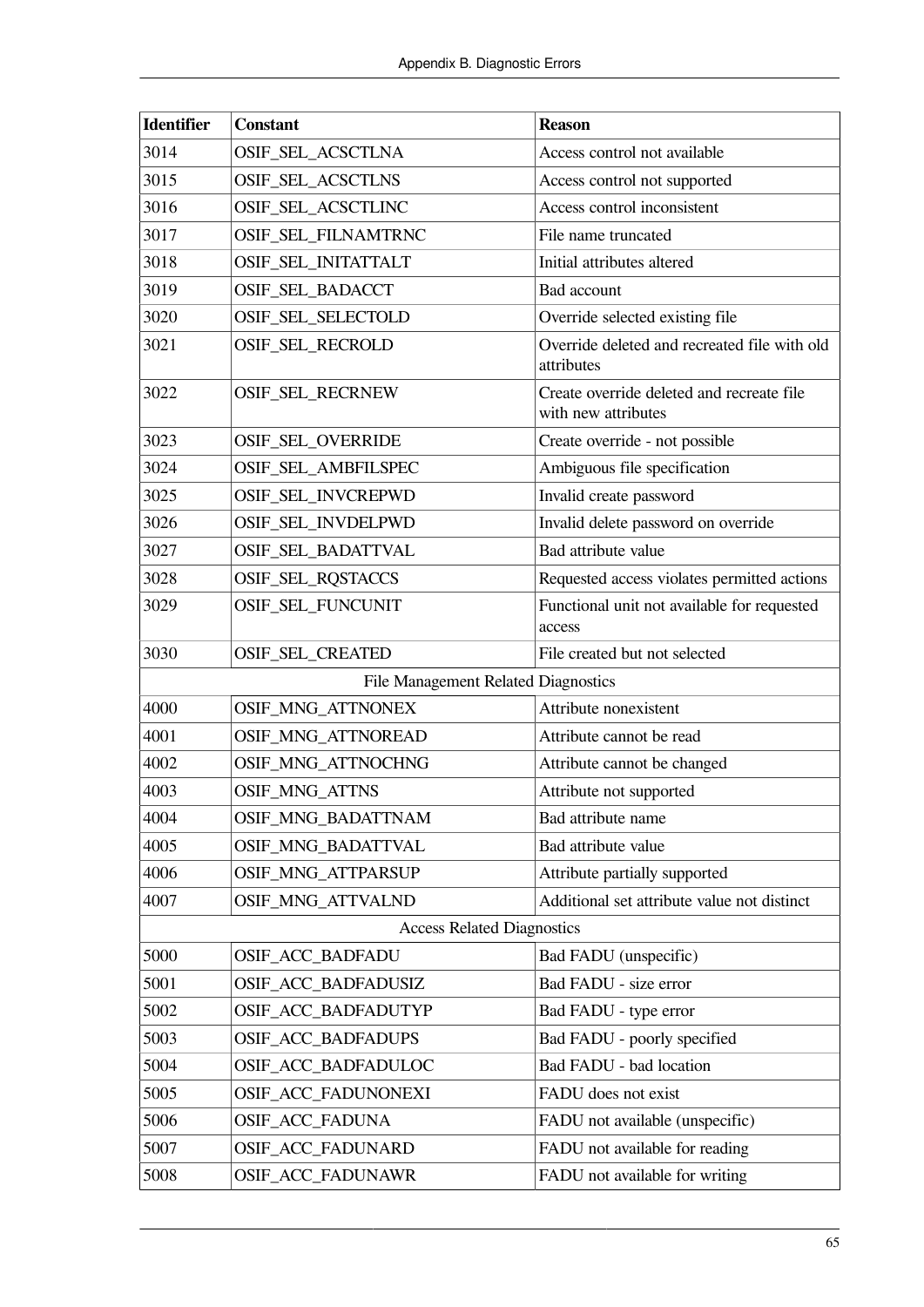| Identifier | Constant | Reason |
|---|---|---|
| 3014 | OSIF_SEL_ACSCTLNA | Access control not available |
| 3015 | OSIF_SEL_ACSCTLNS | Access control not supported |
| 3016 | OSIF_SEL_ACSCTLINC | Access control inconsistent |
| 3017 | OSIF_SEL_FILNAMTRNC | File name truncated |
| 3018 | OSIF_SEL_INITATTALT | Initial attributes altered |
| 3019 | OSIF_SEL_BADACCT | Bad account |
| 3020 | OSIF_SEL_SELECTOLD | Override selected existing file |
| 3021 | OSIF_SEL_RECROLD | Override deleted and recreated file with old attributes |
| 3022 | OSIF_SEL_RECRNEW | Create override deleted and recreate file with new attributes |
| 3023 | OSIF_SEL_OVERRIDE | Create override - not possible |
| 3024 | OSIF_SEL_AMBFILSPEC | Ambiguous file specification |
| 3025 | OSIF_SEL_INVCREPWD | Invalid create password |
| 3026 | OSIF_SEL_INVDELPWD | Invalid delete password on override |
| 3027 | OSIF_SEL_BADATTVAL | Bad attribute value |
| 3028 | OSIF_SEL_RQSTACCS | Requested access violates permitted actions |
| 3029 | OSIF_SEL_FUNCUNIT | Functional unit not available for requested access |
| 3030 | OSIF_SEL_CREATED | File created but not selected |
| File Management Related Diagnostics | | |
| 4000 | OSIF_MNG_ATTNONEX | Attribute nonexistent |
| 4001 | OSIF_MNG_ATTNOREAD | Attribute cannot be read |
| 4002 | OSIF_MNG_ATTNOCHNG | Attribute cannot be changed |
| 4003 | OSIF_MNG_ATTNS | Attribute not supported |
| 4004 | OSIF_MNG_BADATTNAM | Bad attribute name |
| 4005 | OSIF_MNG_BADATTVAL | Bad attribute value |
| 4006 | OSIF_MNG_ATTPARSUP | Attribute partially supported |
| 4007 | OSIF_MNG_ATTVALND | Additional set attribute value not distinct |
| Access Related Diagnostics | | |
| 5000 | OSIF_ACC_BADFADU | Bad FADU (unspecific) |
| 5001 | OSIF_ACC_BADFADUSIZ | Bad FADU - size error |
| 5002 | OSIF_ACC_BADFADUTYP | Bad FADU - type error |
| 5003 | OSIF_ACC_BADFADUPS | Bad FADU - poorly specified |
| 5004 | OSIF_ACC_BADFADULOC | Bad FADU - bad location |
| 5005 | OSIF_ACC_FADUNONEXI | FADU does not exist |
| 5006 | OSIF_ACC_FADUNA | FADU not available (unspecific) |
| 5007 | OSIF_ACC_FADUNARD | FADU not available for reading |
| 5008 | OSIF_ACC_FADUNAWR | FADU not available for writing |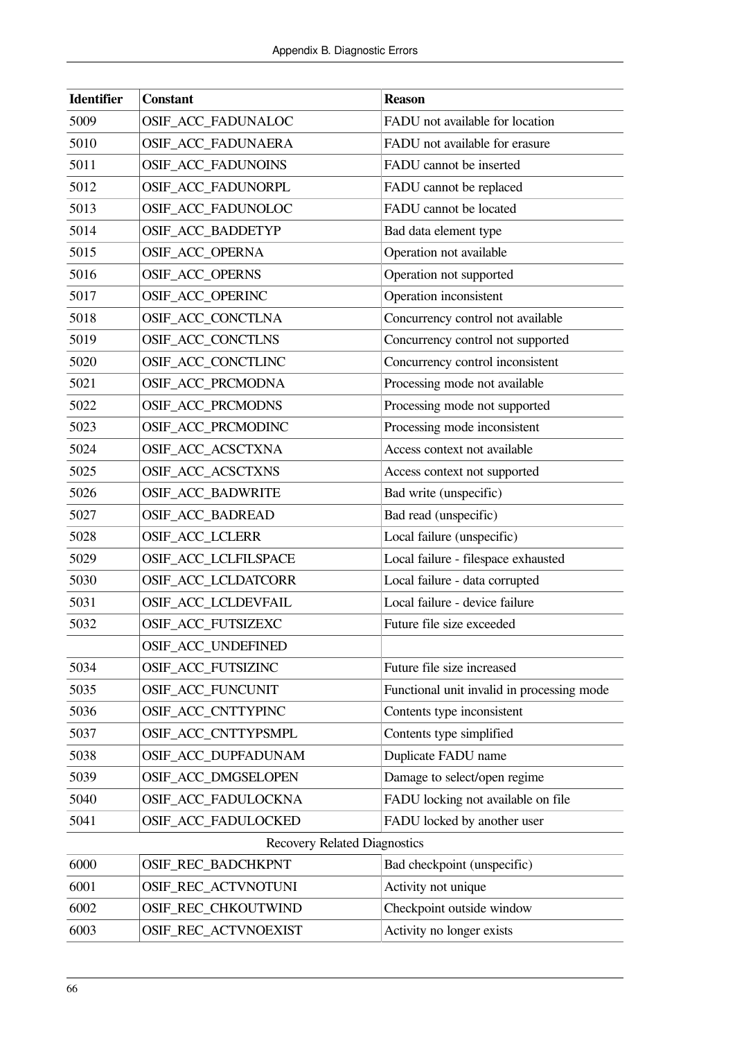| Identifier | Constant | Reason |
|---|---|---|
| 5009 | OSIF_ACC_FADUNALOC | FADU not available for location |
| 5010 | OSIF_ACC_FADUNAERA | FADU not available for erasure |
| 5011 | OSIF_ACC_FADUNOINS | FADU cannot be inserted |
| 5012 | OSIF_ACC_FADUNORPL | FADU cannot be replaced |
| 5013 | OSIF_ACC_FADUNOLOC | FADU cannot be located |
| 5014 | OSIF_ACC_BADDETYP | Bad data element type |
| 5015 | OSIF_ACC_OPERNA | Operation not available |
| 5016 | OSIF_ACC_OPERNS | Operation not supported |
| 5017 | OSIF_ACC_OPERINC | Operation inconsistent |
| 5018 | OSIF_ACC_CONCTLNA | Concurrency control not available |
| 5019 | OSIF_ACC_CONCTLNS | Concurrency control not supported |
| 5020 | OSIF_ACC_CONCTLINC | Concurrency control inconsistent |
| 5021 | OSIF_ACC_PRCMODNA | Processing mode not available |
| 5022 | OSIF_ACC_PRCMODNS | Processing mode not supported |
| 5023 | OSIF_ACC_PRCMODINC | Processing mode inconsistent |
| 5024 | OSIF_ACC_ACSCTXNA | Access context not available |
| 5025 | OSIF_ACC_ACSCTXNS | Access context not supported |
| 5026 | OSIF_ACC_BADWRITE | Bad write (unspecific) |
| 5027 | OSIF_ACC_BADREAD | Bad read (unspecific) |
| 5028 | OSIF_ACC_LCLERR | Local failure (unspecific) |
| 5029 | OSIF_ACC_LCLFILSPACE | Local failure - filespace exhausted |
| 5030 | OSIF_ACC_LCLDATCORR | Local failure - data corrupted |
| 5031 | OSIF_ACC_LCLDEVFAIL | Local failure - device failure |
| 5032 | OSIF_ACC_FUTSIZEXC | Future file size exceeded |
| | OSIF_ACC_UNDEFINED | |
| 5034 | OSIF_ACC_FUTSIZINC | Future file size increased |
| 5035 | OSIF_ACC_FUNCUNIT | Functional unit invalid in processing mode |
| 5036 | OSIF_ACC_CNTTYPINC | Contents type inconsistent |
| 5037 | OSIF_ACC_CNTTYPSMPL | Contents type simplified |
| 5038 | OSIF_ACC_DUPFADUNAM | Duplicate FADU name |
| 5039 | OSIF_ACC_DMGSELOPEN | Damage to select/open regime |
| 5040 | OSIF_ACC_FADULOCKNA | FADU locking not available on file |
| 5041 | OSIF_ACC_FADULOCKED | FADU locked by another user |
| | Recovery Related Diagnostics | |
| 6000 | OSIF_REC_BADCHKPNT | Bad checkpoint (unspecific) |
| 6001 | OSIF_REC_ACTVNOTUNI | Activity not unique |
| 6002 | OSIF_REC_CHKOUTWIND | Checkpoint outside window |
| 6003 | OSIF_REC_ACTVNOEXIST | Activity no longer exists |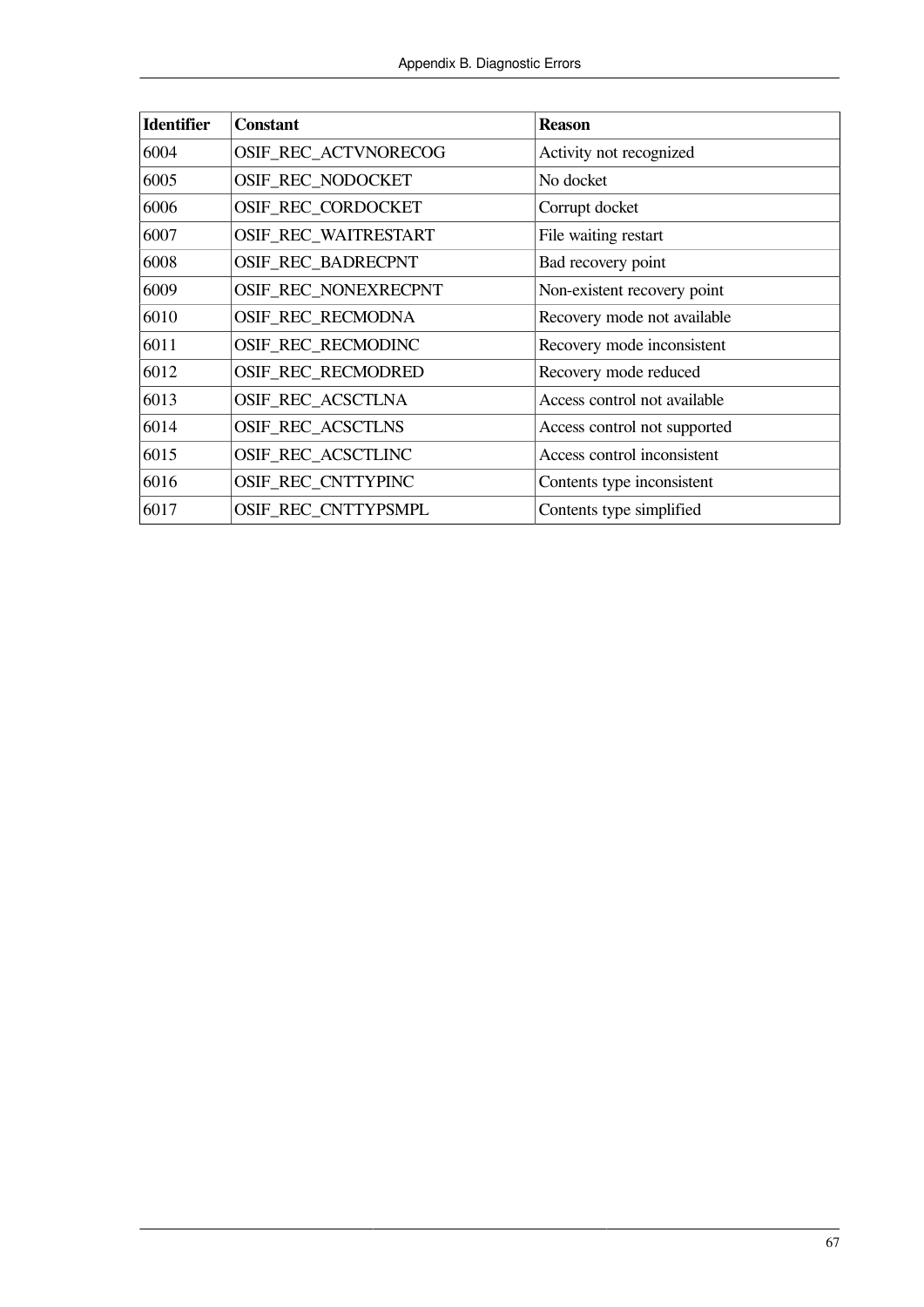| Identifier | Constant | Reason |
|---|---|---|
| 6004 | OSIF_REC_ACTVNORECOG | Activity not recognized |
| 6005 | OSIF_REC_NODOCKET | No docket |
| 6006 | OSIF_REC_CORDOCKET | Corrupt docket |
| 6007 | OSIF_REC_WAITRESTART | File waiting restart |
| 6008 | OSIF_REC_BADRECPNT | Bad recovery point |
| 6009 | OSIF_REC_NONEXRECPNT | Non-existent recovery point |
| 6010 | OSIF_REC_RECMODNA | Recovery mode not available |
| 6011 | OSIF_REC_RECMODINC | Recovery mode inconsistent |
| 6012 | OSIF_REC_RECMODRED | Recovery mode reduced |
| 6013 | OSIF_REC_ACSCTLNA | Access control not available |
| 6014 | OSIF_REC_ACSCTLNS | Access control not supported |
| 6015 | OSIF_REC_ACSCTLINC | Access control inconsistent |
| 6016 | OSIF_REC_CNTTYPINC | Contents type inconsistent |
| 6017 | OSIF_REC_CNTTYPSMPL | Contents type simplified |